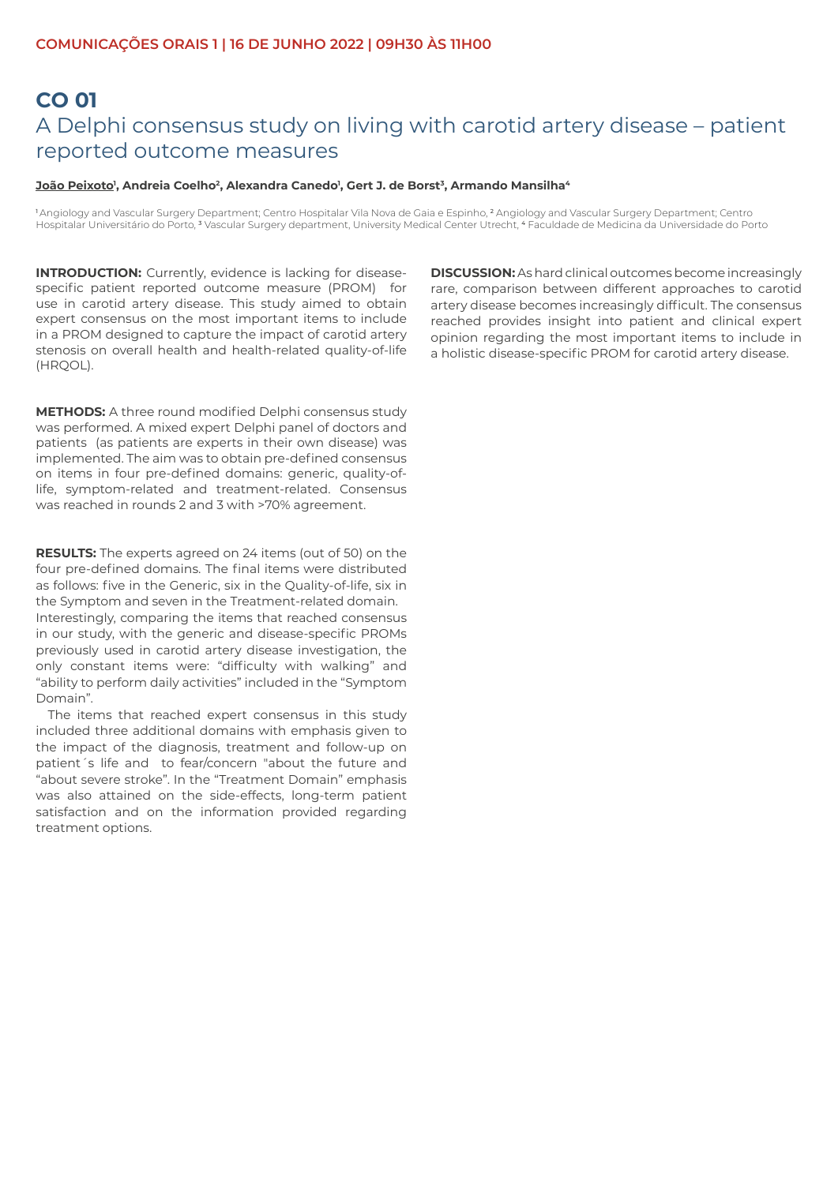COMUNICAÇÕES ORAIS 1 | 16 DE JUNHO 2022 | 09H30 ÀS 11H00

# CO 01

## A Delphi consensus study on living with carotid artery disease – patient reported outcome measures

**João Peixoto[1], Andreia Coelho[2], Alexandra Canedo[1], Gert J. de Borst[3], Armando Mansilha[4]**

[1] Angiology and Vascular Surgery Department; Centro Hospitalar Vila Nova de Gaia e Espinho, [2] Angiology and Vascular Surgery Department; Centro Hospitalar Universitário do Porto, [3] Vascular Surgery department, University Medical Center Utrecht, [4] Faculdade de Medicina da Universidade do Porto

**INTRODUCTION:** Currently, evidence is lacking for disease-specific patient reported outcome measure (PROM) for use in carotid artery disease. This study aimed to obtain expert consensus on the most important items to include in a PROM designed to capture the impact of carotid artery stenosis on overall health and health-related quality-of-life (HRQOL).

**METHODS:** A three round modified Delphi consensus study was performed. A mixed expert Delphi panel of doctors and patients (as patients are experts in their own disease) was implemented. The aim was to obtain pre-defined consensus on items in four pre-defined domains: generic, quality-of-life, symptom-related and treatment-related. Consensus was reached in rounds 2 and 3 with >70% agreement.

**RESULTS:** The experts agreed on 24 items (out of 50) on the four pre-defined domains. The final items were distributed as follows: five in the Generic, six in the Quality-of-life, six in the Symptom and seven in the Treatment-related domain.
Interestingly, comparing the items that reached consensus in our study, with the generic and disease-specific PROMs previously used in carotid artery disease investigation, the only constant items were: "difficulty with walking" and "ability to perform daily activities" included in the "Symptom Domain".

The items that reached expert consensus in this study included three additional domains with emphasis given to the impact of the diagnosis, treatment and follow-up on patient´s life and to fear/concern "about the future and "about severe stroke". In the "Treatment Domain" emphasis was also attained on the side-effects, long-term patient satisfaction and on the information provided regarding treatment options.

**DISCUSSION:** As hard clinical outcomes become increasingly rare, comparison between different approaches to carotid artery disease becomes increasingly difficult. The consensus reached provides insight into patient and clinical expert opinion regarding the most important items to include in a holistic disease-specific PROM for carotid artery disease.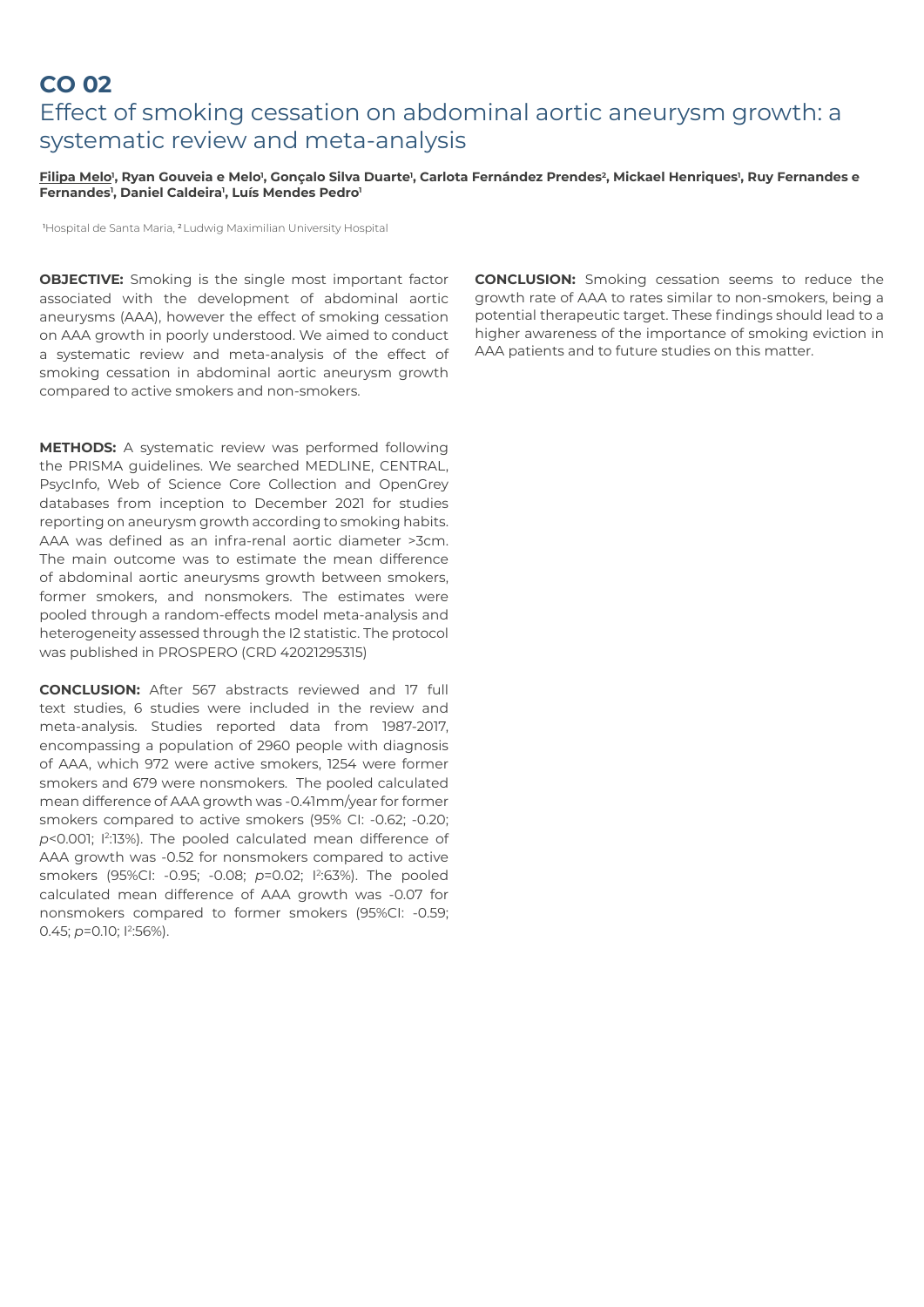# CO 02

## Effect of smoking cessation on abdominal aortic aneurysm growth: a systematic review and meta-analysis

**<u>Filipa Melo</u>[1], Ryan Gouveia e Melo[1], Gonçalo Silva Duarte[1], Carlota Fernández Prendes[2], Mickael Henriques[1], Ruy Fernandes e Fernandes[1], Daniel Caldeira[1], Luís Mendes Pedro[1]**

[1]Hospital de Santa Maria, [2]Ludwig Maximilian University Hospital

**OBJECTIVE:** Smoking is the single most important factor associated with the development of abdominal aortic aneurysms (AAA), however the effect of smoking cessation on AAA growth in poorly understood. We aimed to conduct a systematic review and meta-analysis of the effect of smoking cessation in abdominal aortic aneurysm growth compared to active smokers and non-smokers.

**METHODS:** A systematic review was performed following the PRISMA guidelines. We searched MEDLINE, CENTRAL, PsycInfo, Web of Science Core Collection and OpenGrey databases from inception to December 2021 for studies reporting on aneurysm growth according to smoking habits. AAA was defined as an infra-renal aortic diameter >3cm. The main outcome was to estimate the mean difference of abdominal aortic aneurysms growth between smokers, former smokers, and nonsmokers. The estimates were pooled through a random-effects model meta-analysis and heterogeneity assessed through the I2 statistic. The protocol was published in PROSPERO (CRD 42021295315)

**CONCLUSION:** After 567 abstracts reviewed and 17 full text studies, 6 studies were included in the review and meta-analysis. Studies reported data from 1987-2017, encompassing a population of 2960 people with diagnosis of AAA, which 972 were active smokers, 1254 were former smokers and 679 were nonsmokers. The pooled calculated mean difference of AAA growth was -0.41mm/year for former smokers compared to active smokers (95% CI: -0.62; -0.20; $p$<0.001; $I^2$:13%). The pooled calculated mean difference of AAA growth was -0.52 for nonsmokers compared to active smokers (95%CI: -0.95; -0.08; $p$=0.02; $I^2$:63%). The pooled calculated mean difference of AAA growth was -0.07 for nonsmokers compared to former smokers (95%CI: -0.59; 0.45; $p$=0.10; $I^2$:56%).

**CONCLUSION:** Smoking cessation seems to reduce the growth rate of AAA to rates similar to non-smokers, being a potential therapeutic target. These findings should lead to a higher awareness of the importance of smoking eviction in AAA patients and to future studies on this matter.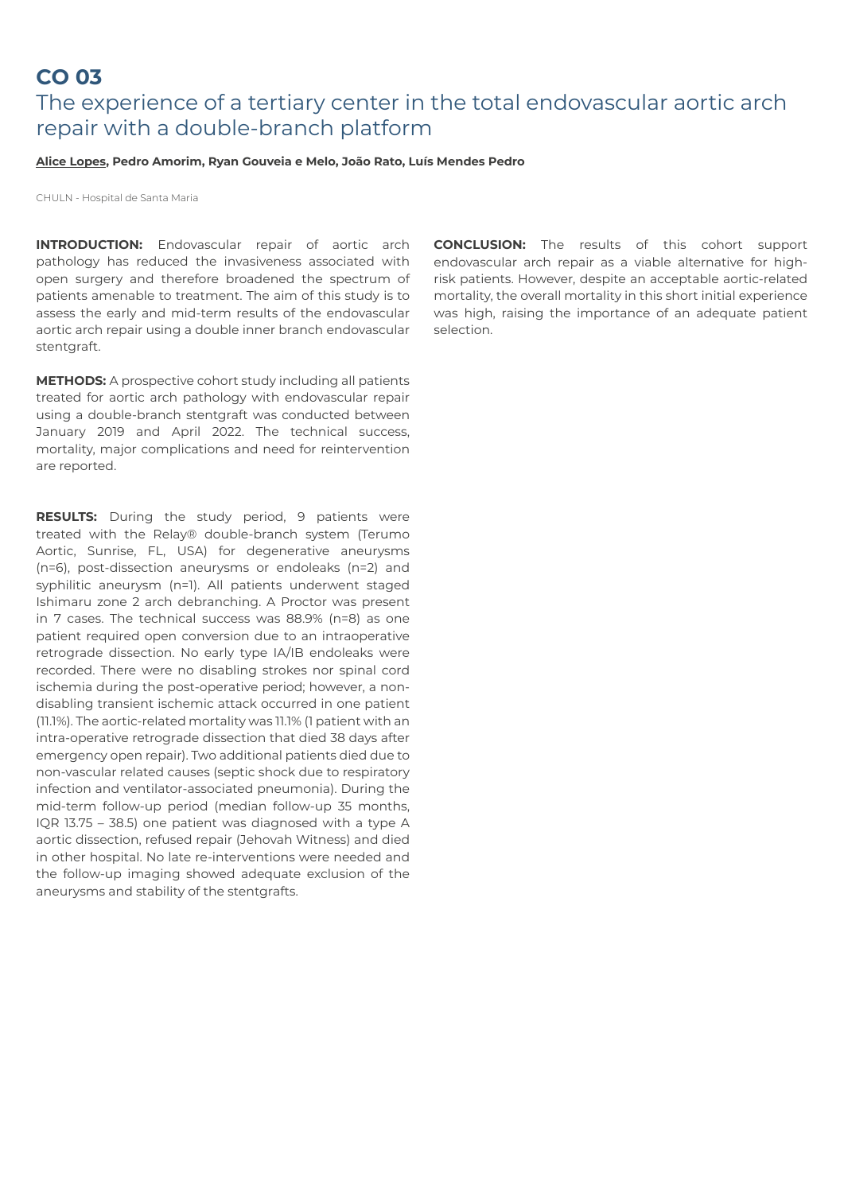# CO 03

## The experience of a tertiary center in the total endovascular aortic arch repair with a double-branch platform

**Alice Lopes, Pedro Amorim, Ryan Gouveia e Melo, João Rato, Luís Mendes Pedro**

CHULN - Hospital de Santa Maria

**INTRODUCTION:** Endovascular repair of aortic arch pathology has reduced the invasiveness associated with open surgery and therefore broadened the spectrum of patients amenable to treatment. The aim of this study is to assess the early and mid-term results of the endovascular aortic arch repair using a double inner branch endovascular stentgraft.

**METHODS:** A prospective cohort study including all patients treated for aortic arch pathology with endovascular repair using a double-branch stentgraft was conducted between January 2019 and April 2022. The technical success, mortality, major complications and need for reintervention are reported.

**RESULTS:** During the study period, 9 patients were treated with the Relay® double-branch system (Terumo Aortic, Sunrise, FL, USA) for degenerative aneurysms (n=6), post-dissection aneurysms or endoleaks (n=2) and syphilitic aneurysm (n=1). All patients underwent staged Ishimaru zone 2 arch debranching. A Proctor was present in 7 cases. The technical success was 88.9% (n=8) as one patient required open conversion due to an intraoperative retrograde dissection. No early type IA/IB endoleaks were recorded. There were no disabling strokes nor spinal cord ischemia during the post-operative period; however, a non-disabling transient ischemic attack occurred in one patient (11.1%). The aortic-related mortality was 11.1% (1 patient with an intra-operative retrograde dissection that died 38 days after emergency open repair). Two additional patients died due to non-vascular related causes (septic shock due to respiratory infection and ventilator-associated pneumonia). During the mid-term follow-up period (median follow-up 35 months, IQR 13.75 – 38.5) one patient was diagnosed with a type A aortic dissection, refused repair (Jehovah Witness) and died in other hospital. No late re-interventions were needed and the follow-up imaging showed adequate exclusion of the aneurysms and stability of the stentgrafts.

**CONCLUSION:** The results of this cohort support endovascular arch repair as a viable alternative for high-risk patients. However, despite an acceptable aortic-related mortality, the overall mortality in this short initial experience was high, raising the importance of an adequate patient selection.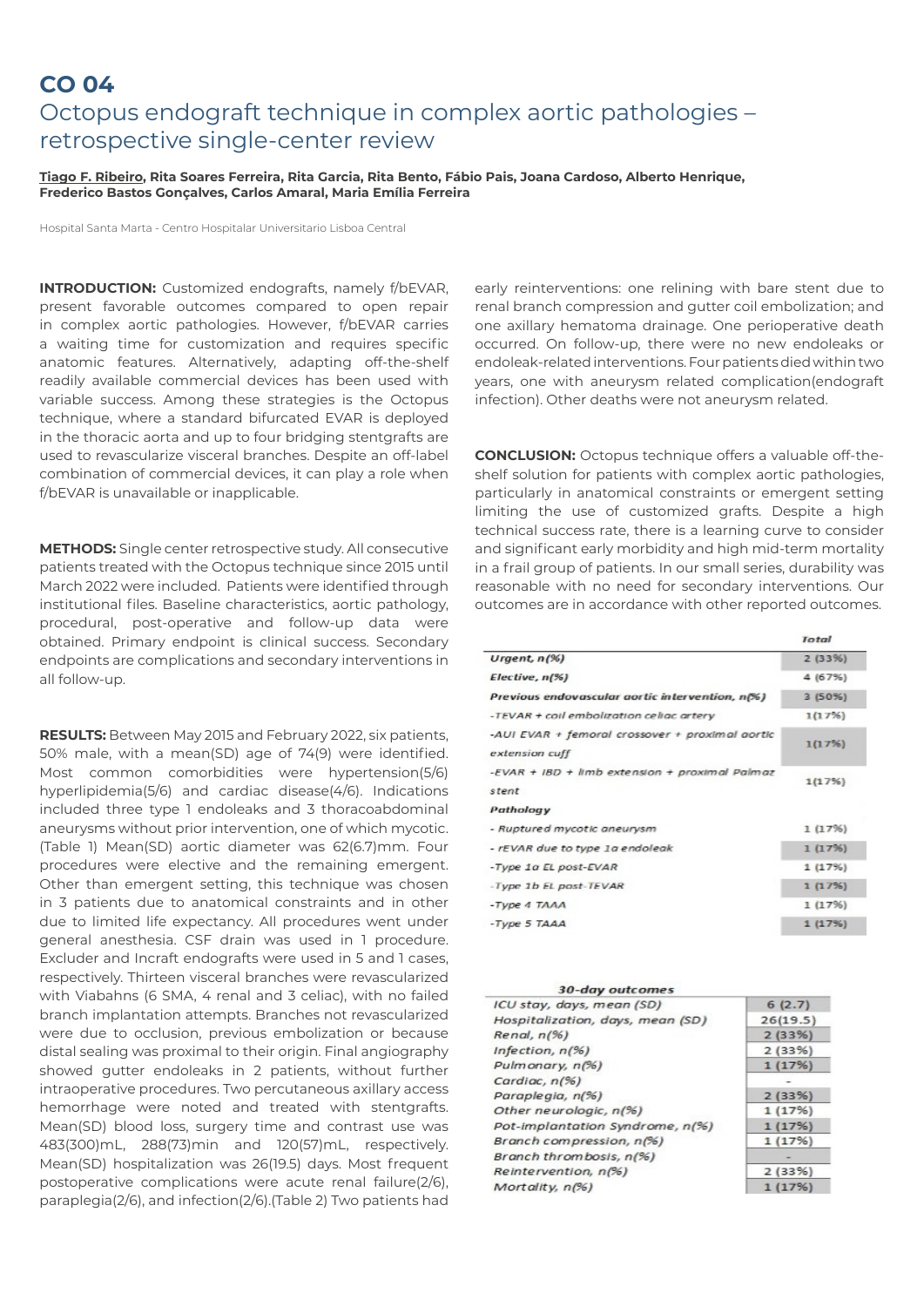# CO 04

## Octopus endograft technique in complex aortic pathologies – retrospective single-center review

**Tiago F. Ribeiro, Rita Soares Ferreira, Rita Garcia, Rita Bento, Fábio Pais, Joana Cardoso, Alberto Henrique, Frederico Bastos Gonçalves, Carlos Amaral, Maria Emília Ferreira**

Hospital Santa Marta - Centro Hospitalar Universitario Lisboa Central

**INTRODUCTION:** Customized endografts, namely f/bEVAR, present favorable outcomes compared to open repair in complex aortic pathologies. However, f/bEVAR carries a waiting time for customization and requires specific anatomic features. Alternatively, adapting off-the-shelf readily available commercial devices has been used with variable success. Among these strategies is the Octopus technique, where a standard bifurcated EVAR is deployed in the thoracic aorta and up to four bridging stentgrafts are used to revascularize visceral branches. Despite an off-label combination of commercial devices, it can play a role when f/bEVAR is unavailable or inapplicable.

**METHODS:** Single center retrospective study. All consecutive patients treated with the Octopus technique since 2015 until March 2022 were included. Patients were identified through institutional files. Baseline characteristics, aortic pathology, procedural, post-operative and follow-up data were obtained. Primary endpoint is clinical success. Secondary endpoints are complications and secondary interventions in all follow-up.

**RESULTS:** Between May 2015 and February 2022, six patients, 50% male, with a mean(SD) age of 74(9) were identified. Most common comorbidities were hypertension(5/6) hyperlipidemia(5/6) and cardiac disease(4/6). Indications included three type 1 endoleaks and 3 thoracoabdominal aneurysms without prior intervention, one of which mycotic. (Table 1) Mean(SD) aortic diameter was 62(6.7)mm. Four procedures were elective and the remaining emergent. Other than emergent setting, this technique was chosen in 3 patients due to anatomical constraints and in other due to limited life expectancy. All procedures went under general anesthesia. CSF drain was used in 1 procedure. Excluder and Incraft endografts were used in 5 and 1 cases, respectively. Thirteen visceral branches were revascularized with Viabahns (6 SMA, 4 renal and 3 celiac), with no failed branch implantation attempts. Branches not revascularized were due to occlusion, previous embolization or because distal sealing was proximal to their origin. Final angiography showed gutter endoleaks in 2 patients, without further intraoperative procedures. Two percutaneous axillary access hemorrhage were noted and treated with stentgrafts. Mean(SD) blood loss, surgery time and contrast use was 483(300)mL, 288(73)min and 120(57)mL, respectively. Mean(SD) hospitalization was 26(19.5) days. Most frequent postoperative complications were acute renal failure(2/6), paraplegia(2/6), and infection(2/6).(Table 2) Two patients had early reinterventions: one relining with bare stent due to renal branch compression and gutter coil embolization; and one axillary hematoma drainage. One perioperative death occurred. On follow-up, there were no new endoleaks or endoleak-related interventions. Four patients died within two years, one with aneurysm related complication(endograft infection). Other deaths were not aneurysm related.

**CONCLUSION:** Octopus technique offers a valuable off-the-shelf solution for patients with complex aortic pathologies, particularly in anatomical constraints or emergent setting limiting the use of customized grafts. Despite a high technical success rate, there is a learning curve to consider and significant early morbidity and high mid-term mortality in a frail group of patients. In our small series, durability was reasonable with no need for secondary interventions. Our outcomes are in accordance with other reported outcomes.

| | *Total* |
|---|---|
| ***Urgent, n(%)*** | 2 (33%) |
| ***Elective, n(%)*** | 4 (67%) |
| ***Previous endovascular aortic intervention, n(%)*** | 3 (50%) |
| *-TEVAR + coil embolization celiac artery* | 1(17%) |
| *-AUI EVAR + femoral crossover + proximal aortic extension cuff* | 1(17%) |
| *-EVAR + IBD + limb extension + proximal Palmaz stent* | 1(17%) |
| ***Pathology*** | |
| *- Ruptured mycotic aneurysm* | 1 (17%) |
| *- rEVAR due to type 1a endoleak* | 1 (17%) |
| *-Type 1a EL post-EVAR* | 1 (17%) |
| *-Type 1b EL post-TEVAR* | 1 (17%) |
| *-Type 4 TAAA* | 1 (17%) |
| *-Type 5 TAAA* | 1 (17%) |

| ***30-day outcomes*** | |
|---|---|
| *ICU stay, days, mean (SD)* | 6 (2.7) |
| *Hospitalization, days, mean (SD)* | 26(19.5) |
| *Renal, n(%)* | 2 (33%) |
| *Infection, n(%)* | 2 (33%) |
| *Pulmonary, n(%)* | 1 (17%) |
| *Cardiac, n(%)* | - |
| *Paraplegia, n(%)* | 2 (33%) |
| *Other neurologic, n(%)* | 1 (17%) |
| *Pot-implantation Syndrome, n(%)* | 1 (17%) |
| *Branch compression, n(%)* | 1 (17%) |
| *Branch thrombosis, n(%)* | - |
| *Reintervention, n(%)* | 2 (33%) |
| *Mortality, n(%)* | 1 (17%) |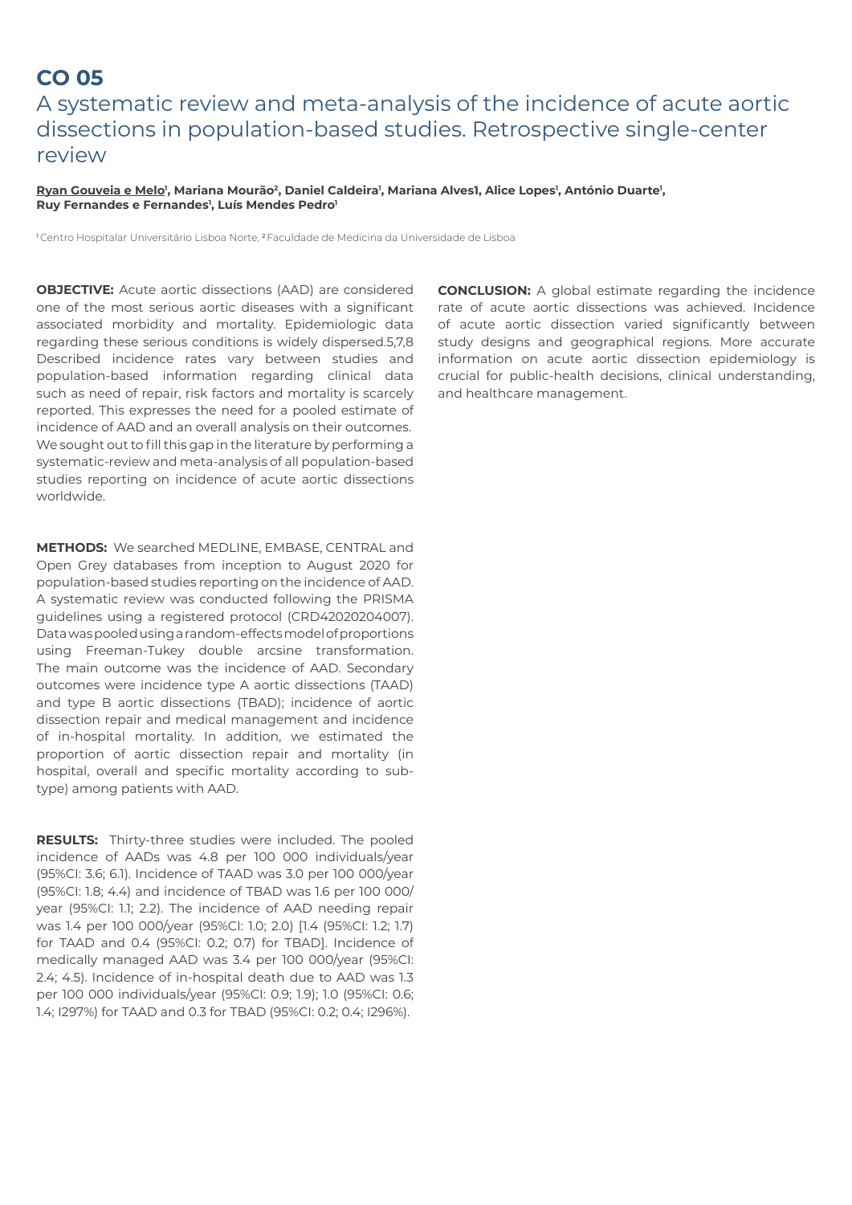# CO 05

## A systematic review and meta-analysis of the incidence of acute aortic dissections in population-based studies. Retrospective single-center review

**Ryan Gouveia e Melo[1], Mariana Mourão[2], Daniel Caldeira[1], Mariana Alves1, Alice Lopes[1], António Duarte[1], Ruy Fernandes e Fernandes[1], Luís Mendes Pedro[1]**

[1] Centro Hospitalar Universitário Lisboa Norte, [2] Faculdade de Medicina da Universidade de Lisboa

**OBJECTIVE:** Acute aortic dissections (AAD) are considered one of the most serious aortic diseases with a significant associated morbidity and mortality. Epidemiologic data regarding these serious conditions is widely dispersed.5,7,8 Described incidence rates vary between studies and population-based information regarding clinical data such as need of repair, risk factors and mortality is scarcely reported. This expresses the need for a pooled estimate of incidence of AAD and an overall analysis on their outcomes. We sought out to fill this gap in the literature by performing a systematic-review and meta-analysis of all population-based studies reporting on incidence of acute aortic dissections worldwide.

**METHODS:** We searched MEDLINE, EMBASE, CENTRAL and Open Grey databases from inception to August 2020 for population-based studies reporting on the incidence of AAD. A systematic review was conducted following the PRISMA guidelines using a registered protocol (CRD42020204007). Data was pooled using a random-effects model of proportions using Freeman-Tukey double arcsine transformation. The main outcome was the incidence of AAD. Secondary outcomes were incidence type A aortic dissections (TAAD) and type B aortic dissections (TBAD); incidence of aortic dissection repair and medical management and incidence of in-hospital mortality. In addition, we estimated the proportion of aortic dissection repair and mortality (in hospital, overall and specific mortality according to sub-type) among patients with AAD.

**RESULTS:** Thirty-three studies were included. The pooled incidence of AADs was 4.8 per 100 000 individuals/year (95%CI: 3.6; 6.1). Incidence of TAAD was 3.0 per 100 000/year (95%CI: 1.8; 4.4) and incidence of TBAD was 1.6 per 100 000/ year (95%CI: 1.1; 2.2). The incidence of AAD needing repair was 1.4 per 100 000/year (95%CI: 1.0; 2.0) [1.4 (95%CI: 1.2; 1.7) for TAAD and 0.4 (95%CI: 0.2; 0.7) for TBAD]. Incidence of medically managed AAD was 3.4 per 100 000/year (95%CI: 2.4; 4.5). Incidence of in-hospital death due to AAD was 1.3 per 100 000 individuals/year (95%CI: 0.9; 1.9); 1.0 (95%CI: 0.6; 1.4; I297%) for TAAD and 0.3 for TBAD (95%CI: 0.2; 0.4; I296%).

**CONCLUSION:** A global estimate regarding the incidence rate of acute aortic dissections was achieved. Incidence of acute aortic dissection varied significantly between study designs and geographical regions. More accurate information on acute aortic dissection epidemiology is crucial for public-health decisions, clinical understanding, and healthcare management.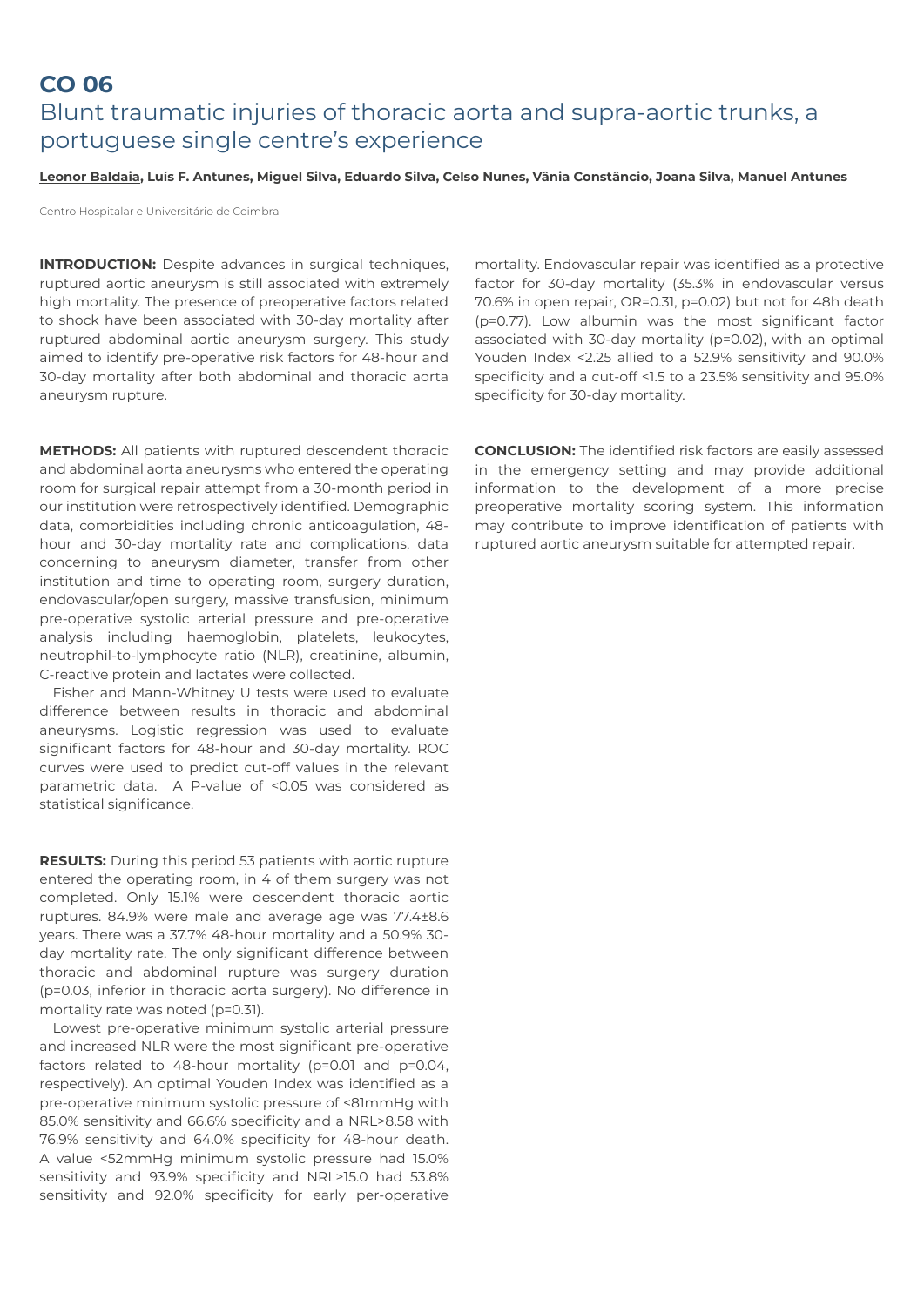# CO 06

## Blunt traumatic injuries of thoracic aorta and supra-aortic trunks, a portuguese single centre's experience

**Leonor Baldaia, Luís F. Antunes, Miguel Silva, Eduardo Silva, Celso Nunes, Vânia Constâncio, Joana Silva, Manuel Antunes**

Centro Hospitalar e Universitário de Coimbra

**INTRODUCTION:** Despite advances in surgical techniques, ruptured aortic aneurysm is still associated with extremely high mortality. The presence of preoperative factors related to shock have been associated with 30-day mortality after ruptured abdominal aortic aneurysm surgery. This study aimed to identify pre-operative risk factors for 48-hour and 30-day mortality after both abdominal and thoracic aorta aneurysm rupture.

**METHODS:** All patients with ruptured descendent thoracic and abdominal aorta aneurysms who entered the operating room for surgical repair attempt from a 30-month period in our institution were retrospectively identified. Demographic data, comorbidities including chronic anticoagulation, 48-hour and 30-day mortality rate and complications, data concerning to aneurysm diameter, transfer from other institution and time to operating room, surgery duration, endovascular/open surgery, massive transfusion, minimum pre-operative systolic arterial pressure and pre-operative analysis including haemoglobin, platelets, leukocytes, neutrophil-to-lymphocyte ratio (NLR), creatinine, albumin, C-reactive protein and lactates were collected.

Fisher and Mann-Whitney U tests were used to evaluate difference between results in thoracic and abdominal aneurysms. Logistic regression was used to evaluate significant factors for 48-hour and 30-day mortality. ROC curves were used to predict cut-off values in the relevant parametric data. A P-value of <0.05 was considered as statistical significance.

**RESULTS:** During this period 53 patients with aortic rupture entered the operating room, in 4 of them surgery was not completed. Only 15.1% were descendent thoracic aortic ruptures. 84.9% were male and average age was 77.4±8.6 years. There was a 37.7% 48-hour mortality and a 50.9% 30-day mortality rate. The only significant difference between thoracic and abdominal rupture was surgery duration (p=0.03, inferior in thoracic aorta surgery). No difference in mortality rate was noted (p=0.31).

Lowest pre-operative minimum systolic arterial pressure and increased NLR were the most significant pre-operative factors related to 48-hour mortality (p=0.01 and p=0.04, respectively). An optimal Youden Index was identified as a pre-operative minimum systolic pressure of <81mmHg with 85.0% sensitivity and 66.6% specificity and a NRL>8.58 with 76.9% sensitivity and 64.0% specificity for 48-hour death. A value <52mmHg minimum systolic pressure had 15.0% sensitivity and 93.9% specificity and NRL>15.0 had 53.8% sensitivity and 92.0% specificity for early per-operative mortality. Endovascular repair was identified as a protective factor for 30-day mortality (35.3% in endovascular versus 70.6% in open repair, OR=0.31, p=0.02) but not for 48h death (p=0.77). Low albumin was the most significant factor associated with 30-day mortality (p=0.02), with an optimal Youden Index <2.25 allied to a 52.9% sensitivity and 90.0% specificity and a cut-off <1.5 to a 23.5% sensitivity and 95.0% specificity for 30-day mortality.

**CONCLUSION:** The identified risk factors are easily assessed in the emergency setting and may provide additional information to the development of a more precise preoperative mortality scoring system. This information may contribute to improve identification of patients with ruptured aortic aneurysm suitable for attempted repair.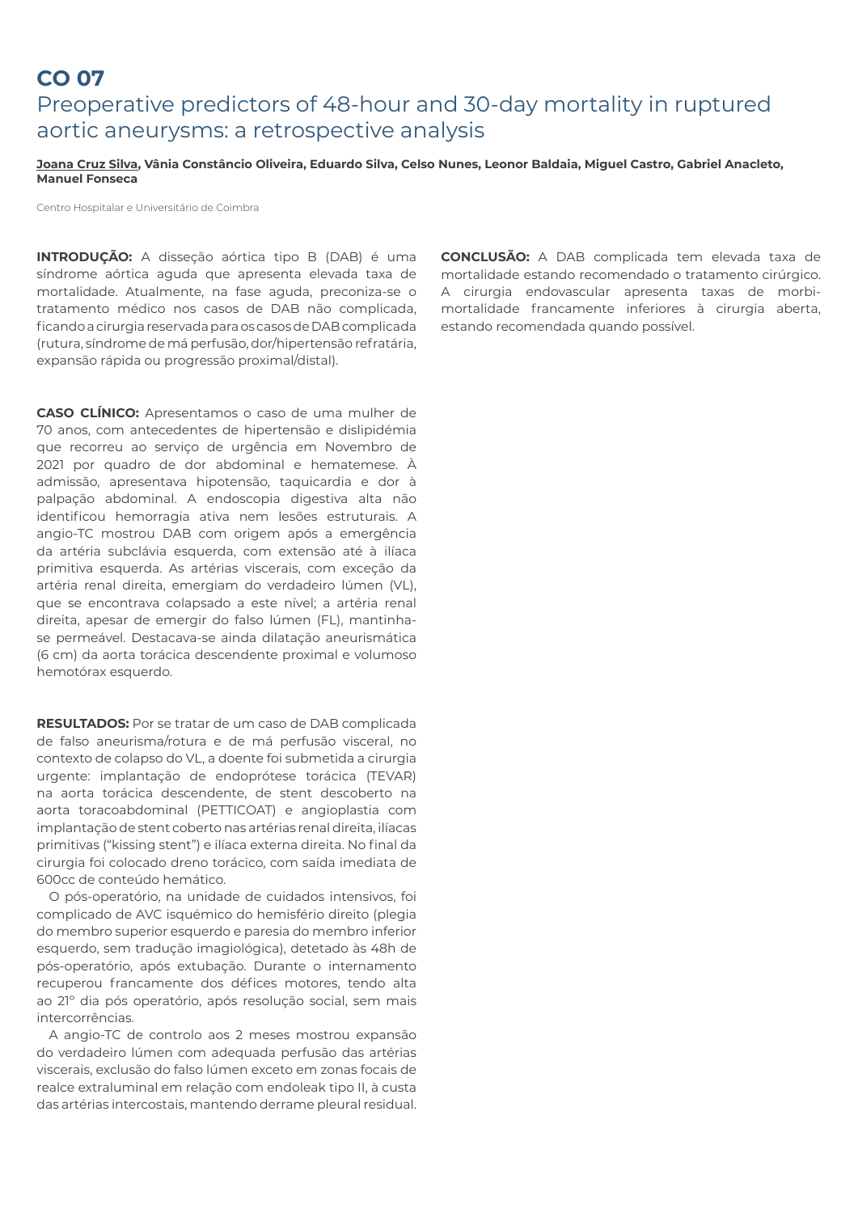# CO 07

## Preoperative predictors of 48-hour and 30-day mortality in ruptured aortic aneurysms: a retrospective analysis

**Joana Cruz Silva, Vânia Constâncio Oliveira, Eduardo Silva, Celso Nunes, Leonor Baldaia, Miguel Castro, Gabriel Anacleto, Manuel Fonseca**

Centro Hospitalar e Universitário de Coimbra

**INTRODUÇÃO:** A disseção aórtica tipo B (DAB) é uma síndrome aórtica aguda que apresenta elevada taxa de mortalidade. Atualmente, na fase aguda, preconiza-se o tratamento médico nos casos de DAB não complicada, ficando a cirurgia reservada para os casos de DAB complicada (rutura, síndrome de má perfusão, dor/hipertensão refratária, expansão rápida ou progressão proximal/distal).

**CASO CLÍNICO:** Apresentamos o caso de uma mulher de 70 anos, com antecedentes de hipertensão e dislipidémia que recorreu ao serviço de urgência em Novembro de 2021 por quadro de dor abdominal e hematemese. À admissão, apresentava hipotensão, taquicardia e dor à palpação abdominal. A endoscopia digestiva alta não identificou hemorragia ativa nem lesões estruturais. A angio-TC mostrou DAB com origem após a emergência da artéria subclávia esquerda, com extensão até à ilíaca primitiva esquerda. As artérias viscerais, com exceção da artéria renal direita, emergiam do verdadeiro lúmen (VL), que se encontrava colapsado a este nível; a artéria renal direita, apesar de emergir do falso lúmen (FL), mantinha-se permeável. Destacava-se ainda dilatação aneurismática (6 cm) da aorta torácica descendente proximal e volumoso hemotórax esquerdo.

**RESULTADOS:** Por se tratar de um caso de DAB complicada de falso aneurisma/rotura e de má perfusão visceral, no contexto de colapso do VL, a doente foi submetida a cirurgia urgente: implantação de endoprótese torácica (TEVAR) na aorta torácica descendente, de stent descoberto na aorta toracoabdominal (PETTICOAT) e angioplastia com implantação de stent coberto nas artérias renal direita, ilíacas primitivas ("kissing stent") e ilíaca externa direita. No final da cirurgia foi colocado dreno torácico, com saída imediata de 600cc de conteúdo hemático.

O pós-operatório, na unidade de cuidados intensivos, foi complicado de AVC isquémico do hemisfério direito (plegia do membro superior esquerdo e paresia do membro inferior esquerdo, sem tradução imagiológica), detetado às 48h de pós-operatório, após extubação. Durante o internamento recuperou francamente dos défices motores, tendo alta ao 21º dia pós operatório, após resolução social, sem mais intercorrências.

A angio-TC de controlo aos 2 meses mostrou expansão do verdadeiro lúmen com adequada perfusão das artérias viscerais, exclusão do falso lúmen exceto em zonas focais de realce extraluminal em relação com endoleak tipo II, à custa das artérias intercostais, mantendo derrame pleural residual.

**CONCLUSÃO:** A DAB complicada tem elevada taxa de mortalidade estando recomendado o tratamento cirúrgico. A cirurgia endovascular apresenta taxas de morbi-mortalidade francamente inferiores à cirurgia aberta, estando recomendada quando possível.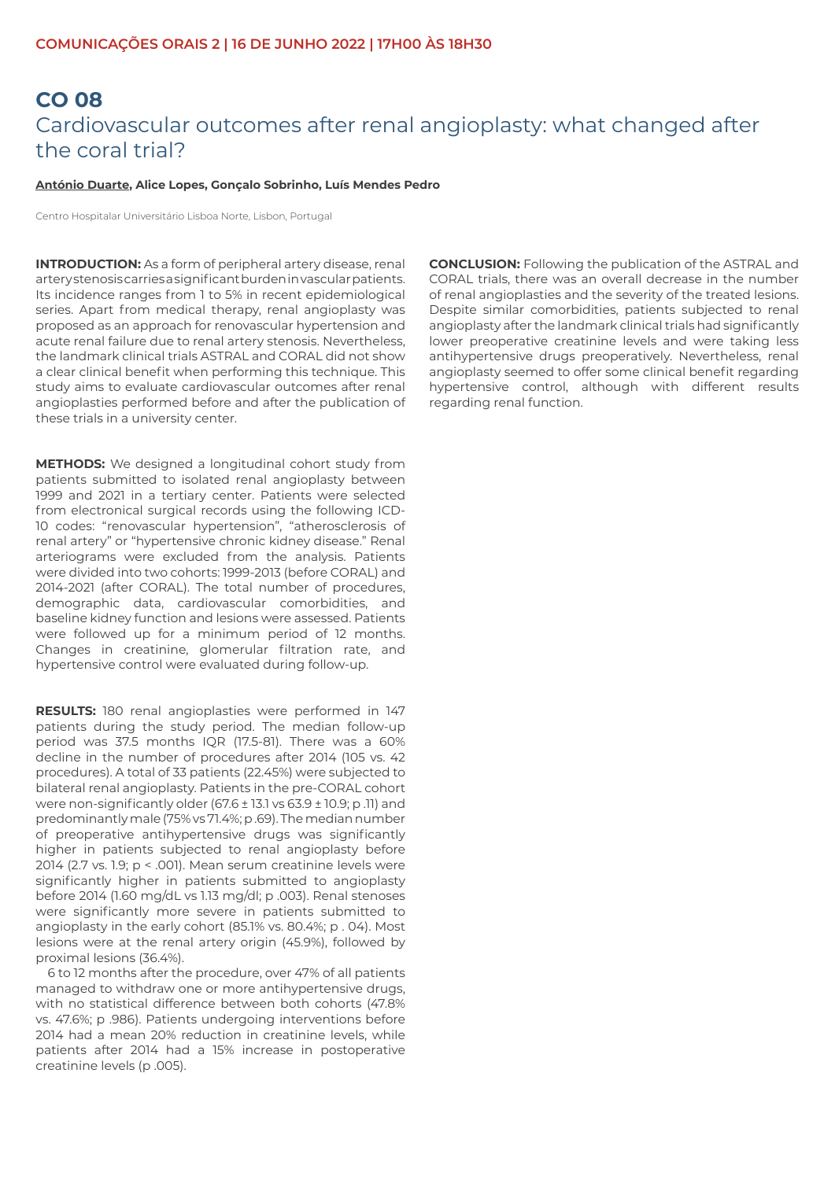# CO 08

## Cardiovascular outcomes after renal angioplasty: what changed after the coral trial?

**António Duarte**, **Alice Lopes, Gonçalo Sobrinho, Luís Mendes Pedro**

Centro Hospitalar Universitário Lisboa Norte, Lisbon, Portugal

**INTRODUCTION:** As a form of peripheral artery disease, renal artery stenosis carries a significant burden in vascular patients. Its incidence ranges from 1 to 5% in recent epidemiological series. Apart from medical therapy, renal angioplasty was proposed as an approach for renovascular hypertension and acute renal failure due to renal artery stenosis. Nevertheless, the landmark clinical trials ASTRAL and CORAL did not show a clear clinical benefit when performing this technique. This study aims to evaluate cardiovascular outcomes after renal angioplasties performed before and after the publication of these trials in a university center.

**METHODS:** We designed a longitudinal cohort study from patients submitted to isolated renal angioplasty between 1999 and 2021 in a tertiary center. Patients were selected from electronical surgical records using the following ICD-10 codes: "renovascular hypertension", "atherosclerosis of renal artery" or "hypertensive chronic kidney disease." Renal arteriograms were excluded from the analysis. Patients were divided into two cohorts: 1999-2013 (before CORAL) and 2014-2021 (after CORAL). The total number of procedures, demographic data, cardiovascular comorbidities, and baseline kidney function and lesions were assessed. Patients were followed up for a minimum period of 12 months. Changes in creatinine, glomerular filtration rate, and hypertensive control were evaluated during follow-up.

**RESULTS:** 180 renal angioplasties were performed in 147 patients during the study period. The median follow-up period was 37.5 months IQR (17.5-81). There was a 60% decline in the number of procedures after 2014 (105 vs. 42 procedures). A total of 33 patients (22.45%) were subjected to bilateral renal angioplasty. Patients in the pre-CORAL cohort were non-significantly older (67.6 ± 13.1 vs 63.9 ± 10.9; p .11) and predominantly male (75% vs 71.4%; p .69). The median number of preoperative antihypertensive drugs was significantly higher in patients subjected to renal angioplasty before 2014 (2.7 vs. 1.9; $p < .001$). Mean serum creatinine levels were significantly higher in patients submitted to angioplasty before 2014 (1.60 mg/dL vs 1.13 mg/dl; p .003). Renal stenoses were significantly more severe in patients submitted to angioplasty in the early cohort (85.1% vs. 80.4%; p . 04). Most lesions were at the renal artery origin (45.9%), followed by proximal lesions (36.4%).

6 to 12 months after the procedure, over 47% of all patients managed to withdraw one or more antihypertensive drugs, with no statistical difference between both cohorts (47.8% vs. 47.6%; p .986). Patients undergoing interventions before 2014 had a mean 20% reduction in creatinine levels, while patients after 2014 had a 15% increase in postoperative creatinine levels (p .005).

**CONCLUSION:** Following the publication of the ASTRAL and CORAL trials, there was an overall decrease in the number of renal angioplasties and the severity of the treated lesions. Despite similar comorbidities, patients subjected to renal angioplasty after the landmark clinical trials had significantly lower preoperative creatinine levels and were taking less antihypertensive drugs preoperatively. Nevertheless, renal angioplasty seemed to offer some clinical benefit regarding hypertensive control, although with different results regarding renal function.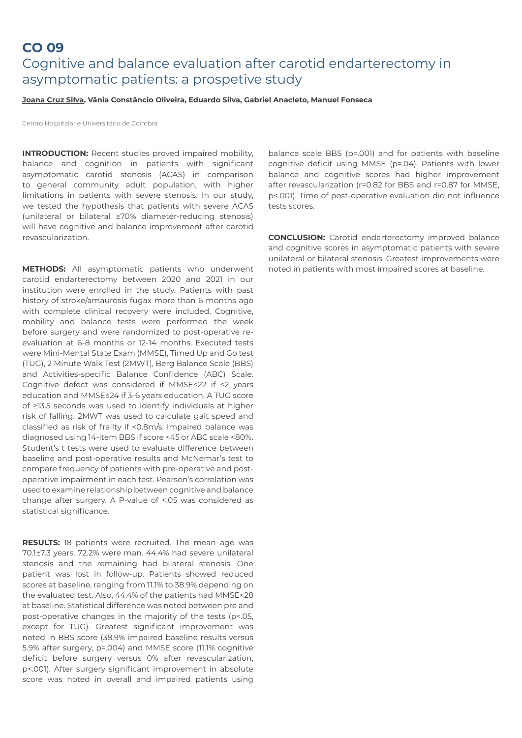# CO 09

## Cognitive and balance evaluation after carotid endarterectomy in asymptomatic patients: a prospetive study

**Joana Cruz Silva, Vânia Constâncio Oliveira, Eduardo Silva, Gabriel Anacleto, Manuel Fonseca**

Centro Hospitalar e Universitário de Coimbra

**INTRODUCTION:** Recent studies proved impaired mobility, balance and cognition in patients with significant asymptomatic carotid stenosis (ACAS) in comparison to general community adult population, with higher limitations in patients with severe stenosis. In our study, we tested the hypothesis that patients with severe ACAS (unilateral or bilateral ≥70% diameter-reducing stenosis) will have cognitive and balance improvement after carotid revascularization.

**METHODS:** All asymptomatic patients who underwent carotid endarterectomy between 2020 and 2021 in our institution were enrolled in the study. Patients with past history of stroke/amaurosis fugax more than 6 months ago with complete clinical recovery were included. Cognitive, mobility and balance tests were performed the week before surgery and were randomized to post-operative re-evaluation at 6-8 months or 12-14 months. Executed tests were Mini-Mental State Exam (MMSE), Timed Up and Go test (TUG), 2 Minute Walk Test (2MWT), Berg Balance Scale (BBS) and Activities-specific Balance Confidence (ABC) Scale. Cognitive defect was considered if MMSE≤22 if ≤2 years education and MMSE≤24 if 3-6 years education. A TUG score of ≥13.5 seconds was used to identify individuals at higher risk of falling. 2MWT was used to calculate gait speed and classified as risk of frailty if <0.8m/s. Impaired balance was diagnosed using 14-item BBS if score <45 or ABC scale <80%. Student's t tests were used to evaluate difference between baseline and post-operative results and McNemar's test to compare frequency of patients with pre-operative and post-operative impairment in each test. Pearson's correlation was used to examine relationship between cognitive and balance change after surgery. A P-value of <.05 was considered as statistical significance.

**RESULTS:** 18 patients were recruited. The mean age was 70.1±7.3 years. 72.2% were man. 44.4% had severe unilateral stenosis and the remaining had bilateral stenosis. One patient was lost in follow-up. Patients showed reduced scores at baseline, ranging from 11.1% to 38.9% depending on the evaluated test. Also, 44.4% of the patients had MMSE<28 at baseline. Statistical difference was noted between pre and post-operative changes in the majority of the tests ($p<.05$, except for TUG). Greatest significant improvement was noted in BBS score (38.9% impaired baseline results versus 5.9% after surgery, $p=.004$) and MMSE score (11.1% cognitive deficit before surgery versus 0% after revascularization, $p<.001$). After surgery significant improvement in absolute score was noted in overall and impaired patients using balance scale BBS ($p=.001$) and for patients with baseline cognitive deficit using MMSE ($p=.04$). Patients with lower balance and cognitive scores had higher improvement after revascularization ($r=0.82$ for BBS and $r=0.87$ for MMSE, $p<.001$). Time of post-operative evaluation did not influence tests scores.

**CONCLUSION:** Carotid endarterectomy improved balance and cognitive scores in asymptomatic patients with severe unilateral or bilateral stenosis. Greatest improvements were noted in patients with most impaired scores at baseline.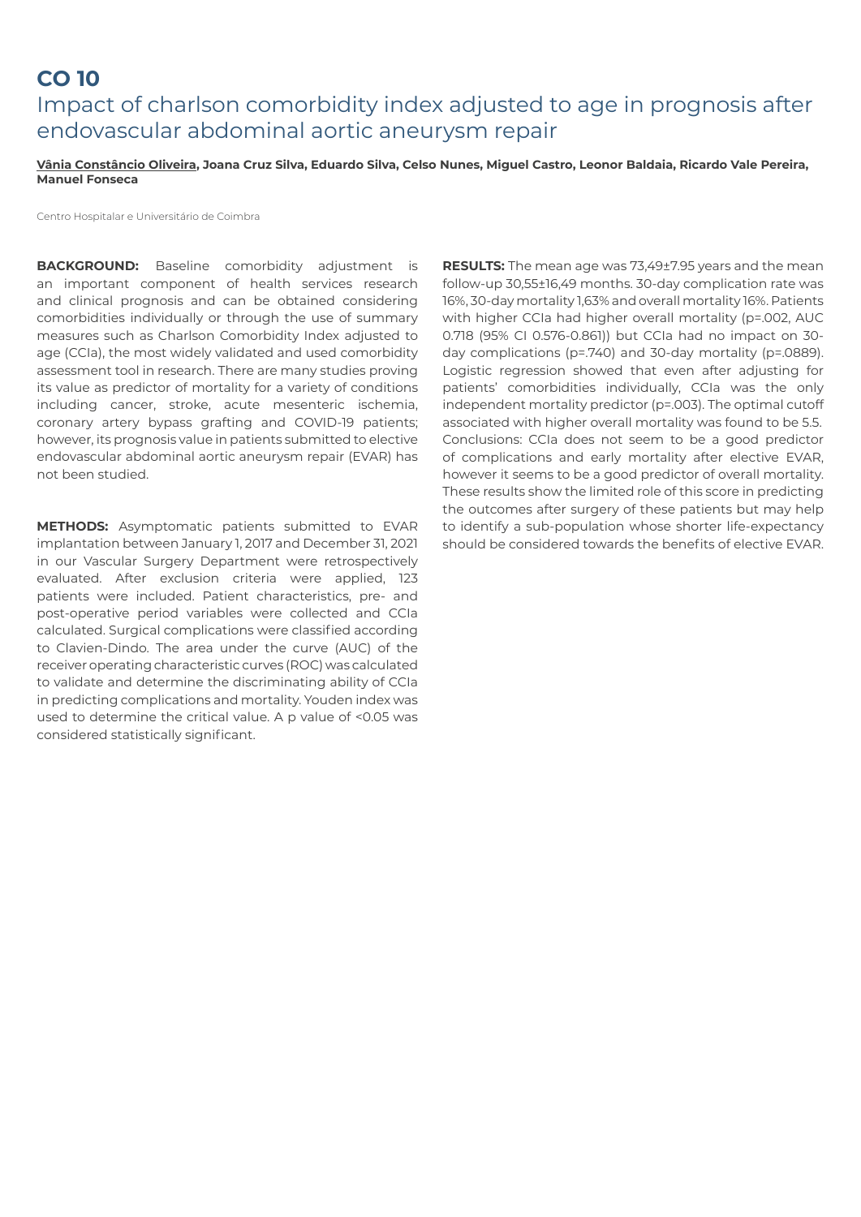# CO 10

## Impact of charlson comorbidity index adjusted to age in prognosis after endovascular abdominal aortic aneurysm repair

**Vânia Constâncio Oliveira, Joana Cruz Silva, Eduardo Silva, Celso Nunes, Miguel Castro, Leonor Baldaia, Ricardo Vale Pereira, Manuel Fonseca**

Centro Hospitalar e Universitário de Coimbra

**BACKGROUND:** Baseline comorbidity adjustment is an important component of health services research and clinical prognosis and can be obtained considering comorbidities individually or through the use of summary measures such as Charlson Comorbidity Index adjusted to age (CCIa), the most widely validated and used comorbidity assessment tool in research. There are many studies proving its value as predictor of mortality for a variety of conditions including cancer, stroke, acute mesenteric ischemia, coronary artery bypass grafting and COVID-19 patients; however, its prognosis value in patients submitted to elective endovascular abdominal aortic aneurysm repair (EVAR) has not been studied.

**METHODS:** Asymptomatic patients submitted to EVAR implantation between January 1, 2017 and December 31, 2021 in our Vascular Surgery Department were retrospectively evaluated. After exclusion criteria were applied, 123 patients were included. Patient characteristics, pre- and post-operative period variables were collected and CCIa calculated. Surgical complications were classified according to Clavien-Dindo. The area under the curve (AUC) of the receiver operating characteristic curves (ROC) was calculated to validate and determine the discriminating ability of CCIa in predicting complications and mortality. Youden index was used to determine the critical value. A p value of <0.05 was considered statistically significant.

**RESULTS:** The mean age was 73,49±7.95 years and the mean follow-up 30,55±16,49 months. 30-day complication rate was 16%, 30-day mortality 1,63% and overall mortality 16%. Patients with higher CCIa had higher overall mortality (p=.002, AUC 0.718 (95% CI 0.576-0.861)) but CCIa had no impact on 30-day complications (p=.740) and 30-day mortality (p=.0889). Logistic regression showed that even after adjusting for patients' comorbidities individually, CCIa was the only independent mortality predictor (p=.003). The optimal cutoff associated with higher overall mortality was found to be 5.5.

Conclusions: CCIa does not seem to be a good predictor of complications and early mortality after elective EVAR, however it seems to be a good predictor of overall mortality. These results show the limited role of this score in predicting the outcomes after surgery of these patients but may help to identify a sub-population whose shorter life-expectancy should be considered towards the benefits of elective EVAR.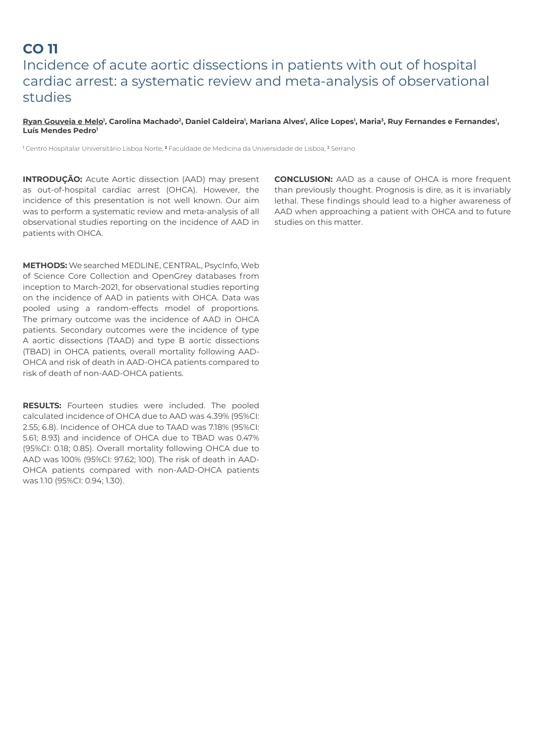# CO 11

## Incidence of acute aortic dissections in patients with out of hospital cardiac arrest: a systematic review and meta-analysis of observational studies

**Ryan Gouveia e Melo[1], Carolina Machado[2], Daniel Caldeira[1], Mariana Alves[1], Alice Lopes[1], Maria[3], Ruy Fernandes e Fernandes[1], Luís Mendes Pedro[1]**

[1] Centro Hospitalar Universitário Lisboa Norte, [2] Faculdade de Medicina da Universidade de Lisboa, [3] Serrano

**INTRODUÇÃO:** Acute Aortic dissection (AAD) may present as out-of-hospital cardiac arrest (OHCA). However, the incidence of this presentation is not well known. Our aim was to perform a systematic review and meta-analysis of all observational studies reporting on the incidence of AAD in patients with OHCA.

**METHODS:** We searched MEDLINE, CENTRAL, PsycInfo, Web of Science Core Collection and OpenGrey databases from inception to March-2021, for observational studies reporting on the incidence of AAD in patients with OHCA. Data was pooled using a random-effects model of proportions. The primary outcome was the incidence of AAD in OHCA patients. Secondary outcomes were the incidence of type A aortic dissections (TAAD) and type B aortic dissections (TBAD) in OHCA patients, overall mortality following AAD-OHCA and risk of death in AAD-OHCA patients compared to risk of death of non-AAD-OHCA patients.

**RESULTS:** Fourteen studies were included. The pooled calculated incidence of OHCA due to AAD was 4.39% (95%CI: 2.55; 6.8). Incidence of OHCA due to TAAD was 7.18% (95%CI: 5.61; 8.93) and incidence of OHCA due to TBAD was 0.47% (95%CI: 0.18; 0.85). Overall mortality following OHCA due to AAD was 100% (95%CI: 97.62; 100). The risk of death in AAD-OHCA patients compared with non-AAD-OHCA patients was 1.10 (95%CI: 0.94; 1.30).

**CONCLUSION:** AAD as a cause of OHCA is more frequent than previously thought. Prognosis is dire, as it is invariably lethal. These findings should lead to a higher awareness of AAD when approaching a patient with OHCA and to future studies on this matter.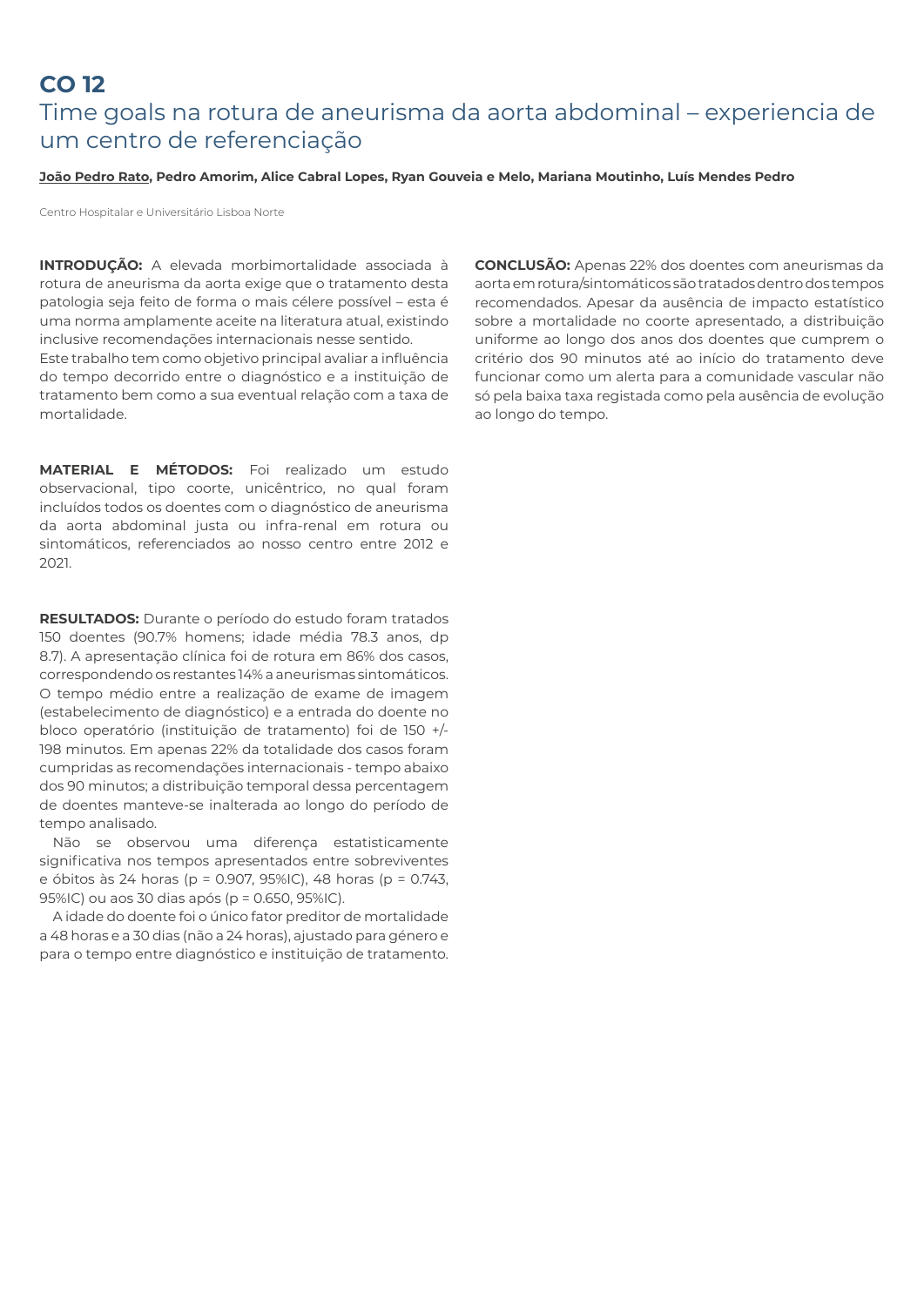# CO 12

## Time goals na rotura de aneurisma da aorta abdominal – experiencia de um centro de referenciação

**João Pedro Rato, Pedro Amorim, Alice Cabral Lopes, Ryan Gouveia e Melo, Mariana Moutinho, Luís Mendes Pedro**

Centro Hospitalar e Universitário Lisboa Norte

**INTRODUÇÃO:** A elevada morbimortalidade associada à rotura de aneurisma da aorta exige que o tratamento desta patologia seja feito de forma o mais célere possível – esta é uma norma amplamente aceite na literatura atual, existindo inclusive recomendações internacionais nesse sentido.
Este trabalho tem como objetivo principal avaliar a influência do tempo decorrido entre o diagnóstico e a instituição de tratamento bem como a sua eventual relação com a taxa de mortalidade.

**MATERIAL E MÉTODOS:** Foi realizado um estudo observacional, tipo coorte, unicêntrico, no qual foram incluídos todos os doentes com o diagnóstico de aneurisma da aorta abdominal justa ou infra-renal em rotura ou sintomáticos, referenciados ao nosso centro entre 2012 e 2021.

**RESULTADOS:** Durante o período do estudo foram tratados 150 doentes (90.7% homens; idade média 78.3 anos, dp 8.7). A apresentação clínica foi de rotura em 86% dos casos, correspondendo os restantes 14% a aneurismas sintomáticos. O tempo médio entre a realização de exame de imagem (estabelecimento de diagnóstico) e a entrada do doente no bloco operatório (instituição de tratamento) foi de 150 +/- 198 minutos. Em apenas 22% da totalidade dos casos foram cumpridas as recomendações internacionais - tempo abaixo dos 90 minutos; a distribuição temporal dessa percentagem de doentes manteve-se inalterada ao longo do período de tempo analisado.

Não se observou uma diferença estatisticamente significativa nos tempos apresentados entre sobreviventes e óbitos às 24 horas ($p = 0.907$, 95%IC), 48 horas ($p = 0.743$, 95%IC) ou aos 30 dias após ($p = 0.650$, 95%IC).

A idade do doente foi o único fator preditor de mortalidade a 48 horas e a 30 dias (não a 24 horas), ajustado para género e para o tempo entre diagnóstico e instituição de tratamento.

**CONCLUSÃO:** Apenas 22% dos doentes com aneurismas da aorta em rotura/sintomáticos são tratados dentro dos tempos recomendados. Apesar da ausência de impacto estatístico sobre a mortalidade no coorte apresentado, a distribuição uniforme ao longo dos anos dos doentes que cumprem o critério dos 90 minutos até ao início do tratamento deve funcionar como um alerta para a comunidade vascular não só pela baixa taxa registada como pela ausência de evolução ao longo do tempo.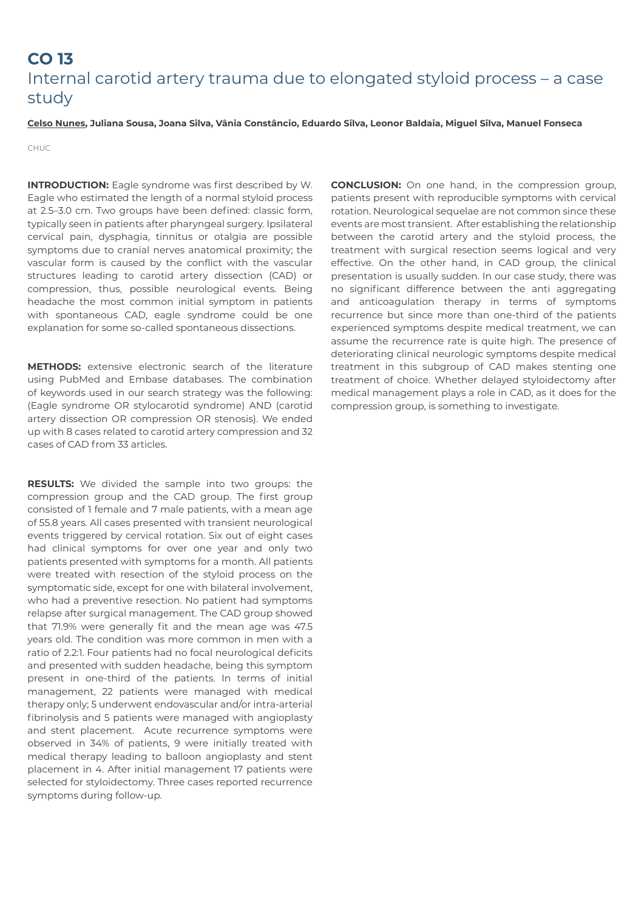# CO 13

## Internal carotid artery trauma due to elongated styloid process – a case study

**<u>Celso Nunes</u>, Juliana Sousa, Joana Silva, Vânia Constâncio, Eduardo Silva, Leonor Baldaia, Miguel Silva, Manuel Fonseca**

CHUC

**INTRODUCTION:** Eagle syndrome was first described by W. Eagle who estimated the length of a normal styloid process at 2.5–3.0 cm. Two groups have been defined: classic form, typically seen in patients after pharyngeal surgery. Ipsilateral cervical pain, dysphagia, tinnitus or otalgia are possible symptoms due to cranial nerves anatomical proximity; the vascular form is caused by the conflict with the vascular structures leading to carotid artery dissection (CAD) or compression, thus, possible neurological events. Being headache the most common initial symptom in patients with spontaneous CAD, eagle syndrome could be one explanation for some so-called spontaneous dissections.

**METHODS:** extensive electronic search of the literature using PubMed and Embase databases. The combination of keywords used in our search strategy was the following: (Eagle syndrome OR stylocarotid syndrome) AND (carotid artery dissection OR compression OR stenosis). We ended up with 8 cases related to carotid artery compression and 32 cases of CAD from 33 articles.

**RESULTS:** We divided the sample into two groups: the compression group and the CAD group. The first group consisted of 1 female and 7 male patients, with a mean age of 55.8 years. All cases presented with transient neurological events triggered by cervical rotation. Six out of eight cases had clinical symptoms for over one year and only two patients presented with symptoms for a month. All patients were treated with resection of the styloid process on the symptomatic side, except for one with bilateral involvement, who had a preventive resection. No patient had symptoms relapse after surgical management. The CAD group showed that 71.9% were generally fit and the mean age was 47.5 years old. The condition was more common in men with a ratio of 2.2:1. Four patients had no focal neurological deficits and presented with sudden headache, being this symptom present in one-third of the patients. In terms of initial management, 22 patients were managed with medical therapy only; 5 underwent endovascular and/or intra-arterial fibrinolysis and 5 patients were managed with angioplasty and stent placement. Acute recurrence symptoms were observed in 34% of patients, 9 were initially treated with medical therapy leading to balloon angioplasty and stent placement in 4. After initial management 17 patients were selected for styloidectomy. Three cases reported recurrence symptoms during follow-up.

**CONCLUSION:** On one hand, in the compression group, patients present with reproducible symptoms with cervical rotation. Neurological sequelae are not common since these events are most transient. After establishing the relationship between the carotid artery and the styloid process, the treatment with surgical resection seems logical and very effective. On the other hand, in CAD group, the clinical presentation is usually sudden. In our case study, there was no significant difference between the anti aggregating and anticoagulation therapy in terms of symptoms recurrence but since more than one-third of the patients experienced symptoms despite medical treatment, we can assume the recurrence rate is quite high. The presence of deteriorating clinical neurologic symptoms despite medical treatment in this subgroup of CAD makes stenting one treatment of choice. Whether delayed styloidectomy after medical management plays a role in CAD, as it does for the compression group, is something to investigate.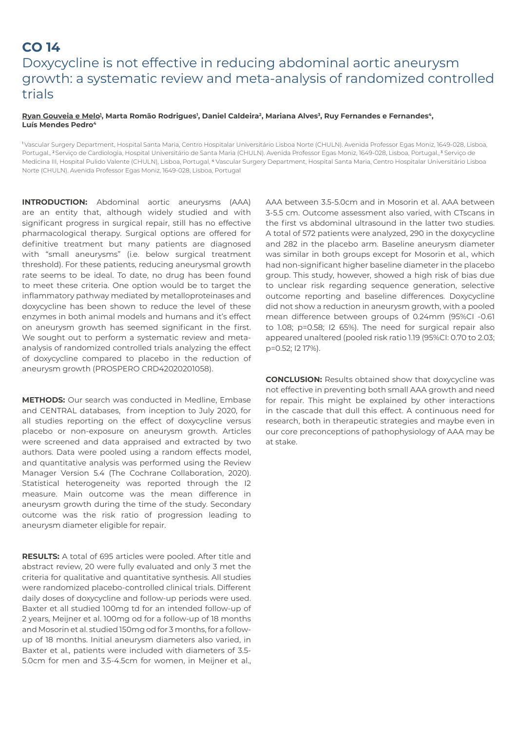# CO 14

## Doxycycline is not effective in reducing abdominal aortic aneurysm growth: a systematic review and meta-analysis of randomized controlled trials

**Ryan Gouveia e Melo[1], Marta Romão Rodrigues[1], Daniel Caldeira[2], Mariana Alves[3], Ruy Fernandes e Fernandes[4], Luís Mendes Pedro[4]**

[1] Vascular Surgery Department, Hospital Santa Maria, Centro Hospitalar Universitário Lisboa Norte (CHULN). Avenida Professor Egas Moniz, 1649-028, Lisboa, Portugal., [2] Serviço de Cardiologia, Hospital Universitário de Santa Maria (CHULN). Avenida Professor Egas Moniz, 1649-028, Lisboa, Portugal., [3] Serviço de Medicina III, Hospital Pulido Valente (CHULN), Lisboa, Portugal, [4] Vascular Surgery Department, Hospital Santa Maria, Centro Hospitalar Universitário Lisboa Norte (CHULN). Avenida Professor Egas Moniz, 1649-028, Lisboa, Portugal

**INTRODUCTION:** Abdominal aortic aneurysms (AAA) are an entity that, although widely studied and with significant progress in surgical repair, still has no effective pharmacological therapy. Surgical options are offered for definitive treatment but many patients are diagnosed with "small aneurysms" (i.e. below surgical treatment threshold). For these patients, reducing aneurysmal growth rate seems to be ideal. To date, no drug has been found to meet these criteria. One option would be to target the inflammatory pathway mediated by metalloproteinases and doxycycline has been shown to reduce the level of these enzymes in both animal models and humans and it's effect on aneurysm growth has seemed significant in the first. We sought out to perform a systematic review and meta-analysis of randomized controlled trials analyzing the effect of doxycycline compared to placebo in the reduction of aneurysm growth (PROSPERO CRD42020201058).

**METHODS:** Our search was conducted in Medline, Embase and CENTRAL databases, from inception to July 2020, for all studies reporting on the effect of doxycycline versus placebo or non-exposure on aneurysm growth. Articles were screened and data appraised and extracted by two authors. Data were pooled using a random effects model, and quantitative analysis was performed using the Review Manager Version 5.4 (The Cochrane Collaboration, 2020). Statistical heterogeneity was reported through the I2 measure. Main outcome was the mean difference in aneurysm growth during the time of the study. Secondary outcome was the risk ratio of progression leading to aneurysm diameter eligible for repair.

**RESULTS:** A total of 695 articles were pooled. After title and abstract review, 20 were fully evaluated and only 3 met the criteria for qualitative and quantitative synthesis. All studies were randomized placebo-controlled clinical trials. Different daily doses of doxycycline and follow-up periods were used. Baxter et all studied 100mg td for an intended follow-up of 2 years, Meijner et al. 100mg od for a follow-up of 18 months and Mosorin et al. studied 150mg od for 3 months, for a follow-up of 18 months. Initial aneurysm diameters also varied, in Baxter et al., patients were included with diameters of 3.5-5.0cm for men and 3.5-4.5cm for women, in Meijner et al., AAA between 3.5-5.0cm and in Mosorin et al. AAA between 3-5.5 cm. Outcome assessment also varied, with CTscans in the first vs abdominal ultrasound in the latter two studies. A total of 572 patients were analyzed, 290 in the doxycycline and 282 in the placebo arm. Baseline aneurysm diameter was similar in both groups except for Mosorin et al., which had non-significant higher baseline diameter in the placebo group. This study, however, showed a high risk of bias due to unclear risk regarding sequence generation, selective outcome reporting and baseline differences. Doxycycline did not show a reduction in aneurysm growth, with a pooled mean difference between groups of 0.24mm (95%CI -0.61 to 1.08; p=0.58; I2 65%). The need for surgical repair also appeared unaltered (pooled risk ratio 1.19 (95%CI: 0.70 to 2.03; p=0.52; I2 17%).

**CONCLUSION:** Results obtained show that doxycycline was not effective in preventing both small AAA growth and need for repair. This might be explained by other interactions in the cascade that dull this effect. A continuous need for research, both in therapeutic strategies and maybe even in our core preconceptions of pathophysiology of AAA may be at stake.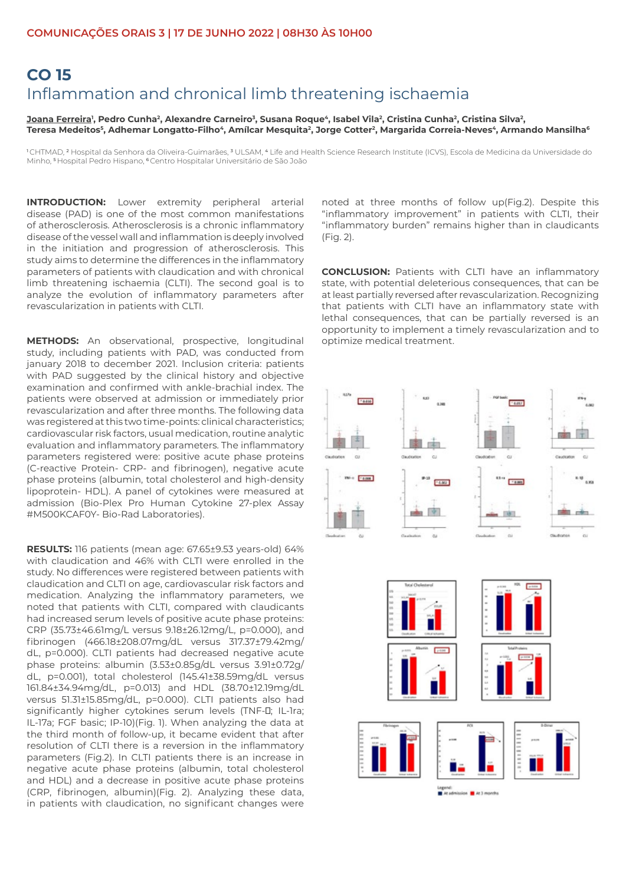# CO 15

## Inflammation and chronical limb threatening ischaemia

Joana Ferreira[1], Pedro Cunha[2], Alexandre Carneiro[3], Susana Roque[4], Isabel Vila[2], Cristina Cunha[2], Cristina Silva[2], Teresa Medeitos[5], Adhemar Longatto-Filho[4], Amílcar Mesquita[2], Jorge Cotter[2], Margarida Correia-Neves[4], Armando Mansilha[6]

[1] CHTMAD, [2] Hospital da Senhora da Oliveira-Guimarães, [3] ULSAM, [4] Life and Health Science Research Institute (ICVS), Escola de Medicina da Universidade do Minho, [5] Hospital Pedro Hispano, [6] Centro Hospitalar Universitário de São João

**INTRODUCTION:** Lower extremity peripheral arterial disease (PAD) is one of the most common manifestations of atherosclerosis. Atherosclerosis is a chronic inflammatory disease of the vessel wall and inflammation is deeply involved in the initiation and progression of atherosclerosis. This study aims to determine the differences in the inflammatory parameters of patients with claudication and with chronical limb threatening ischaemia (CLTI). The second goal is to analyze the evolution of inflammatory parameters after revascularization in patients with CLTI.

**METHODS:** An observational, prospective, longitudinal study, including patients with PAD, was conducted from january 2018 to december 2021. Inclusion criteria: patients with PAD suggested by the clinical history and objective examination and confirmed with ankle-brachial index. The patients were observed at admission or immediately prior revascularization and after three months. The following data was registered at this two time-points: clinical characteristics; cardiovascular risk factors, usual medication, routine analytic evaluation and inflammatory parameters. The inflammatory parameters registered were: positive acute phase proteins (C-reactive Protein- CRP- and fibrinogen), negative acute phase proteins (albumin, total cholesterol and high-density lipoprotein- HDL). A panel of cytokines were measured at admission (Bio-Plex Pro Human Cytokine 27-plex Assay #M500KCAF0Y- Bio-Rad Laboratories).

**RESULTS:** 116 patients (mean age: 67.65±9.53 years-old) 64% with claudication and 46% with CLTI were enrolled in the study. No differences were registered between patients with claudication and CLTI on age, cardiovascular risk factors and medication. Analyzing the inflammatory parameters, we noted that patients with CLTI, compared with claudicants had increased serum levels of positive acute phase proteins: CRP (35.73±46.61mg/L versus 9.18±26.12mg/L, p=0.000), and fibrinogen (466.18±208.07mg/dL versus 317.37±79.42mg/dL, p=0.000). CLTI patients had decreased negative acute phase proteins: albumin (3.53±0.85g/dL versus 3.91±0.72g/dL, p=0.001), total cholesterol (145.41±38.59mg/dL versus 161.84±34.94mg/dL, p=0.013) and HDL (38.70±12.19mg/dL versus 51.31±15.85mg/dL, p=0.000). CLTI patients also had significantly higher cytokines serum levels (TNF-; IL-1ra; IL-17a; FGF basic; IP-10)(Fig. 1). When analyzing the data at the third month of follow-up, it became evident that after resolution of CLTI there is a reversion in the inflammatory parameters (Fig.2). In CLTI patients there is an increase in negative acute phase proteins (albumin, total cholesterol and HDL) and a decrease in positive acute phase proteins (CRP, fibrinogen, albumin)(Fig. 2). Analyzing these data, in patients with claudication, no significant changes were noted at three months of follow up(Fig.2). Despite this "inflammatory improvement" in patients with CLTI, their "inflammatory burden" remains higher than in claudicants (Fig. 2).

**CONCLUSION:** Patients with CLTI have an inflammatory state, with potential deleterious consequences, that can be at least partially reversed after revascularization. Recognizing that patients with CLTI have an inflammatory state with lethal consequences, that can be partially reversed is an opportunity to implement a timely revascularization and to optimize medical treatment.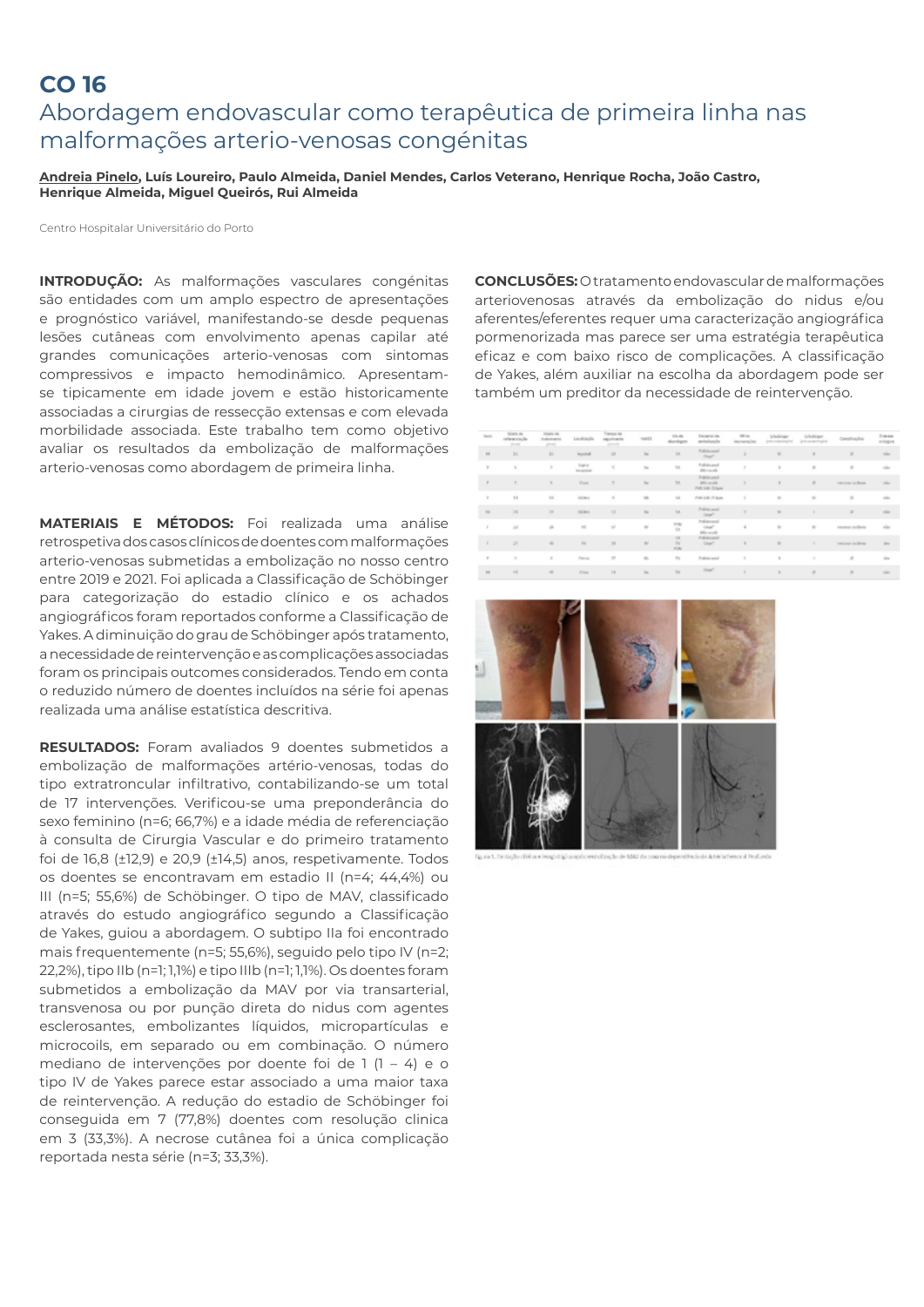# CO 16

## Abordagem endovascular como terapêutica de primeira linha nas malformações arterio-venosas congénitas

**Andreia Pinelo, Luís Loureiro, Paulo Almeida, Daniel Mendes, Carlos Veterano, Henrique Rocha, João Castro, Henrique Almeida, Miguel Queirós, Rui Almeida**

Centro Hospitalar Universitário do Porto

**INTRODUÇÃO:** As malformações vasculares congénitas são entidades com um amplo espectro de apresentações e prognóstico variável, manifestando-se desde pequenas lesões cutâneas com envolvimento apenas capilar até grandes comunicações arterio-venosas com sintomas compressivos e impacto hemodinâmico. Apresentam-se tipicamente em idade jovem e estão historicamente associadas a cirurgias de ressecção extensas e com elevada morbilidade associada. Este trabalho tem como objetivo avaliar os resultados da embolização de malformações arterio-venosas como abordagem de primeira linha.

**MATERIAIS E MÉTODOS:** Foi realizada uma análise retrospetiva dos casos clínicos de doentes com malformações arterio-venosas submetidas a embolização no nosso centro entre 2019 e 2021. Foi aplicada a Classificação de Schöbinger para categorização do estadio clínico e os achados angiográficos foram reportados conforme a Classificação de Yakes. A diminuição do grau de Schöbinger após tratamento, a necessidade de reintervenção e as complicações associadas foram os principais outcomes considerados. Tendo em conta o reduzido número de doentes incluídos na série foi apenas realizada uma análise estatística descritiva.

**RESULTADOS:** Foram avaliados 9 doentes submetidos a embolização de malformações artério-venosas, todas do tipo extratroncular infiltrativo, contabilizando-se um total de 17 intervenções. Verificou-se uma preponderância do sexo feminino (n=6; 66,7%) e a idade média de referenciação à consulta de Cirurgia Vascular e do primeiro tratamento foi de 16,8 (±12,9) e 20,9 (±14,5) anos, respetivamente. Todos os doentes se encontravam em estadio II (n=4; 44,4%) ou III (n=5; 55,6%) de Schöbinger. O tipo de MAV, classificado através do estudo angiográfico segundo a Classificação de Yakes, guiou a abordagem. O subtipo IIa foi encontrado mais frequentemente (n=5; 55,6%), seguido pelo tipo IV (n=2; 22,2%), tipo IIb (n=1; 1,1%) e tipo IIIb (n=1; 1,1%). Os doentes foram submetidos a embolização da MAV por via transarterial, transvenosa ou por punção direta do nidus com agentes esclerosantes, embolizantes líquidos, micropartículas e microcoils, em separado ou em combinação. O número mediano de intervenções por doente foi de 1 (1 – 4) e o tipo IV de Yakes parece estar associado a uma maior taxa de reintervenção. A redução do estadio de Schöbinger foi conseguida em 7 (77,8%) doentes com resolução clinica em 3 (33,3%). A necrose cutânea foi a única complicação reportada nesta série (n=3; 33,3%).

**CONCLUSÕES:** O tratamento endovascular de malformações arteriovenosas através da embolização do nidus e/ou aferentes/eferentes requer uma caracterização angiográfica pormenorizada mas parece ser uma estratégia terapêutica eficaz e com baixo risco de complicações. A classificação de Yakes, além auxiliar na escolha da abordagem pode ser também um preditor da necessidade de reintervenção.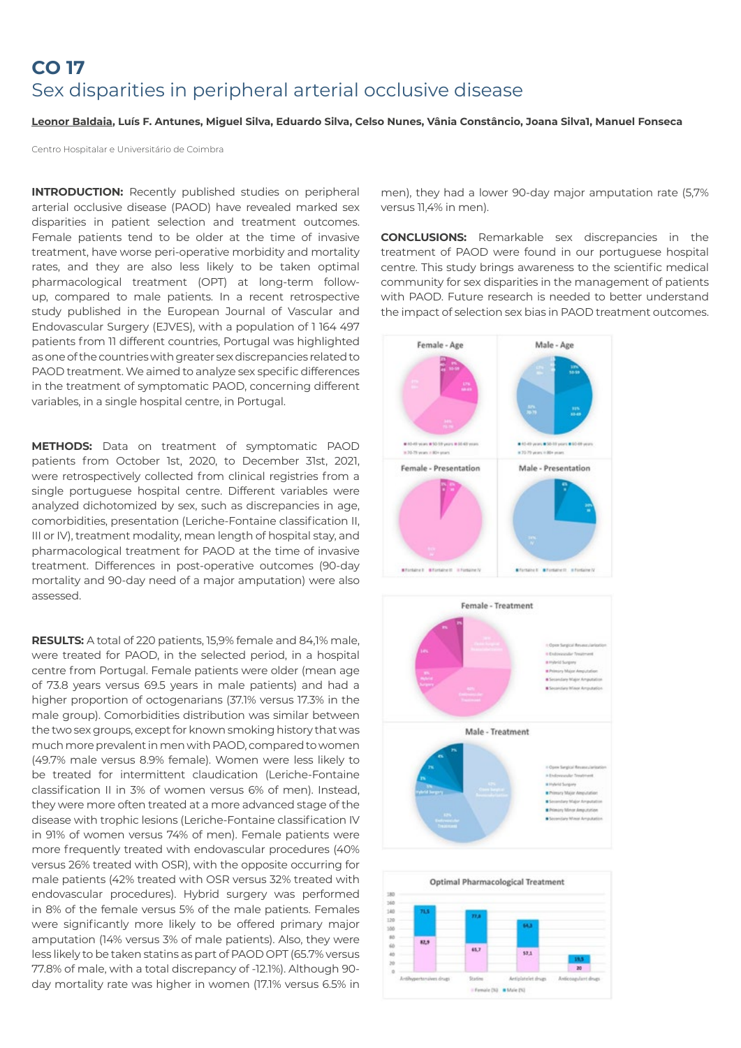# CO 17

## Sex disparities in peripheral arterial occlusive disease

**Leonor Baldaia, Luís F. Antunes, Miguel Silva, Eduardo Silva, Celso Nunes, Vânia Constâncio, Joana Silva1, Manuel Fonseca**

Centro Hospitalar e Universitário de Coimbra

**INTRODUCTION:** Recently published studies on peripheral arterial occlusive disease (PAOD) have revealed marked sex disparities in patient selection and treatment outcomes. Female patients tend to be older at the time of invasive treatment, have worse peri-operative morbidity and mortality rates, and they are also less likely to be taken optimal pharmacological treatment (OPT) at long-term follow-up, compared to male patients. In a recent retrospective study published in the European Journal of Vascular and Endovascular Surgery (EJVES), with a population of 1 164 497 patients from 11 different countries, Portugal was highlighted as one of the countries with greater sex discrepancies related to PAOD treatment. We aimed to analyze sex specific differences in the treatment of symptomatic PAOD, concerning different variables, in a single hospital centre, in Portugal.

**METHODS:** Data on treatment of symptomatic PAOD patients from October 1st, 2020, to December 31st, 2021, were retrospectively collected from clinical registries from a single portuguese hospital centre. Different variables were analyzed dichotomized by sex, such as discrepancies in age, comorbidities, presentation (Leriche-Fontaine classification II, III or IV), treatment modality, mean length of hospital stay, and pharmacological treatment for PAOD at the time of invasive treatment. Differences in post-operative outcomes (90-day mortality and 90-day need of a major amputation) were also assessed.

**RESULTS:** A total of 220 patients, 15,9% female and 84,1% male, were treated for PAOD, in the selected period, in a hospital centre from Portugal. Female patients were older (mean age of 73.8 years versus 69.5 years in male patients) and had a higher proportion of octogenarians (37.1% versus 17.3% in the male group). Comorbidities distribution was similar between the two sex groups, except for known smoking history that was much more prevalent in men with PAOD, compared to women (49.7% male versus 8.9% female). Women were less likely to be treated for intermittent claudication (Leriche-Fontaine classification II in 3% of women versus 6% of men). Instead, they were more often treated at a more advanced stage of the disease with trophic lesions (Leriche-Fontaine classification IV in 91% of women versus 74% of men). Female patients were more frequently treated with endovascular procedures (40% versus 26% treated with OSR), with the opposite occurring for male patients (42% treated with OSR versus 32% treated with endovascular procedures). Hybrid surgery was performed in 8% of the female versus 5% of the male patients. Females were significantly more likely to be offered primary major amputation (14% versus 3% of male patients). Also, they were less likely to be taken statins as part of PAOD OPT (65.7% versus 77.8% of male, with a total discrepancy of -12.1%). Although 90-day mortality rate was higher in women (17.1% versus 6.5% in men), they had a lower 90-day major amputation rate (5,7% versus 11,4% in men).

**CONCLUSIONS:** Remarkable sex discrepancies in the treatment of PAOD were found in our portuguese hospital centre. This study brings awareness to the scientific medical community for sex disparities in the management of patients with PAOD. Future research is needed to better understand the impact of selection sex bias in PAOD treatment outcomes.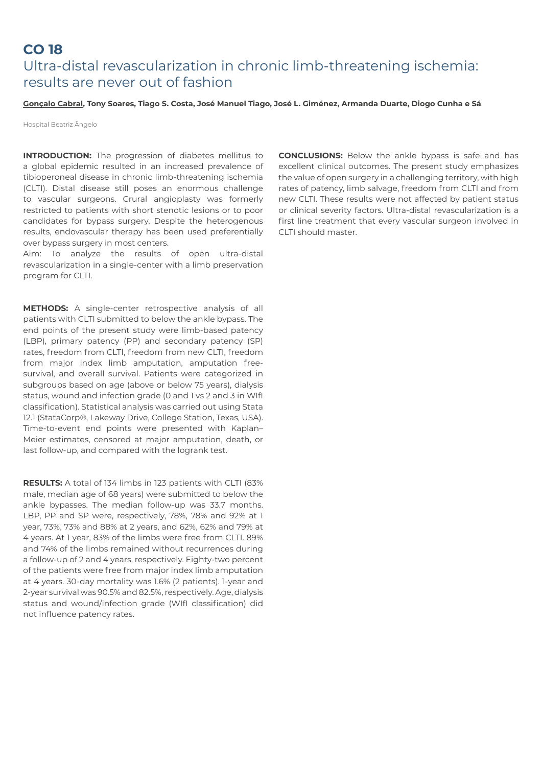# CO 18

## Ultra-distal revascularization in chronic limb-threatening ischemia: results are never out of fashion

**Gonçalo Cabral, Tony Soares, Tiago S. Costa, José Manuel Tiago, José L. Giménez, Armanda Duarte, Diogo Cunha e Sá**

Hospital Beatriz Ângelo

**INTRODUCTION:** The progression of diabetes mellitus to a global epidemic resulted in an increased prevalence of tibioperoneal disease in chronic limb-threatening ischemia (CLTI). Distal disease still poses an enormous challenge to vascular surgeons. Crural angioplasty was formerly restricted to patients with short stenotic lesions or to poor candidates for bypass surgery. Despite the heterogenous results, endovascular therapy has been used preferentially over bypass surgery in most centers.

Aim: To analyze the results of open ultra-distal revascularization in a single-center with a limb preservation program for CLTI.

**METHODS:** A single-center retrospective analysis of all patients with CLTI submitted to below the ankle bypass. The end points of the present study were limb-based patency (LBP), primary patency (PP) and secondary patency (SP) rates, freedom from CLTI, freedom from new CLTI, freedom from major index limb amputation, amputation free-survival, and overall survival. Patients were categorized in subgroups based on age (above or below 75 years), dialysis status, wound and infection grade (0 and 1 vs 2 and 3 in WIfI classification). Statistical analysis was carried out using Stata 12.1 (StataCorp®, Lakeway Drive, College Station, Texas, USA). Time-to-event end points were presented with Kaplan–Meier estimates, censored at major amputation, death, or last follow-up, and compared with the logrank test.

**RESULTS:** A total of 134 limbs in 123 patients with CLTI (83% male, median age of 68 years) were submitted to below the ankle bypasses. The median follow-up was 33.7 months. LBP, PP and SP were, respectively, 78%, 78% and 92% at 1 year, 73%, 73% and 88% at 2 years, and 62%, 62% and 79% at 4 years. At 1 year, 83% of the limbs were free from CLTI. 89% and 74% of the limbs remained without recurrences during a follow-up of 2 and 4 years, respectively. Eighty-two percent of the patients were free from major index limb amputation at 4 years. 30-day mortality was 1.6% (2 patients). 1-year and 2-year survival was 90.5% and 82.5%, respectively. Age, dialysis status and wound/infection grade (WIfI classification) did not influence patency rates.

**CONCLUSIONS:** Below the ankle bypass is safe and has excellent clinical outcomes. The present study emphasizes the value of open surgery in a challenging territory, with high rates of patency, limb salvage, freedom from CLTI and from new CLTI. These results were not affected by patient status or clinical severity factors. Ultra-distal revascularization is a first line treatment that every vascular surgeon involved in CLTI should master.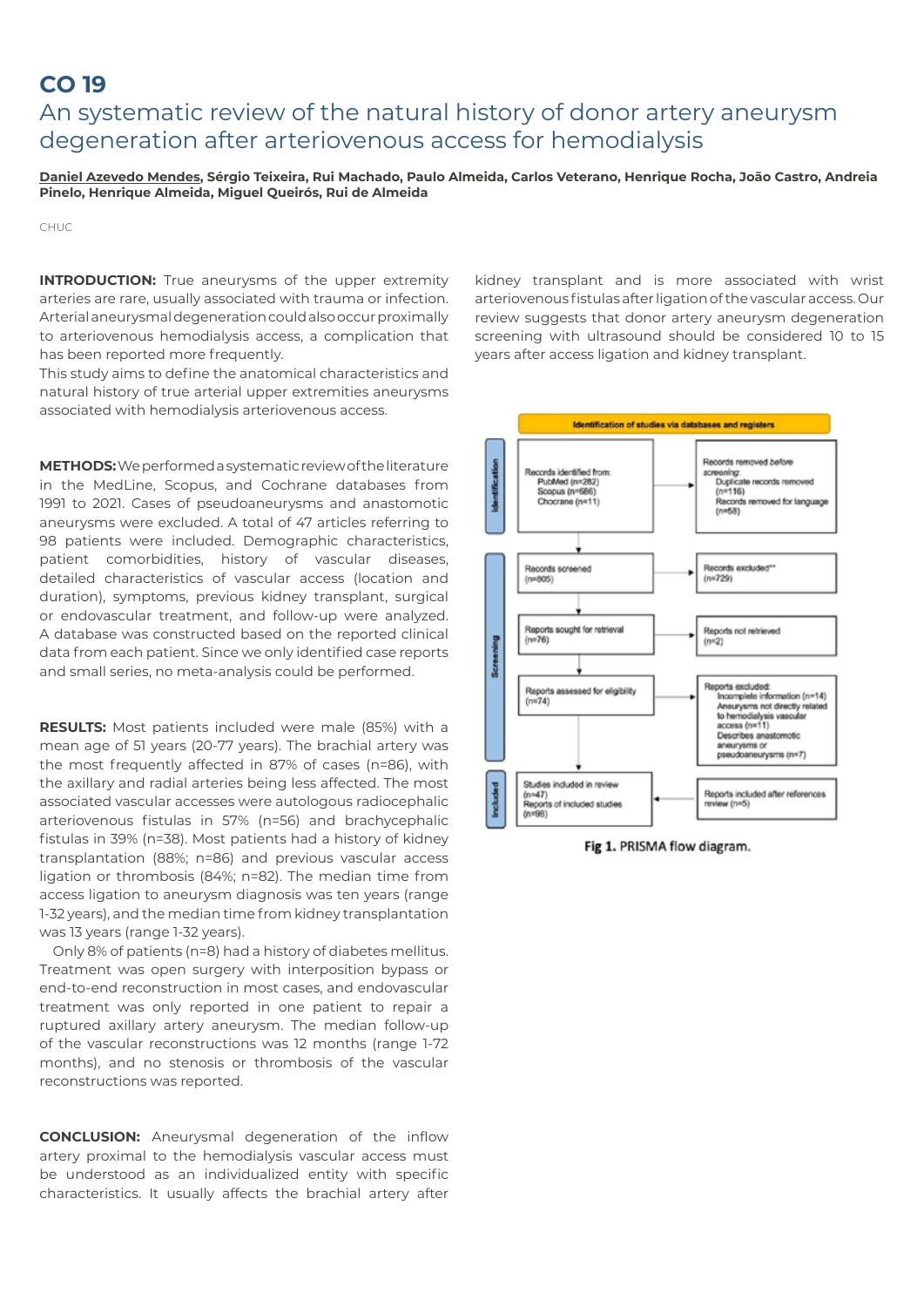# CO 19

## An systematic review of the natural history of donor artery aneurysm degeneration after arteriovenous access for hemodialysis

**Daniel Azevedo Mendes, Sérgio Teixeira, Rui Machado, Paulo Almeida, Carlos Veterano, Henrique Rocha, João Castro, Andreia Pinelo, Henrique Almeida, Miguel Queirós, Rui de Almeida**

CHUC

**INTRODUCTION:** True aneurysms of the upper extremity arteries are rare, usually associated with trauma or infection. Arterial aneurysmal degeneration could also occur proximally to arteriovenous hemodialysis access, a complication that has been reported more frequently.

This study aims to define the anatomical characteristics and natural history of true arterial upper extremities aneurysms associated with hemodialysis arteriovenous access.

**METHODS:** We performed a systematic review of the literature in the MedLine, Scopus, and Cochrane databases from 1991 to 2021. Cases of pseudoaneurysms and anastomotic aneurysms were excluded. A total of 47 articles referring to 98 patients were included. Demographic characteristics, patient comorbidities, history of vascular diseases, detailed characteristics of vascular access (location and duration), symptoms, previous kidney transplant, surgical or endovascular treatment, and follow-up were analyzed. A database was constructed based on the reported clinical data from each patient. Since we only identified case reports and small series, no meta-analysis could be performed.

**RESULTS:** Most patients included were male (85%) with a mean age of 51 years (20-77 years). The brachial artery was the most frequently affected in 87% of cases (n=86), with the axillary and radial arteries being less affected. The most associated vascular accesses were autologous radiocephalic arteriovenous fistulas in 57% (n=56) and brachycephalic fistulas in 39% (n=38). Most patients had a history of kidney transplantation (88%; n=86) and previous vascular access ligation or thrombosis (84%; n=82). The median time from access ligation to aneurysm diagnosis was ten years (range 1-32 years), and the median time from kidney transplantation was 13 years (range 1-32 years).

Only 8% of patients (n=8) had a history of diabetes mellitus. Treatment was open surgery with interposition bypass or end-to-end reconstruction in most cases, and endovascular treatment was only reported in one patient to repair a ruptured axillary artery aneurysm. The median follow-up of the vascular reconstructions was 12 months (range 1-72 months), and no stenosis or thrombosis of the vascular reconstructions was reported.

**CONCLUSION:** Aneurysmal degeneration of the inflow artery proximal to the hemodialysis vascular access must be understood as an individualized entity with specific characteristics. It usually affects the brachial artery after kidney transplant and is more associated with wrist arteriovenous fistulas after ligation of the vascular access. Our review suggests that donor artery aneurysm degeneration screening with ultrasound should be considered 10 to 15 years after access ligation and kidney transplant.

**Identification of studies via databases and registers**

**Identification**
- Records identified from: PubMed (n=282), Scopus (n=686), Chocrane (n=11)
- Records removed *before screening*: Duplicate records removed (n=116), Records removed for language (n=58)

**Screening**
- Records screened (n=805) → Records excluded** (n=729)
- Reports sought for retrieval (n=76) → Reports not retrieved (n=2)
- Reports assessed for eligibility (n=74) → Reports excluded: Incomplete information (n=14), Aneurysms not directly related to hemodialysis vascular access (n=11), Describes anastomotic aneurysms or pseudoaneurysms (n=7)

**Included**
- Studies included in review (n=47), Reports of included studies (n=98) ← Reports included after references review (n=5)

**Fig 1.** PRISMA flow diagram.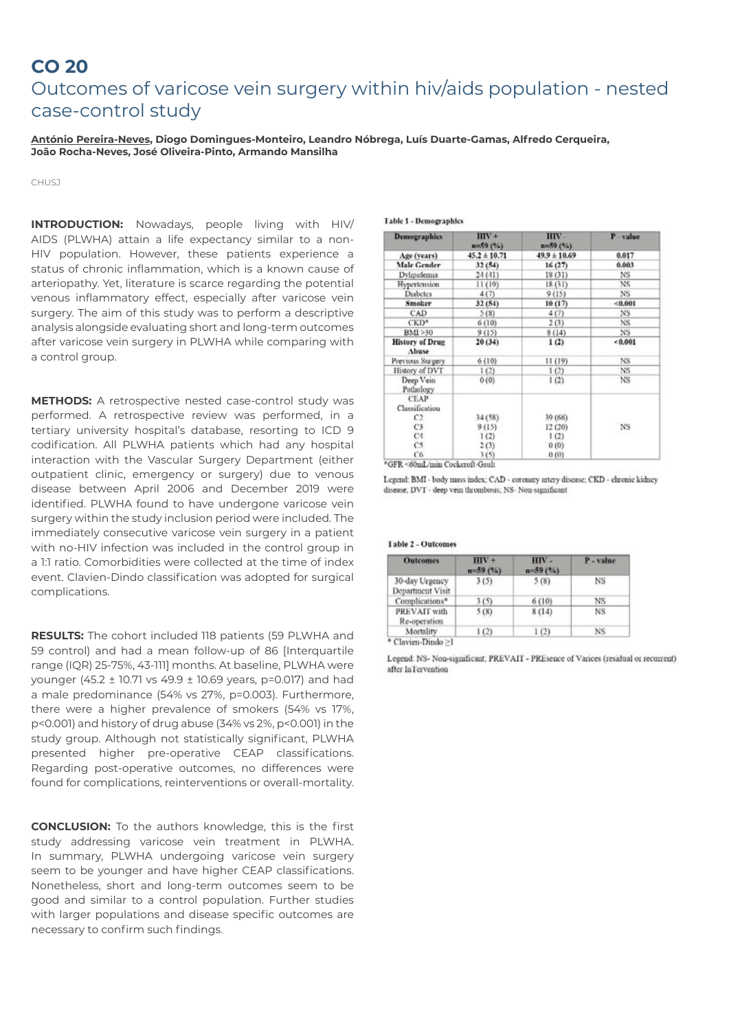# CO 20

## Outcomes of varicose vein surgery within hiv/aids population - nested case-control study

**António Pereira-Neves, Diogo Domingues-Monteiro, Leandro Nóbrega, Luís Duarte-Gamas, Alfredo Cerqueira, João Rocha-Neves, José Oliveira-Pinto, Armando Mansilha**

CHUSJ

**INTRODUCTION:** Nowadays, people living with HIV/AIDS (PLWHA) attain a life expectancy similar to a non-HIV population. However, these patients experience a status of chronic inflammation, which is a known cause of arteriopathy. Yet, literature is scarce regarding the potential venous inflammatory effect, especially after varicose vein surgery. The aim of this study was to perform a descriptive analysis alongside evaluating short and long-term outcomes after varicose vein surgery in PLWHA while comparing with a control group.

**METHODS:** A retrospective nested case-control study was performed. A retrospective review was performed, in a tertiary university hospital's database, resorting to ICD 9 codification. All PLWHA patients which had any hospital interaction with the Vascular Surgery Department (either outpatient clinic, emergency or surgery) due to venous disease between April 2006 and December 2019 were identified. PLWHA found to have undergone varicose vein surgery within the study inclusion period were included. The immediately consecutive varicose vein surgery in a patient with no-HIV infection was included in the control group in a 1:1 ratio. Comorbidities were collected at the time of index event. Clavien-Dindo classification was adopted for surgical complications.

**RESULTS:** The cohort included 118 patients (59 PLWHA and 59 control) and had a mean follow-up of 86 [Interquartile range (IQR) 25-75%, 43-111] months. At baseline, PLWHA were younger (45.2 ± 10.71 vs 49.9 ± 10.69 years, p=0.017) and had a male predominance (54% vs 27%, p=0.003). Furthermore, there were a higher prevalence of smokers (54% vs 17%, p<0.001) and history of drug abuse (34% vs 2%, p<0.001) in the study group. Although not statistically significant, PLWHA presented higher pre-operative CEAP classifications. Regarding post-operative outcomes, no differences were found for complications, reinterventions or overall-mortality.

**CONCLUSION:** To the authors knowledge, this is the first study addressing varicose vein treatment in PLWHA. In summary, PLWHA undergoing varicose vein surgery seem to be younger and have higher CEAP classifications. Nonetheless, short and long-term outcomes seem to be good and similar to a control population. Further studies with larger populations and disease specific outcomes are necessary to confirm such findings.

**Table 1 - Demographics**

| Demographics | HIV + n=59 (%) | HIV - n=59 (%) | P - value |
|---|---|---|---|
| **Age (years)** | **45.2 ± 10.71** | **49.9 ± 10.69** | **0.017** |
| **Male Gender** | **32 (54)** | **16 (27)** | **0.003** |
| Dyslipidemia | 24 (41) | 18 (31) | NS |
| Hypertension | 11 (19) | 18 (31) | NS |
| Diabetes | 4 (7) | 9 (15) | NS |
| **Smoker** | **32 (54)** | **10 (17)** | **<0.001** |
| CAD | 5 (8) | 4 (7) | NS |
| CKD* | 6 (10) | 2 (3) | NS |
| BMI >30 | 9 (15) | 8 (14) | NS |
| **History of Drug Abuse** | **20 (34)** | **1 (2)** | **<0.001** |
| Previous Surgery | 6 (10) | 11 (19) | NS |
| History of DVT | 1 (2) | 1 (2) | NS |
| Deep Vein Pathology | 0 (0) | 1 (2) | NS |
| CEAP Classification | | | NS |
| C2 | 34 (58) | 39 (66) | |
| C3 | 9 (15) | 12 (20) | |
| C4 | 1 (2) | 1 (2) | |
| C5 | 2 (3) | 0 (0) | |
| C6 | 3 (5) | 0 (0) | |

*GFR <60mL/min Cockcroft-Gault

Legend: BMI - body mass index; CAD - coronary artery disease; CKD - chronic kidney disease; DVT - deep vein thrombosis; NS- Non-significant

**Table 2 - Outcomes**

| Outcomes | HIV + n=59 (%) | HIV - n=59 (%) | P - value |
|---|---|---|---|
| 30-day Urgency Department Visit | 3 (5) | 5 (8) | NS |
| Complications* | 3 (5) | 6 (10) | NS |
| PREVAIT with Re-operation | 5 (8) | 8 (14) | NS |
| Mortality | 1 (2) | 1 (2) | NS |

* Clavien-Dindo ≥1

Legend: NS- Non-significant; PREVAIT - PREsence of Varices (residual or recurrent) after InTervention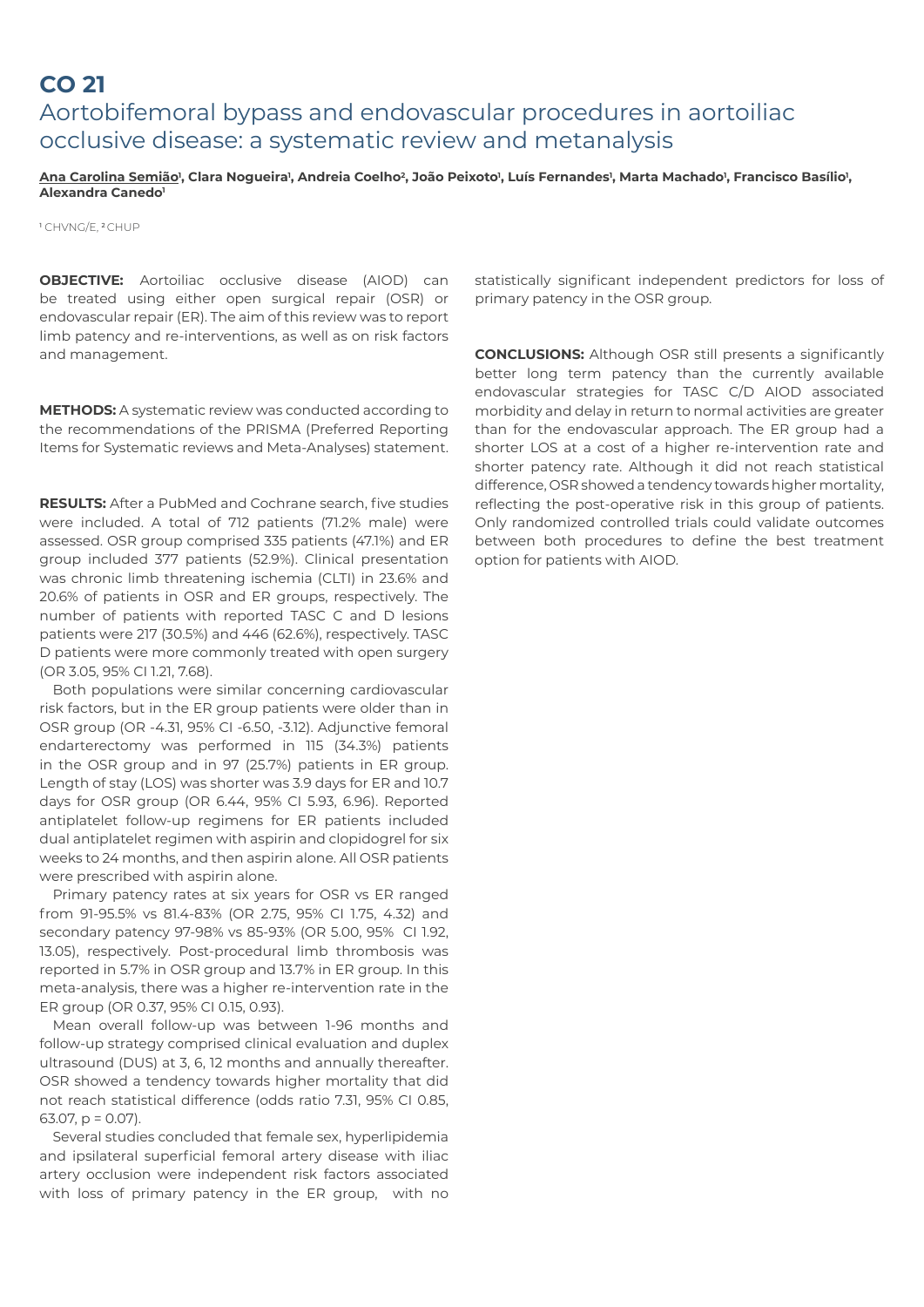# CO 21

## Aortobifemoral bypass and endovascular procedures in aortoiliac occlusive disease: a systematic review and metanalysis

**Ana Carolina Semião[1], Clara Nogueira[1], Andreia Coelho[2], João Peixoto[1], Luís Fernandes[1], Marta Machado[1], Francisco Basílio[1], Alexandra Canedo[1]**

[1] CHVNG/E, [2] CHUP

**OBJECTIVE:** Aortoiliac occlusive disease (AIOD) can be treated using either open surgical repair (OSR) or endovascular repair (ER). The aim of this review was to report limb patency and re-interventions, as well as on risk factors and management.

**METHODS:** A systematic review was conducted according to the recommendations of the PRISMA (Preferred Reporting Items for Systematic reviews and Meta-Analyses) statement.

**RESULTS:** After a PubMed and Cochrane search, five studies were included. A total of 712 patients (71.2% male) were assessed. OSR group comprised 335 patients (47.1%) and ER group included 377 patients (52.9%). Clinical presentation was chronic limb threatening ischemia (CLTI) in 23.6% and 20.6% of patients in OSR and ER groups, respectively. The number of patients with reported TASC C and D lesions patients were 217 (30.5%) and 446 (62.6%), respectively. TASC D patients were more commonly treated with open surgery (OR 3.05, 95% CI 1.21, 7.68).

Both populations were similar concerning cardiovascular risk factors, but in the ER group patients were older than in OSR group (OR -4.31, 95% CI -6.50, -3.12). Adjunctive femoral endarterectomy was performed in 115 (34.3%) patients in the OSR group and in 97 (25.7%) patients in ER group. Length of stay (LOS) was shorter was 3.9 days for ER and 10.7 days for OSR group (OR 6.44, 95% CI 5.93, 6.96). Reported antiplatelet follow-up regimens for ER patients included dual antiplatelet regimen with aspirin and clopidogrel for six weeks to 24 months, and then aspirin alone. All OSR patients were prescribed with aspirin alone.

Primary patency rates at six years for OSR vs ER ranged from 91-95.5% vs 81.4-83% (OR 2.75, 95% CI 1.75, 4.32) and secondary patency 97-98% vs 85-93% (OR 5.00, 95% CI 1.92, 13.05), respectively. Post-procedural limb thrombosis was reported in 5.7% in OSR group and 13.7% in ER group. In this meta-analysis, there was a higher re-intervention rate in the ER group (OR 0.37, 95% CI 0.15, 0.93).

Mean overall follow-up was between 1-96 months and follow-up strategy comprised clinical evaluation and duplex ultrasound (DUS) at 3, 6, 12 months and annually thereafter. OSR showed a tendency towards higher mortality that did not reach statistical difference (odds ratio 7.31, 95% CI 0.85, 63.07, $p = 0.07$).

Several studies concluded that female sex, hyperlipidemia and ipsilateral superficial femoral artery disease with iliac artery occlusion were independent risk factors associated with loss of primary patency in the ER group, with no statistically significant independent predictors for loss of primary patency in the OSR group.

**CONCLUSIONS:** Although OSR still presents a significantly better long term patency than the currently available endovascular strategies for TASC C/D AIOD associated morbidity and delay in return to normal activities are greater than for the endovascular approach. The ER group had a shorter LOS at a cost of a higher re-intervention rate and shorter patency rate. Although it did not reach statistical difference, OSR showed a tendency towards higher mortality, reflecting the post-operative risk in this group of patients. Only randomized controlled trials could validate outcomes between both procedures to define the best treatment option for patients with AIOD.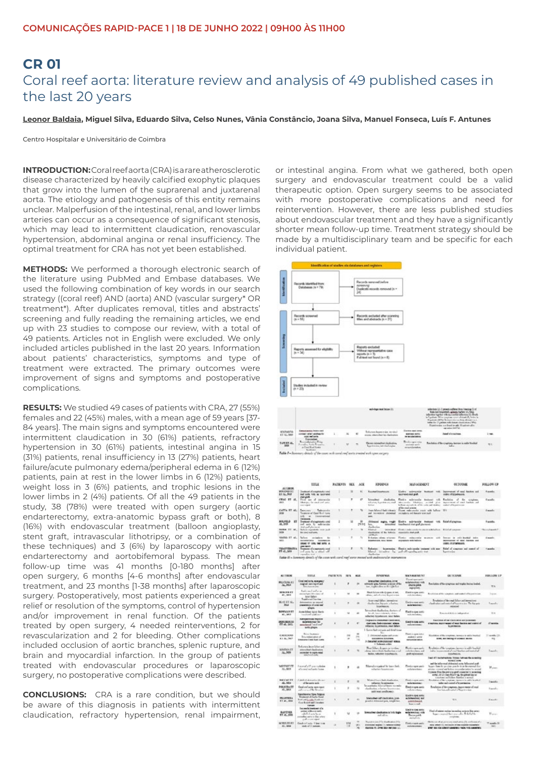## COMUNICAÇÕES RAPID-PACE 1 | 18 DE JUNHO 2022 | 09H00 ÀS 11H00

# CR 01

## Coral reef aorta: literature review and analysis of 49 published cases in the last 20 years

**Leonor Baldaia, Miguel Silva, Eduardo Silva, Celso Nunes, Vânia Constâncio, Joana Silva, Manuel Fonseca, Luís F. Antunes**

Centro Hospitalar e Universitário de Coimbra

**INTRODUCTION:** Coral reef aorta (CRA) is a rare atherosclerotic disease characterized by heavily calcified exophytic plaques that grow into the lumen of the suprarenal and juxtarenal aorta. The etiology and pathogenesis of this entity remains unclear. Malperfusion of the intestinal, renal, and lower limbs arteries can occur as a consequence of significant stenosis, which may lead to intermittent claudication, renovascular hypertension, abdominal angina or renal insufficiency. The optimal treatment for CRA has not yet been established.

**METHODS:** We performed a thorough electronic search of the literature using PubMed and Embase databases. We used the following combination of key words in our search strategy ((coral reef) AND (aorta) AND (vascular surgery* OR treatment*). After duplicates removal, titles and abstracts' screening and fully reading the remaining articles, we end up with 23 studies to compose our review, with a total of 49 patients. Articles not in English were excluded. We only included articles published in the last 20 years. Information about patients' characteristics, symptoms and type of treatment were extracted. The primary outcomes were improvement of signs and symptoms and postoperative complications.

**RESULTS:** We studied 49 cases of patients with CRA, 27 (55%) females and 22 (45%) males, with a mean age of 59 years [37-84 years]. The main signs and symptoms encountered were intermittent claudication in 30 (61%) patients, refractory hypertension in 30 (61%) patients, intestinal angina in 15 (31%) patients, renal insufficiency in 13 (27%) patients, heart failure/acute pulmonary edema/peripheral edema in 6 (12%) patients, pain at rest in the lower limbs in 6 (12%) patients, weight loss in 3 (6%) patients, and trophic lesions in the lower limbs in 2 (4%) patients. Of all the 49 patients in the study, 38 (78%) were treated with open surgery (aortic endarterectomy, extra-anatomic bypass graft or both), 8 (16%) with endovascular treatment (balloon angioplasty, stent graft, intravascular lithotripsy, or a combination of these techniques) and 3 (6%) by laparoscopy with aortic endarterectomy and aortobifemoral bypass. The mean follow-up time was 41 months [0-180 months] after open surgery, 6 months [4-6 months] after endovascular treatment, and 23 months [1-38 months] after laparoscopic surgery. Postoperatively, most patients experienced a great relief or resolution of the symptoms, control of hypertension and/or improvement in renal function. Of the patients treated by open surgery, 4 needed reinterventions, 2 for revascularization and 2 for bleeding. Other complications included occlusion of aortic branches, splenic rupture, and brain and myocardial infarction. In the group of patients treated with endovascular procedures or laparoscopic surgery, no postoperative complications were described.

**CONCLUSIONS:** CRA is a rare condition, but we should be aware of this diagnosis in patients with intermittent claudication, refractory hypertension, renal impairment, or intestinal angina. From what we gathered, both open surgery and endovascular treatment could be a valid therapeutic option. Open surgery seems to be associated with more postoperative complications and need for reintervention. However, there are less published studies about endovascular treatment and they have a significantly shorter mean follow-up time. Treatment strategy should be made by a multidisciplinary team and be specific for each individual patient.

Identification of studies via databases and registers

- Identification: Records identified from: Databases (n = 79) → Records removed before screening: Duplicate records removed (n = 24)
- Screening: Records screened (n = 55) → Records excluded after scanning titles and abstracts (n = 21)
- Reports assessed for eligibility (n = 34) → Reports excluded: Without representative case reports (n = 3); Full-text not found (n = 8)
- Included: Studies included in review (n = 23)

Table I – Summary details of the cases with coral reef aorta treated with open surgery

Table II – Summary details of the cases with coral reef aorta treated with endovascular intervention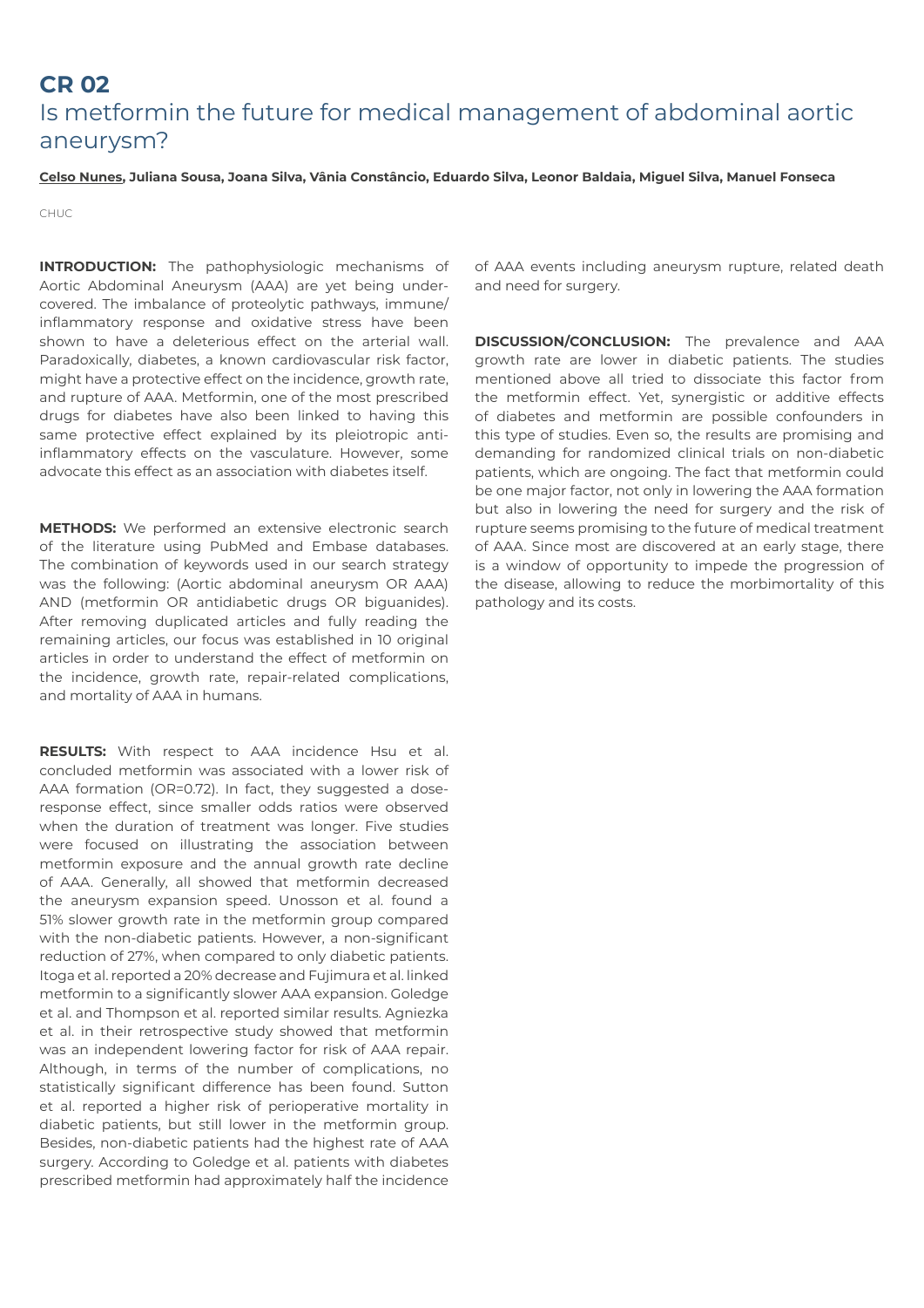# CR 02

## Is metformin the future for medical management of abdominal aortic aneurysm?

**Celso Nunes, Juliana Sousa, Joana Silva, Vânia Constâncio, Eduardo Silva, Leonor Baldaia, Miguel Silva, Manuel Fonseca**

CHUC

**INTRODUCTION:** The pathophysiologic mechanisms of Aortic Abdominal Aneurysm (AAA) are yet being undercovered. The imbalance of proteolytic pathways, immune/inflammatory response and oxidative stress have been shown to have a deleterious effect on the arterial wall. Paradoxically, diabetes, a known cardiovascular risk factor, might have a protective effect on the incidence, growth rate, and rupture of AAA. Metformin, one of the most prescribed drugs for diabetes have also been linked to having this same protective effect explained by its pleiotropic anti-inflammatory effects on the vasculature. However, some advocate this effect as an association with diabetes itself.

**METHODS:** We performed an extensive electronic search of the literature using PubMed and Embase databases. The combination of keywords used in our search strategy was the following: (Aortic abdominal aneurysm OR AAA) AND (metformin OR antidiabetic drugs OR biguanides). After removing duplicated articles and fully reading the remaining articles, our focus was established in 10 original articles in order to understand the effect of metformin on the incidence, growth rate, repair-related complications, and mortality of AAA in humans.

**RESULTS:** With respect to AAA incidence Hsu et al. concluded metformin was associated with a lower risk of AAA formation (OR=0.72). In fact, they suggested a dose-response effect, since smaller odds ratios were observed when the duration of treatment was longer. Five studies were focused on illustrating the association between metformin exposure and the annual growth rate decline of AAA. Generally, all showed that metformin decreased the aneurysm expansion speed. Unosson et al. found a 51% slower growth rate in the metformin group compared with the non-diabetic patients. However, a non-significant reduction of 27%, when compared to only diabetic patients. Itoga et al. reported a 20% decrease and Fujimura et al. linked metformin to a significantly slower AAA expansion. Goledge et al. and Thompson et al. reported similar results. Agniezka et al. in their retrospective study showed that metformin was an independent lowering factor for risk of AAA repair. Although, in terms of the number of complications, no statistically significant difference has been found. Sutton et al. reported a higher risk of perioperative mortality in diabetic patients, but still lower in the metformin group. Besides, non-diabetic patients had the highest rate of AAA surgery. According to Goledge et al. patients with diabetes prescribed metformin had approximately half the incidence of AAA events including aneurysm rupture, related death and need for surgery.

**DISCUSSION/CONCLUSION:** The prevalence and AAA growth rate are lower in diabetic patients. The studies mentioned above all tried to dissociate this factor from the metformin effect. Yet, synergistic or additive effects of diabetes and metformin are possible confounders in this type of studies. Even so, the results are promising and demanding for randomized clinical trials on non-diabetic patients, which are ongoing. The fact that metformin could be one major factor, not only in lowering the AAA formation but also in lowering the need for surgery and the risk of rupture seems promising to the future of medical treatment of AAA. Since most are discovered at an early stage, there is a window of opportunity to impede the progression of the disease, allowing to reduce the morbimortality of this pathology and its costs.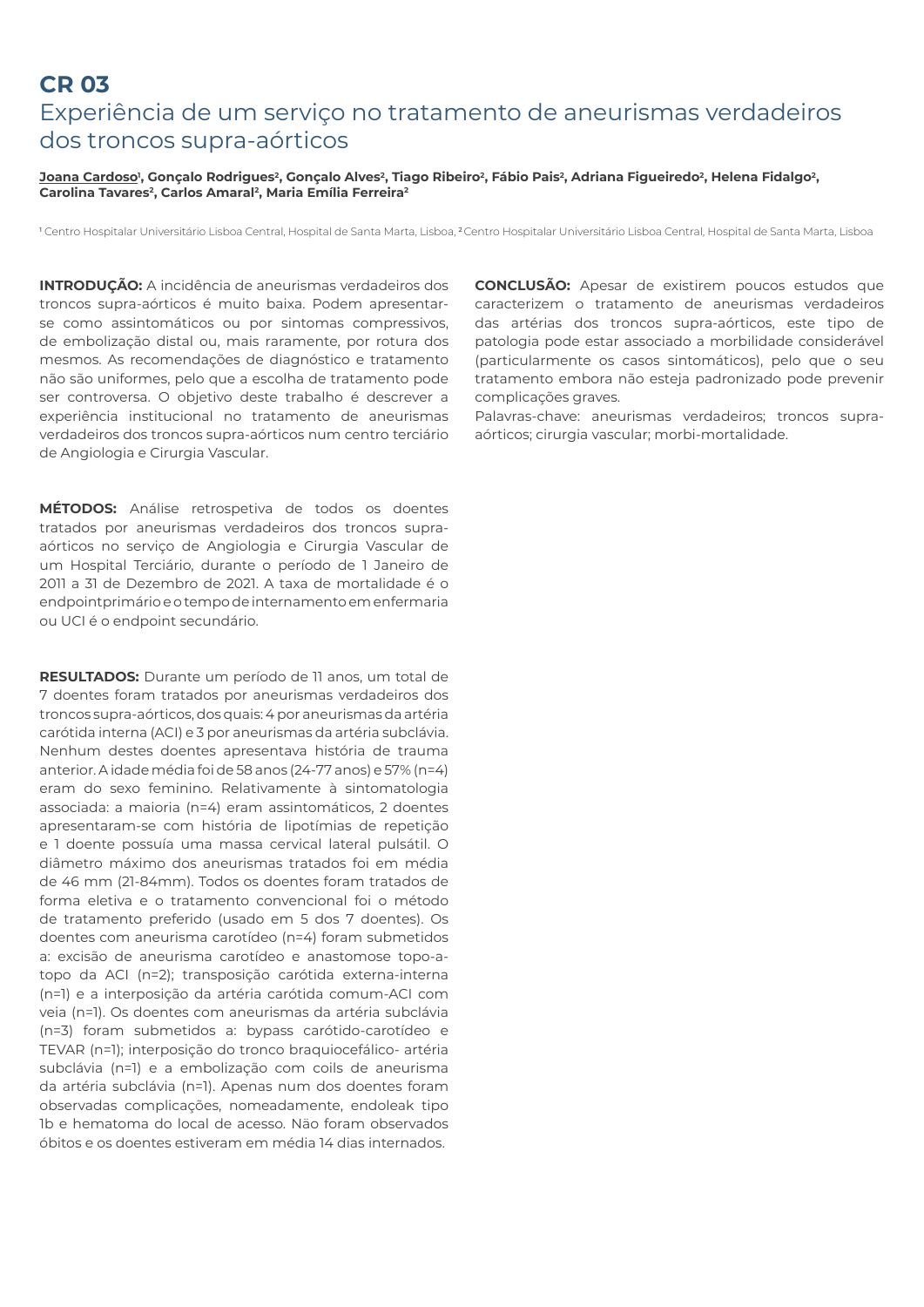# CR 03

## Experiência de um serviço no tratamento de aneurismas verdadeiros dos troncos supra-aórticos

**Joana Cardoso[1], Gonçalo Rodrigues[2], Gonçalo Alves[2], Tiago Ribeiro[2], Fábio Pais[2], Adriana Figueiredo[2], Helena Fidalgo[2], Carolina Tavares[2], Carlos Amaral[2], Maria Emília Ferreira[2]**

[1] Centro Hospitalar Universitário Lisboa Central, Hospital de Santa Marta, Lisboa, [2] Centro Hospitalar Universitário Lisboa Central, Hospital de Santa Marta, Lisboa

**INTRODUÇÃO:** A incidência de aneurismas verdadeiros dos troncos supra-aórticos é muito baixa. Podem apresentar-se como assintomáticos ou por sintomas compressivos, de embolização distal ou, mais raramente, por rotura dos mesmos. As recomendações de diagnóstico e tratamento não são uniformes, pelo que a escolha de tratamento pode ser controversa. O objetivo deste trabalho é descrever a experiência institucional no tratamento de aneurismas verdadeiros dos troncos supra-aórticos num centro terciário de Angiologia e Cirurgia Vascular.

**MÉTODOS:** Análise retrospetiva de todos os doentes tratados por aneurismas verdadeiros dos troncos supra-aórticos no serviço de Angiologia e Cirurgia Vascular de um Hospital Terciário, durante o período de 1 Janeiro de 2011 a 31 de Dezembro de 2021. A taxa de mortalidade é o endpointprimário e o tempo de internamento em enfermaria ou UCI é o endpoint secundário.

**RESULTADOS:** Durante um período de 11 anos, um total de 7 doentes foram tratados por aneurismas verdadeiros dos troncos supra-aórticos, dos quais: 4 por aneurismas da artéria carótida interna (ACI) e 3 por aneurismas da artéria subclávia. Nenhum destes doentes apresentava história de trauma anterior. A idade média foi de 58 anos (24-77 anos) e 57% (n=4) eram do sexo feminino. Relativamente à sintomatologia associada: a maioria (n=4) eram assintomáticos, 2 doentes apresentaram-se com história de lipotímias de repetição e 1 doente possuía uma massa cervical lateral pulsátil. O diâmetro máximo dos aneurismas tratados foi em média de 46 mm (21-84mm). Todos os doentes foram tratados de forma eletiva e o tratamento convencional foi o método de tratamento preferido (usado em 5 dos 7 doentes). Os doentes com aneurisma carotídeo (n=4) foram submetidos a: excisão de aneurisma carotídeo e anastomose topo-a-topo da ACI (n=2); transposição carótida externa-interna (n=1) e a interposição da artéria carótida comum-ACI com veia (n=1). Os doentes com aneurismas da artéria subclávia (n=3) foram submetidos a: bypass carótido-carotídeo e TEVAR (n=1); interposição do tronco braquiocefálico- artéria subclávia (n=1) e a embolização com coils de aneurisma da artéria subclávia (n=1). Apenas num dos doentes foram observadas complicações, nomeadamente, endoleak tipo 1b e hematoma do local de acesso. Não foram observados óbitos e os doentes estiveram em média 14 dias internados.

**CONCLUSÃO:** Apesar de existirem poucos estudos que caracterizem o tratamento de aneurismas verdadeiros das artérias dos troncos supra-aórticos, este tipo de patologia pode estar associado a morbilidade considerável (particularmente os casos sintomáticos), pelo que o seu tratamento embora não esteja padronizado pode prevenir complicações graves.

Palavras-chave: aneurismas verdadeiros; troncos supra-aórticos; cirurgia vascular; morbi-mortalidade.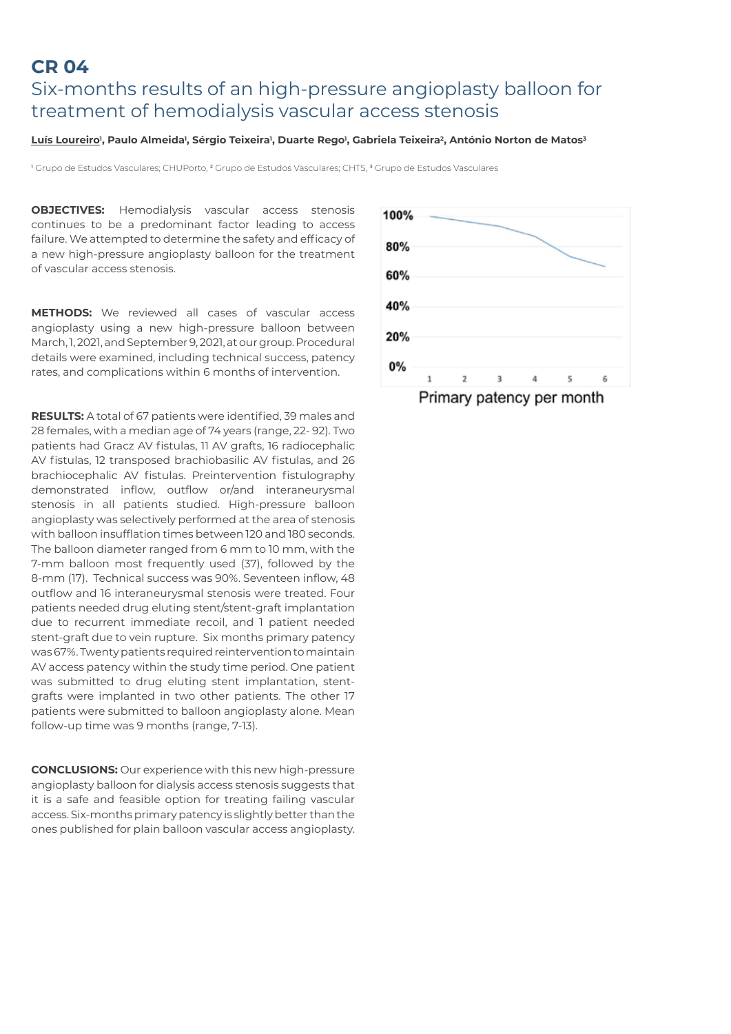## CR 04

# Six-months results of an high-pressure angioplasty balloon for treatment of hemodialysis vascular access stenosis

**Luís Loureiro[1], Paulo Almeida[1], Sérgio Teixeira[1], Duarte Rego[1], Gabriela Teixeira[2], António Norton de Matos[3]**

[1] Grupo de Estudos Vasculares; CHUPorto, [2] Grupo de Estudos Vasculares; CHTS, [3] Grupo de Estudos Vasculares

**OBJECTIVES:** Hemodialysis vascular access stenosis continues to be a predominant factor leading to access failure. We attempted to determine the safety and efficacy of a new high-pressure angioplasty balloon for the treatment of vascular access stenosis.

**METHODS:** We reviewed all cases of vascular access angioplasty using a new high-pressure balloon between March, 1, 2021, and September 9, 2021, at our group. Procedural details were examined, including technical success, patency rates, and complications within 6 months of intervention.

**RESULTS:** A total of 67 patients were identified, 39 males and 28 females, with a median age of 74 years (range, 22- 92). Two patients had Gracz AV fistulas, 11 AV grafts, 16 radiocephalic AV fistulas, 12 transposed brachiobasilic AV fistulas, and 26 brachiocephalic AV fistulas. Preintervention fistulography demonstrated inflow, outflow or/and interaneurysmal stenosis in all patients studied. High-pressure balloon angioplasty was selectively performed at the area of stenosis with balloon insufflation times between 120 and 180 seconds. The balloon diameter ranged from 6 mm to 10 mm, with the 7-mm balloon most frequently used (37), followed by the 8-mm (17). Technical success was 90%. Seventeen inflow, 48 outflow and 16 interaneurysmal stenosis were treated. Four patients needed drug eluting stent/stent-graft implantation due to recurrent immediate recoil, and 1 patient needed stent-graft due to vein rupture. Six months primary patency was 67%. Twenty patients required reintervention to maintain AV access patency within the study time period. One patient was submitted to drug eluting stent implantation, stent-grafts were implanted in two other patients. The other 17 patients were submitted to balloon angioplasty alone. Mean follow-up time was 9 months (range, 7-13).

**CONCLUSIONS:** Our experience with this new high-pressure angioplasty balloon for dialysis access stenosis suggests that it is a safe and feasible option for treating failing vascular access. Six-months primary patency is slightly better than the ones published for plain balloon vascular access angioplasty.

Primary patency per month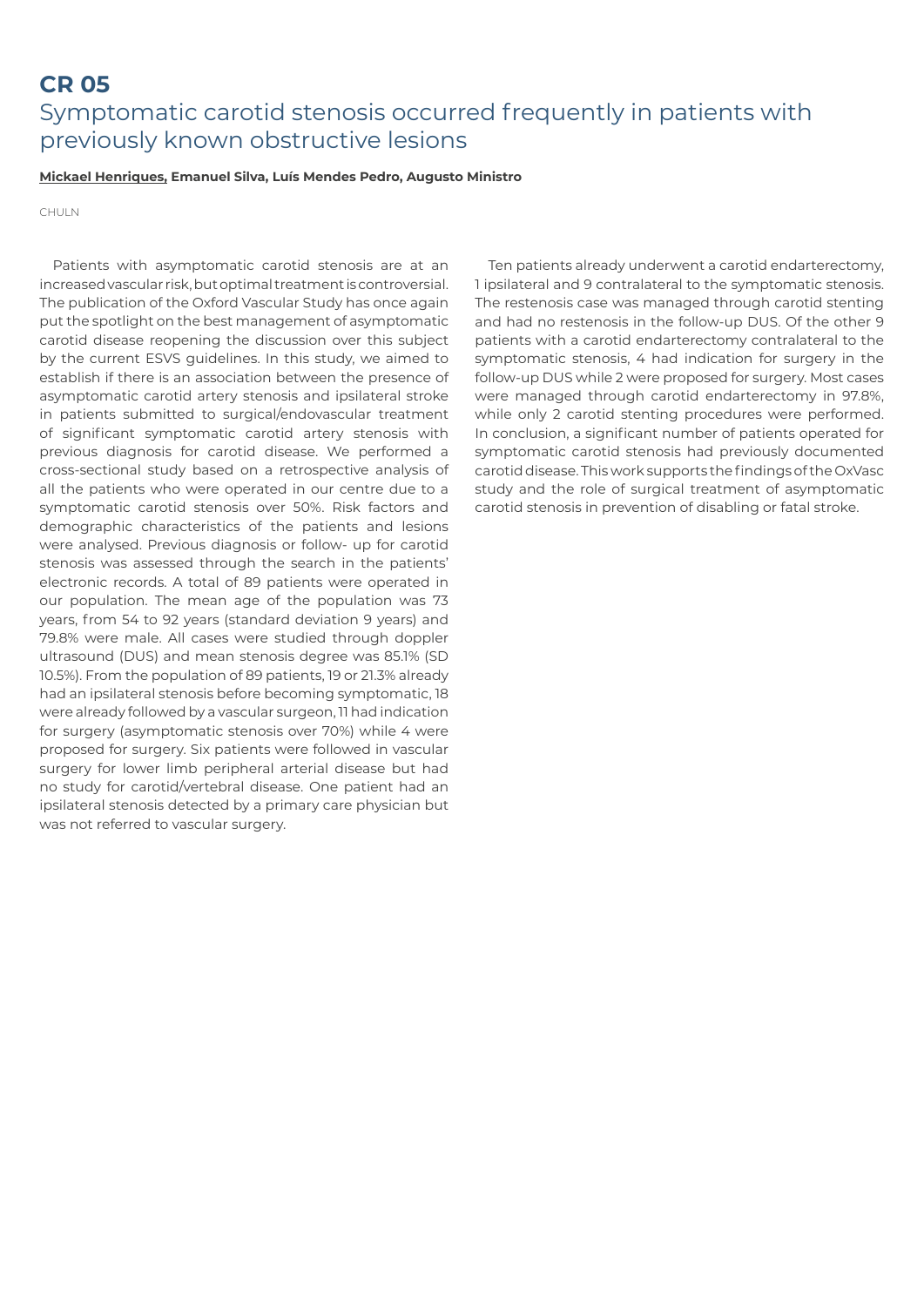## CR 05

# Symptomatic carotid stenosis occurred frequently in patients with previously known obstructive lesions

**Mickael Henriques, Emanuel Silva, Luís Mendes Pedro, Augusto Ministro**

CHULN

Patients with asymptomatic carotid stenosis are at an increased vascular risk, but optimal treatment is controversial. The publication of the Oxford Vascular Study has once again put the spotlight on the best management of asymptomatic carotid disease reopening the discussion over this subject by the current ESVS guidelines. In this study, we aimed to establish if there is an association between the presence of asymptomatic carotid artery stenosis and ipsilateral stroke in patients submitted to surgical/endovascular treatment of significant symptomatic carotid artery stenosis with previous diagnosis for carotid disease. We performed a cross-sectional study based on a retrospective analysis of all the patients who were operated in our centre due to a symptomatic carotid stenosis over 50%. Risk factors and demographic characteristics of the patients and lesions were analysed. Previous diagnosis or follow- up for carotid stenosis was assessed through the search in the patients' electronic records. A total of 89 patients were operated in our population. The mean age of the population was 73 years, from 54 to 92 years (standard deviation 9 years) and 79.8% were male. All cases were studied through doppler ultrasound (DUS) and mean stenosis degree was 85.1% (SD 10.5%). From the population of 89 patients, 19 or 21.3% already had an ipsilateral stenosis before becoming symptomatic, 18 were already followed by a vascular surgeon, 11 had indication for surgery (asymptomatic stenosis over 70%) while 4 were proposed for surgery. Six patients were followed in vascular surgery for lower limb peripheral arterial disease but had no study for carotid/vertebral disease. One patient had an ipsilateral stenosis detected by a primary care physician but was not referred to vascular surgery.

Ten patients already underwent a carotid endarterectomy, 1 ipsilateral and 9 contralateral to the symptomatic stenosis. The restenosis case was managed through carotid stenting and had no restenosis in the follow-up DUS. Of the other 9 patients with a carotid endarterectomy contralateral to the symptomatic stenosis, 4 had indication for surgery in the follow-up DUS while 2 were proposed for surgery. Most cases were managed through carotid endarterectomy in 97.8%, while only 2 carotid stenting procedures were performed. In conclusion, a significant number of patients operated for symptomatic carotid stenosis had previously documented carotid disease. This work supports the findings of the OxVasc study and the role of surgical treatment of asymptomatic carotid stenosis in prevention of disabling or fatal stroke.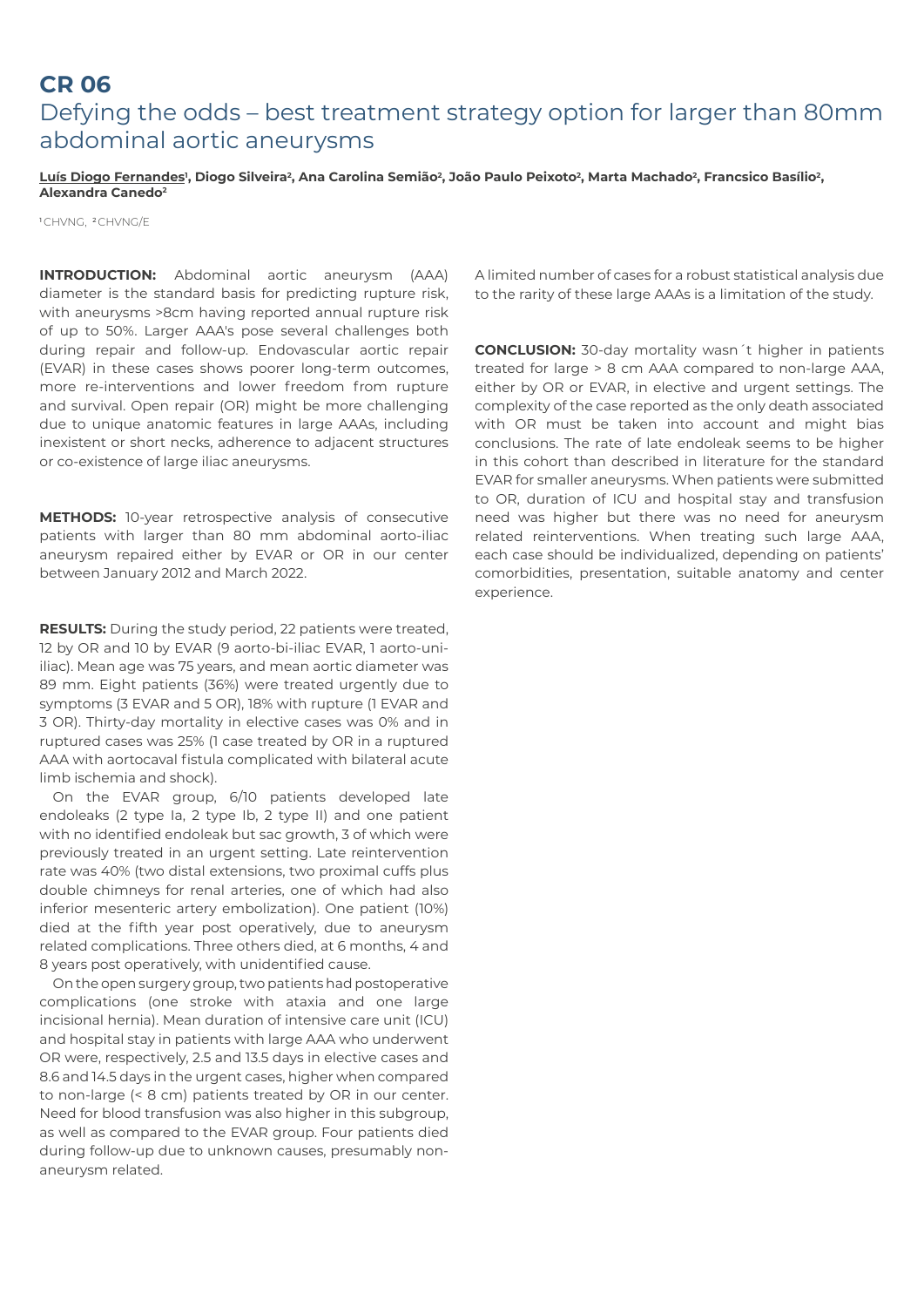# CR 06

## Defying the odds – best treatment strategy option for larger than 80mm abdominal aortic aneurysms

**Luís Diogo Fernandes[1], Diogo Silveira[2], Ana Carolina Semião[2], João Paulo Peixoto[2], Marta Machado[2], Francsico Basílio[2], Alexandra Canedo[2]**

[1] CHVNG, [2] CHVNG/E

**INTRODUCTION:** Abdominal aortic aneurysm (AAA) diameter is the standard basis for predicting rupture risk, with aneurysms >8cm having reported annual rupture risk of up to 50%. Larger AAA's pose several challenges both during repair and follow-up. Endovascular aortic repair (EVAR) in these cases shows poorer long-term outcomes, more re-interventions and lower freedom from rupture and survival. Open repair (OR) might be more challenging due to unique anatomic features in large AAAs, including inexistent or short necks, adherence to adjacent structures or co-existence of large iliac aneurysms.

**METHODS:** 10-year retrospective analysis of consecutive patients with larger than 80 mm abdominal aorto-iliac aneurysm repaired either by EVAR or OR in our center between January 2012 and March 2022.

**RESULTS:** During the study period, 22 patients were treated, 12 by OR and 10 by EVAR (9 aorto-bi-iliac EVAR, 1 aorto-uni-iliac). Mean age was 75 years, and mean aortic diameter was 89 mm. Eight patients (36%) were treated urgently due to symptoms (3 EVAR and 5 OR), 18% with rupture (1 EVAR and 3 OR). Thirty-day mortality in elective cases was 0% and in ruptured cases was 25% (1 case treated by OR in a ruptured AAA with aortocaval fistula complicated with bilateral acute limb ischemia and shock).

On the EVAR group, 6/10 patients developed late endoleaks (2 type Ia, 2 type Ib, 2 type II) and one patient with no identified endoleak but sac growth, 3 of which were previously treated in an urgent setting. Late reintervention rate was 40% (two distal extensions, two proximal cuffs plus double chimneys for renal arteries, one of which had also inferior mesenteric artery embolization). One patient (10%) died at the fifth year post operatively, due to aneurysm related complications. Three others died, at 6 months, 4 and 8 years post operatively, with unidentified cause.

On the open surgery group, two patients had postoperative complications (one stroke with ataxia and one large incisional hernia). Mean duration of intensive care unit (ICU) and hospital stay in patients with large AAA who underwent OR were, respectively, 2.5 and 13.5 days in elective cases and 8.6 and 14.5 days in the urgent cases, higher when compared to non-large (< 8 cm) patients treated by OR in our center. Need for blood transfusion was also higher in this subgroup, as well as compared to the EVAR group. Four patients died during follow-up due to unknown causes, presumably non-aneurysm related.

A limited number of cases for a robust statistical analysis due to the rarity of these large AAAs is a limitation of the study.

**CONCLUSION:** 30-day mortality wasn´t higher in patients treated for large > 8 cm AAA compared to non-large AAA, either by OR or EVAR, in elective and urgent settings. The complexity of the case reported as the only death associated with OR must be taken into account and might bias conclusions. The rate of late endoleak seems to be higher in this cohort than described in literature for the standard EVAR for smaller aneurysms. When patients were submitted to OR, duration of ICU and hospital stay and transfusion need was higher but there was no need for aneurysm related reinterventions. When treating such large AAA, each case should be individualized, depending on patients' comorbidities, presentation, suitable anatomy and center experience.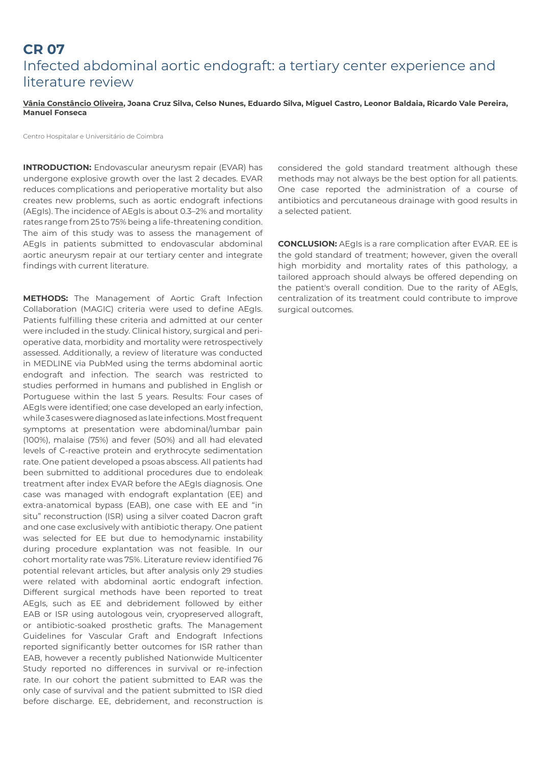# CR 07

## Infected abdominal aortic endograft: a tertiary center experience and literature review

**Vânia Constâncio Oliveira, Joana Cruz Silva, Celso Nunes, Eduardo Silva, Miguel Castro, Leonor Baldaia, Ricardo Vale Pereira, Manuel Fonseca**

Centro Hospitalar e Universitário de Coimbra

**INTRODUCTION:** Endovascular aneurysm repair (EVAR) has undergone explosive growth over the last 2 decades. EVAR reduces complications and perioperative mortality but also creates new problems, such as aortic endograft infections (AEgIs). The incidence of AEgIs is about 0.3–2% and mortality rates range from 25 to 75% being a life-threatening condition. The aim of this study was to assess the management of AEgIs in patients submitted to endovascular abdominal aortic aneurysm repair at our tertiary center and integrate findings with current literature.

**METHODS:** The Management of Aortic Graft Infection Collaboration (MAGIC) criteria were used to define AEgIs. Patients fulfilling these criteria and admitted at our center were included in the study. Clinical history, surgical and peri-operative data, morbidity and mortality were retrospectively assessed. Additionally, a review of literature was conducted in MEDLINE via PubMed using the terms abdominal aortic endograft and infection. The search was restricted to studies performed in humans and published in English or Portuguese within the last 5 years. Results: Four cases of AEgIs were identified; one case developed an early infection, while 3 cases were diagnosed as late infections. Most frequent symptoms at presentation were abdominal/lumbar pain (100%), malaise (75%) and fever (50%) and all had elevated levels of C-reactive protein and erythrocyte sedimentation rate. One patient developed a psoas abscess. All patients had been submitted to additional procedures due to endoleak treatment after index EVAR before the AEgIs diagnosis. One case was managed with endograft explantation (EE) and extra-anatomical bypass (EAB), one case with EE and "in situ" reconstruction (ISR) using a silver coated Dacron graft and one case exclusively with antibiotic therapy. One patient was selected for EE but due to hemodynamic instability during procedure explantation was not feasible. In our cohort mortality rate was 75%. Literature review identified 76 potential relevant articles, but after analysis only 29 studies were related with abdominal aortic endograft infection. Different surgical methods have been reported to treat AEgIs, such as EE and debridement followed by either EAB or ISR using autologous vein, cryopreserved allograft, or antibiotic-soaked prosthetic grafts. The Management Guidelines for Vascular Graft and Endograft Infections reported significantly better outcomes for ISR rather than EAB, however a recently published Nationwide Multicenter Study reported no differences in survival or re-infection rate. In our cohort the patient submitted to EAR was the only case of survival and the patient submitted to ISR died before discharge. EE, debridement, and reconstruction is considered the gold standard treatment although these methods may not always be the best option for all patients. One case reported the administration of a course of antibiotics and percutaneous drainage with good results in a selected patient.

**CONCLUSION:** AEgIs is a rare complication after EVAR. EE is the gold standard of treatment; however, given the overall high morbidity and mortality rates of this pathology, a tailored approach should always be offered depending on the patient's overall condition. Due to the rarity of AEgIs, centralization of its treatment could contribute to improve surgical outcomes.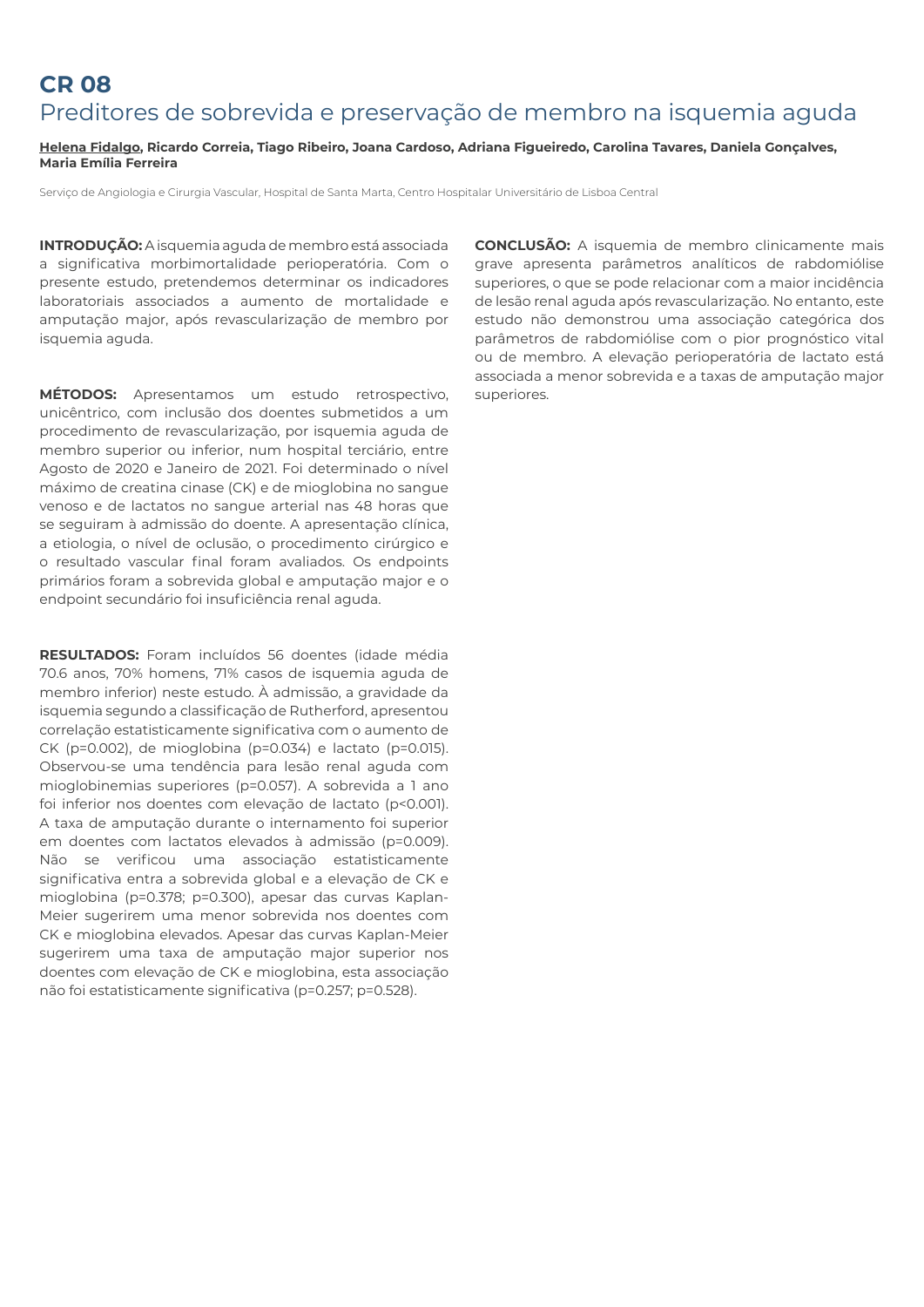# CR 08

## Preditores de sobrevida e preservação de membro na isquemia aguda

**<u>Helena Fidalgo</u>, Ricardo Correia, Tiago Ribeiro, Joana Cardoso, Adriana Figueiredo, Carolina Tavares, Daniela Gonçalves, Maria Emília Ferreira**

Serviço de Angiologia e Cirurgia Vascular, Hospital de Santa Marta, Centro Hospitalar Universitário de Lisboa Central

**INTRODUÇÃO:** A isquemia aguda de membro está associada a significativa morbimortalidade perioperatória. Com o presente estudo, pretendemos determinar os indicadores laboratoriais associados a aumento de mortalidade e amputação major, após revascularização de membro por isquemia aguda.

**MÉTODOS:** Apresentamos um estudo retrospectivo, unicêntrico, com inclusão dos doentes submetidos a um procedimento de revascularização, por isquemia aguda de membro superior ou inferior, num hospital terciário, entre Agosto de 2020 e Janeiro de 2021. Foi determinado o nível máximo de creatina cinase (CK) e de mioglobina no sangue venoso e de lactatos no sangue arterial nas 48 horas que se seguiram à admissão do doente. A apresentação clínica, a etiologia, o nível de oclusão, o procedimento cirúrgico e o resultado vascular final foram avaliados. Os endpoints primários foram a sobrevida global e amputação major e o endpoint secundário foi insuficiência renal aguda.

**RESULTADOS:** Foram incluídos 56 doentes (idade média 70.6 anos, 70% homens, 71% casos de isquemia aguda de membro inferior) neste estudo. À admissão, a gravidade da isquemia segundo a classificação de Rutherford, apresentou correlação estatisticamente significativa com o aumento de CK ($p=0.002$), de mioglobina ($p=0.034$) e lactato ($p=0.015$). Observou-se uma tendência para lesão renal aguda com mioglobinemias superiores ($p=0.057$). A sobrevida a 1 ano foi inferior nos doentes com elevação de lactato ($p<0.001$). A taxa de amputação durante o internamento foi superior em doentes com lactatos elevados à admissão ($p=0.009$). Não se verificou uma associação estatisticamente significativa entra a sobrevida global e a elevação de CK e mioglobina ($p=0.378$; $p=0.300$), apesar das curvas Kaplan-Meier sugerirem uma menor sobrevida nos doentes com CK e mioglobina elevados. Apesar das curvas Kaplan-Meier sugerirem uma taxa de amputação major superior nos doentes com elevação de CK e mioglobina, esta associação não foi estatisticamente significativa ($p=0.257$; $p=0.528$).

**CONCLUSÃO:** A isquemia de membro clinicamente mais grave apresenta parâmetros analíticos de rabdomiólise superiores, o que se pode relacionar com a maior incidência de lesão renal aguda após revascularização. No entanto, este estudo não demonstrou uma associação categórica dos parâmetros de rabdomiólise com o pior prognóstico vital ou de membro. A elevação perioperatória de lactato está associada a menor sobrevida e a taxas de amputação major superiores.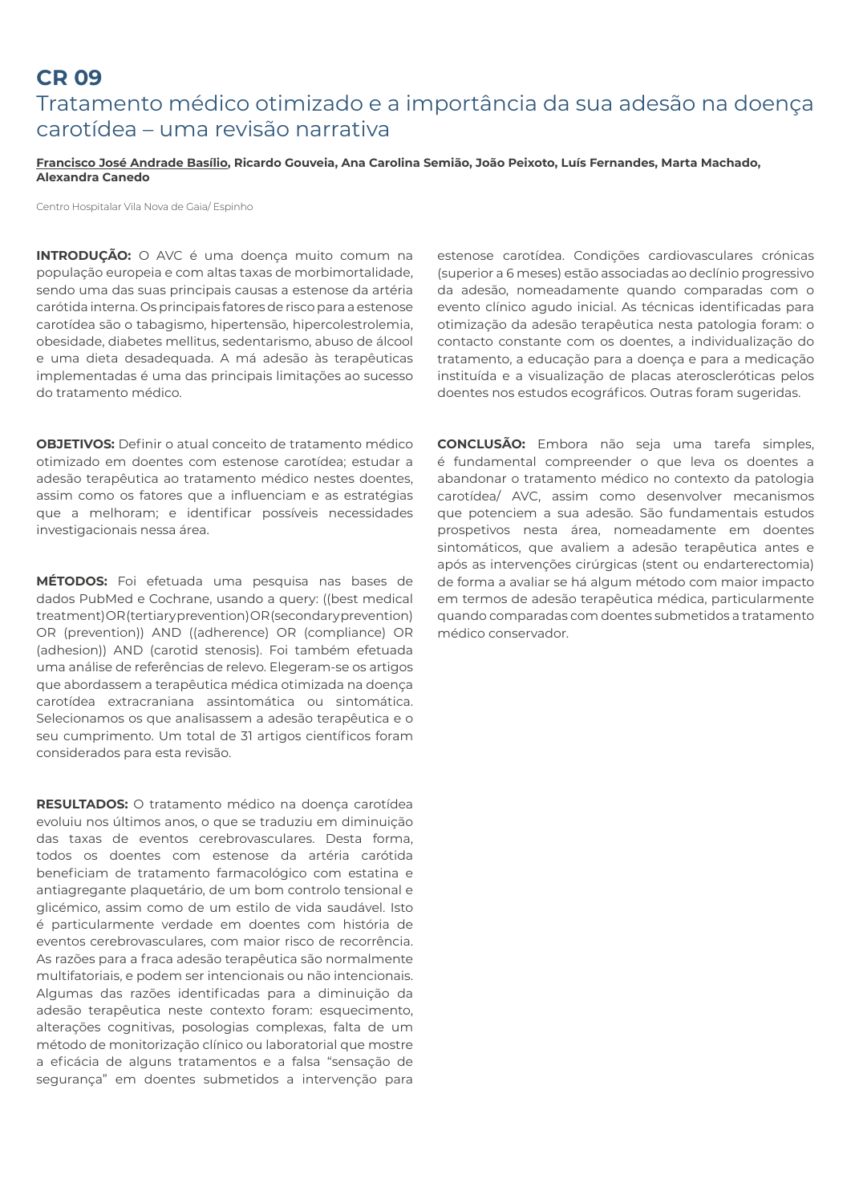# CR 09

## Tratamento médico otimizado e a importância da sua adesão na doença carotídea – uma revisão narrativa

**<u>Francisco José Andrade Basílio</u>, Ricardo Gouveia, Ana Carolina Semião, João Peixoto, Luís Fernandes, Marta Machado, Alexandra Canedo**

Centro Hospitalar Vila Nova de Gaia/ Espinho

**INTRODUÇÃO:** O AVC é uma doença muito comum na população europeia e com altas taxas de morbimortalidade, sendo uma das suas principais causas a estenose da artéria carótida interna. Os principais fatores de risco para a estenose carotídea são o tabagismo, hipertensão, hipercolestrolemia, obesidade, diabetes mellitus, sedentarismo, abuso de álcool e uma dieta desadequada. A má adesão às terapêuticas implementadas é uma das principais limitações ao sucesso do tratamento médico.

**OBJETIVOS:** Definir o atual conceito de tratamento médico otimizado em doentes com estenose carotídea; estudar a adesão terapêutica ao tratamento médico nestes doentes, assim como os fatores que a influenciam e as estratégias que a melhoram; e identificar possíveis necessidades investigacionais nessa área.

**MÉTODOS:** Foi efetuada uma pesquisa nas bases de dados PubMed e Cochrane, usando a query: ((best medical treatment)OR(tertiary prevention)OR(secondary prevention) OR (prevention)) AND ((adherence) OR (compliance) OR (adhesion)) AND (carotid stenosis). Foi também efetuada uma análise de referências de relevo. Elegeram-se os artigos que abordassem a terapêutica médica otimizada na doença carotídea extracraniana assintomática ou sintomática. Selecionamos os que analisassem a adesão terapêutica e o seu cumprimento. Um total de 31 artigos científicos foram considerados para esta revisão.

**RESULTADOS:** O tratamento médico na doença carotídea evoluiu nos últimos anos, o que se traduziu em diminuição das taxas de eventos cerebrovasculares. Desta forma, todos os doentes com estenose da artéria carótida beneficiam de tratamento farmacológico com estatina e antiagregante plaquetário, de um bom controlo tensional e glicémico, assim como de um estilo de vida saudável. Isto é particularmente verdade em doentes com história de eventos cerebrovasculares, com maior risco de recorrência. As razões para a fraca adesão terapêutica são normalmente multifatoriais, e podem ser intencionais ou não intencionais. Algumas das razões identificadas para a diminuição da adesão terapêutica neste contexto foram: esquecimento, alterações cognitivas, posologias complexas, falta de um método de monitorização clínico ou laboratorial que mostre a eficácia de alguns tratamentos e a falsa "sensação de segurança" em doentes submetidos a intervenção para estenose carotídea. Condições cardiovasculares crónicas (superior a 6 meses) estão associadas ao declínio progressivo da adesão, nomeadamente quando comparadas com o evento clínico agudo inicial. As técnicas identificadas para otimização da adesão terapêutica nesta patologia foram: o contacto constante com os doentes, a individualização do tratamento, a educação para a doença e para a medicação instituída e a visualização de placas ateroscleróticas pelos doentes nos estudos ecográficos. Outras foram sugeridas.

**CONCLUSÃO:** Embora não seja uma tarefa simples, é fundamental compreender o que leva os doentes a abandonar o tratamento médico no contexto da patologia carotídea/ AVC, assim como desenvolver mecanismos que potenciem a sua adesão. São fundamentais estudos prospetivos nesta área, nomeadamente em doentes sintomáticos, que avaliem a adesão terapêutica antes e após as intervenções cirúrgicas (stent ou endarterectomia) de forma a avaliar se há algum método com maior impacto em termos de adesão terapêutica médica, particularmente quando comparadas com doentes submetidos a tratamento médico conservador.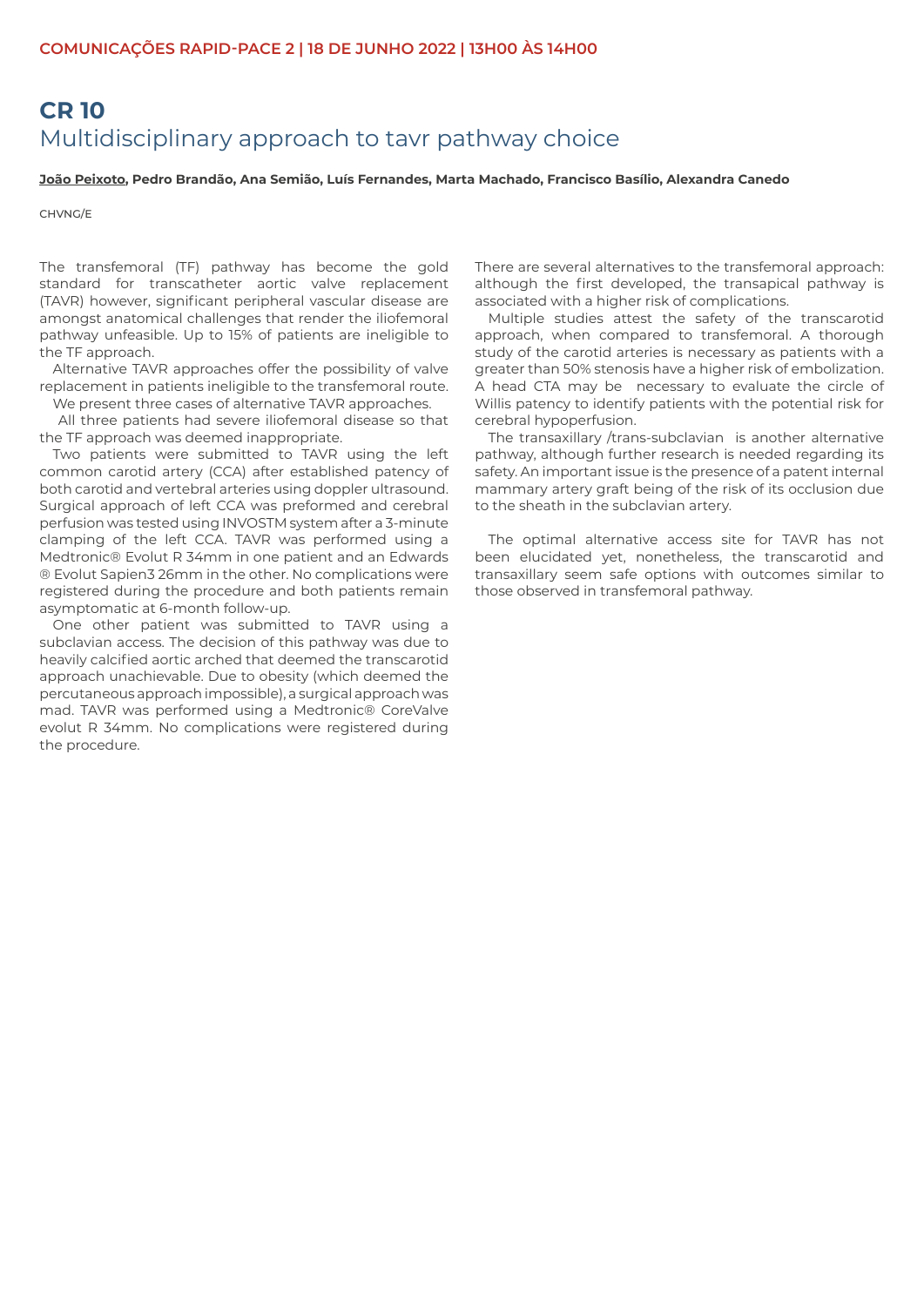# CR 10

## Multidisciplinary approach to tavr pathway choice

**João Peixoto, Pedro Brandão, Ana Semião, Luís Fernandes, Marta Machado, Francisco Basílio, Alexandra Canedo**

CHVNG/E

The transfemoral (TF) pathway has become the gold standard for transcatheter aortic valve replacement (TAVR) however, significant peripheral vascular disease are amongst anatomical challenges that render the iliofemoral pathway unfeasible. Up to 15% of patients are ineligible to the TF approach.

Alternative TAVR approaches offer the possibility of valve replacement in patients ineligible to the transfemoral route.

We present three cases of alternative TAVR approaches.

All three patients had severe iliofemoral disease so that the TF approach was deemed inappropriate.

Two patients were submitted to TAVR using the left common carotid artery (CCA) after established patency of both carotid and vertebral arteries using doppler ultrasound. Surgical approach of left CCA was preformed and cerebral perfusion was tested using INVOSTM system after a 3-minute clamping of the left CCA. TAVR was performed using a Medtronic® Evolut R 34mm in one patient and an Edwards ® Evolut Sapien3 26mm in the other. No complications were registered during the procedure and both patients remain asymptomatic at 6-month follow-up.

One other patient was submitted to TAVR using a subclavian access. The decision of this pathway was due to heavily calcified aortic arched that deemed the transcarotid approach unachievable. Due to obesity (which deemed the percutaneous approach impossible), a surgical approach was mad. TAVR was performed using a Medtronic® CoreValve evolut R 34mm. No complications were registered during the procedure.

There are several alternatives to the transfemoral approach: although the first developed, the transapical pathway is associated with a higher risk of complications.

Multiple studies attest the safety of the transcarotid approach, when compared to transfemoral. A thorough study of the carotid arteries is necessary as patients with a greater than 50% stenosis have a higher risk of embolization. A head CTA may be necessary to evaluate the circle of Willis patency to identify patients with the potential risk for cerebral hypoperfusion.

The transaxillary /trans-subclavian is another alternative pathway, although further research is needed regarding its safety. An important issue is the presence of a patent internal mammary artery graft being of the risk of its occlusion due to the sheath in the subclavian artery.

The optimal alternative access site for TAVR has not been elucidated yet, nonetheless, the transcarotid and transaxillary seem safe options with outcomes similar to those observed in transfemoral pathway.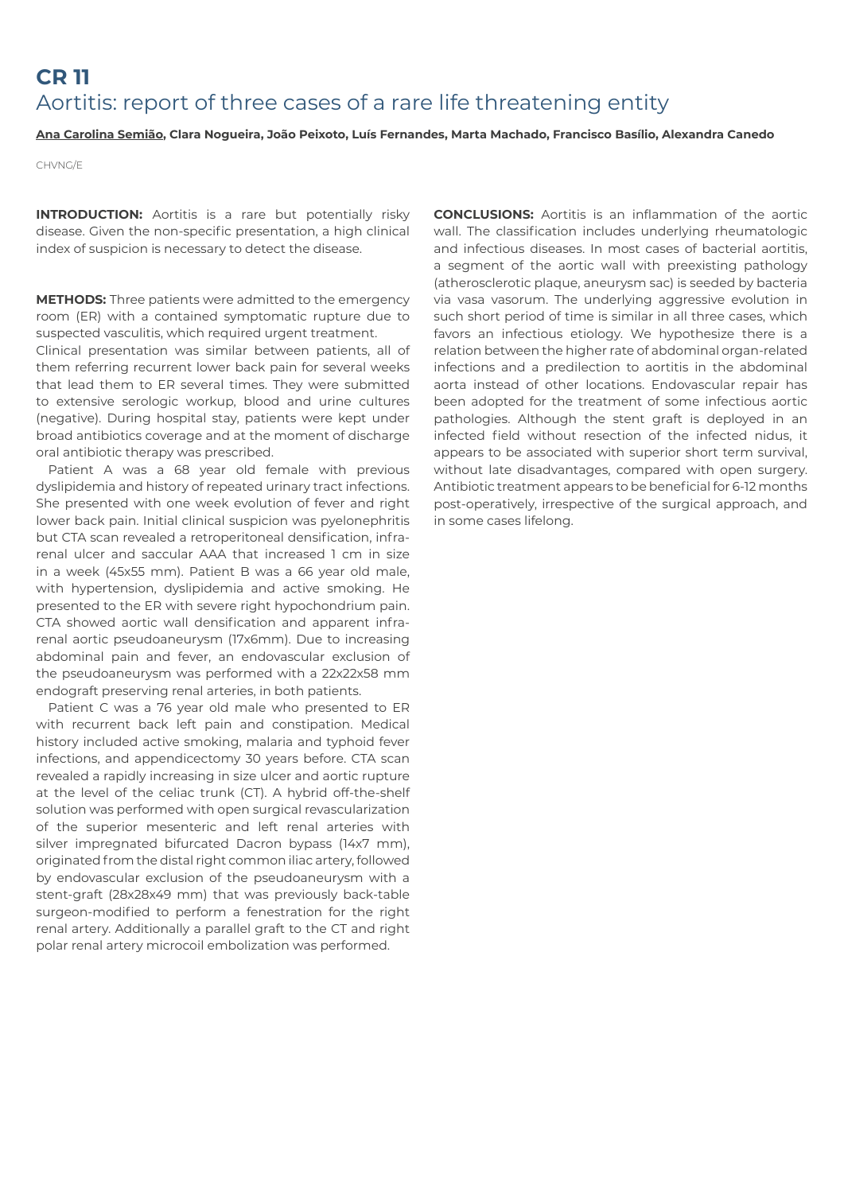# CR 11
## Aortitis: report of three cases of a rare life threatening entity

**Ana Carolina Semião, Clara Nogueira, João Peixoto, Luís Fernandes, Marta Machado, Francisco Basílio, Alexandra Canedo**

CHVNG/E

**INTRODUCTION:** Aortitis is a rare but potentially risky disease. Given the non-specific presentation, a high clinical index of suspicion is necessary to detect the disease.

**METHODS:** Three patients were admitted to the emergency room (ER) with a contained symptomatic rupture due to suspected vasculitis, which required urgent treatment.
Clinical presentation was similar between patients, all of them referring recurrent lower back pain for several weeks that lead them to ER several times. They were submitted to extensive serologic workup, blood and urine cultures (negative). During hospital stay, patients were kept under broad antibiotics coverage and at the moment of discharge oral antibiotic therapy was prescribed.

Patient A was a 68 year old female with previous dyslipidemia and history of repeated urinary tract infections. She presented with one week evolution of fever and right lower back pain. Initial clinical suspicion was pyelonephritis but CTA scan revealed a retroperitoneal densification, infra-renal ulcer and saccular AAA that increased 1 cm in size in a week (45x55 mm). Patient B was a 66 year old male, with hypertension, dyslipidemia and active smoking. He presented to the ER with severe right hypochondrium pain. CTA showed aortic wall densification and apparent infra-renal aortic pseudoaneurysm (17x6mm). Due to increasing abdominal pain and fever, an endovascular exclusion of the pseudoaneurysm was performed with a 22x22x58 mm endograft preserving renal arteries, in both patients.

Patient C was a 76 year old male who presented to ER with recurrent back left pain and constipation. Medical history included active smoking, malaria and typhoid fever infections, and appendicectomy 30 years before. CTA scan revealed a rapidly increasing in size ulcer and aortic rupture at the level of the celiac trunk (CT). A hybrid off-the-shelf solution was performed with open surgical revascularization of the superior mesenteric and left renal arteries with silver impregnated bifurcated Dacron bypass (14x7 mm), originated from the distal right common iliac artery, followed by endovascular exclusion of the pseudoaneurysm with a stent-graft (28x28x49 mm) that was previously back-table surgeon-modified to perform a fenestration for the right renal artery. Additionally a parallel graft to the CT and right polar renal artery microcoil embolization was performed.

**CONCLUSIONS:** Aortitis is an inflammation of the aortic wall. The classification includes underlying rheumatologic and infectious diseases. In most cases of bacterial aortitis, a segment of the aortic wall with preexisting pathology (atherosclerotic plaque, aneurysm sac) is seeded by bacteria via vasa vasorum. The underlying aggressive evolution in such short period of time is similar in all three cases, which favors an infectious etiology. We hypothesize there is a relation between the higher rate of abdominal organ-related infections and a predilection to aortitis in the abdominal aorta instead of other locations. Endovascular repair has been adopted for the treatment of some infectious aortic pathologies. Although the stent graft is deployed in an infected field without resection of the infected nidus, it appears to be associated with superior short term survival, without late disadvantages, compared with open surgery. Antibiotic treatment appears to be beneficial for 6-12 months post-operatively, irrespective of the surgical approach, and in some cases lifelong.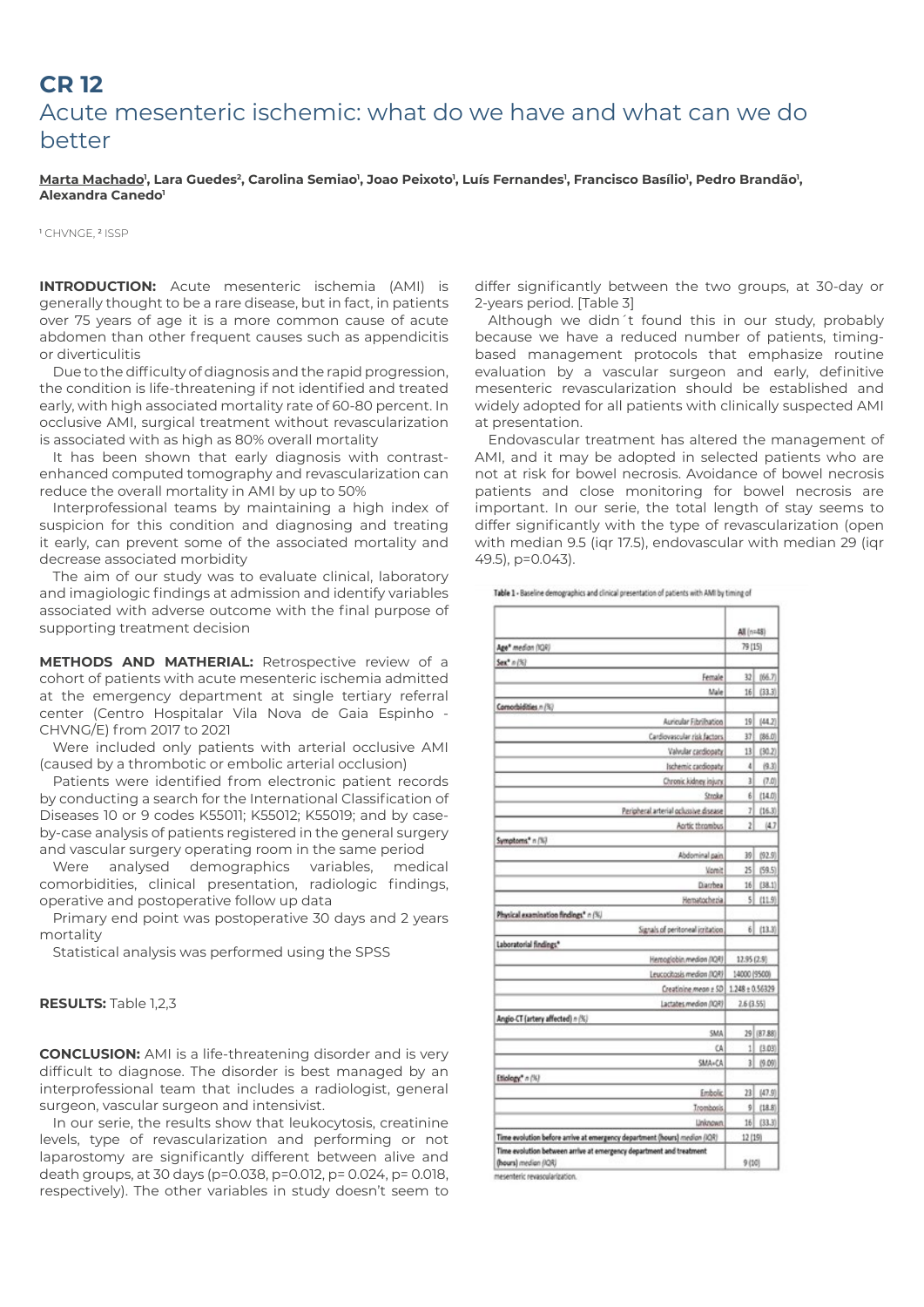# CR 12

## Acute mesenteric ischemic: what do we have and what can we do better

**Marta Machado[1], Lara Guedes[2], Carolina Semiao[1], Joao Peixoto[1], Luís Fernandes[1], Francisco Basílio[1], Pedro Brandão[1], Alexandra Canedo[1]**

[1] CHVNGE, [2] ISSP

**INTRODUCTION:** Acute mesenteric ischemia (AMI) is generally thought to be a rare disease, but in fact, in patients over 75 years of age it is a more common cause of acute abdomen than other frequent causes such as appendicitis or diverticulitis

Due to the difficulty of diagnosis and the rapid progression, the condition is life-threatening if not identified and treated early, with high associated mortality rate of 60-80 percent. In occlusive AMI, surgical treatment without revascularization is associated with as high as 80% overall mortality

It has been shown that early diagnosis with contrast-enhanced computed tomography and revascularization can reduce the overall mortality in AMI by up to 50%

Interprofessional teams by maintaining a high index of suspicion for this condition and diagnosing and treating it early, can prevent some of the associated mortality and decrease associated morbidity

The aim of our study was to evaluate clinical, laboratory and imagiologic findings at admission and identify variables associated with adverse outcome with the final purpose of supporting treatment decision

**METHODS AND MATHERIAL:** Retrospective review of a cohort of patients with acute mesenteric ischemia admitted at the emergency department at single tertiary referral center (Centro Hospitalar Vila Nova de Gaia Espinho - CHVNG/E) from 2017 to 2021

Were included only patients with arterial occlusive AMI (caused by a thrombotic or embolic arterial occlusion)

Patients were identified from electronic patient records by conducting a search for the International Classification of Diseases 10 or 9 codes K55011; K55012; K55019; and by case-by-case analysis of patients registered in the general surgery and vascular surgery operating room in the same period

Were analysed demographics variables, medical comorbidities, clinical presentation, radiologic findings, operative and postoperative follow up data

Primary end point was postoperative 30 days and 2 years mortality

Statistical analysis was performed using the SPSS

**RESULTS:** Table 1,2,3

**CONCLUSION:** AMI is a life-threatening disorder and is very difficult to diagnose. The disorder is best managed by an interprofessional team that includes a radiologist, general surgeon, vascular surgeon and intensivist.

In our serie, the results show that leukocytosis, creatinine levels, type of revascularization and performing or not laparostomy are significantly different between alive and death groups, at 30 days (p=0.038, p=0.012, p= 0.024, p= 0.018, respectively). The other variables in study doesn't seem to differ significantly between the two groups, at 30-day or 2-years period. [Table 3]

Although we didn´t found this in our study, probably because we have a reduced number of patients, timing-based management protocols that emphasize routine evaluation by a vascular surgeon and early, definitive mesenteric revascularization should be established and widely adopted for all patients with clinically suspected AMI at presentation.

Endovascular treatment has altered the management of AMI, and it may be adopted in selected patients who are not at risk for bowel necrosis. Avoidance of bowel necrosis patients and close monitoring for bowel necrosis are important. In our serie, the total length of stay seems to differ significantly with the type of revascularization (open with median 9.5 (iqr 17.5), endovascular with median 29 (iqr 49.5), p=0.043).

Table 1 - Baseline demographics and clinical presentation of patients with AMI by timing of mesenteric revascularization.

| | All (n=48) | |
|---|---|---|
| **Age*** *median (IQR)* | 79 (15) | |
| **Sex*** *n (%)* | | |
| Female | 32 | (66.7) |
| Male | 16 | (33.3) |
| **Comorbidities** *n (%)* | | |
| Auricular Fibrilhation | 19 | (44.2) |
| Cardiovascular risk factors | 37 | (86.0) |
| Valvular cardiopaty | 13 | (30.2) |
| Ischemic cardiopaty | 4 | (9.3) |
| Chronic kidney injury | 3 | (7.0) |
| Stroke | 6 | (14.0) |
| Peripheral arterial oclussive disease | 7 | (16.3) |
| Aortic thrombus | 2 | (4.7) |
| **Symptoms*** *n (%)* | | |
| Abdominal pain | 39 | (92.9) |
| Vomit | 25 | (59.5) |
| Diarrhea | 16 | (38.1) |
| Hematochezia | 5 | (11.9) |
| **Physical examination findings*** *n (%)* | | |
| Signals of peritoneal irritation | 6 | (13.3) |
| **Laboratorial findings*** | | |
| Hemoglobin *median (IQR)* | 12.95 (2.9) | |
| Leucocitosis *median (IQR)* | 14000 (9500) | |
| Creatinine *mean ± SD* | 1.248 ± 0.56329 | |
| Lactates *median (IQR)* | 2.6 (3.55) | |
| **Angio-CT (artery affected)** *n (%)* | | |
| SMA | 29 | (87.88) |
| CA | 1 | (3.03) |
| SMA+CA | 3 | (9.09) |
| **Etiology*** *n (%)* | | |
| Embolic | 23 | (47.9) |
| Trombosis | 9 | (18.8) |
| Unknown | 16 | (33.3) |
| **Time evolution before arrive at emergency department (hours)** *median (IQR)* | 12 (19) | |
| **Time evolution between arrive at emergency department and treatment (hours)** *median (IQR)* | 9 (10) | |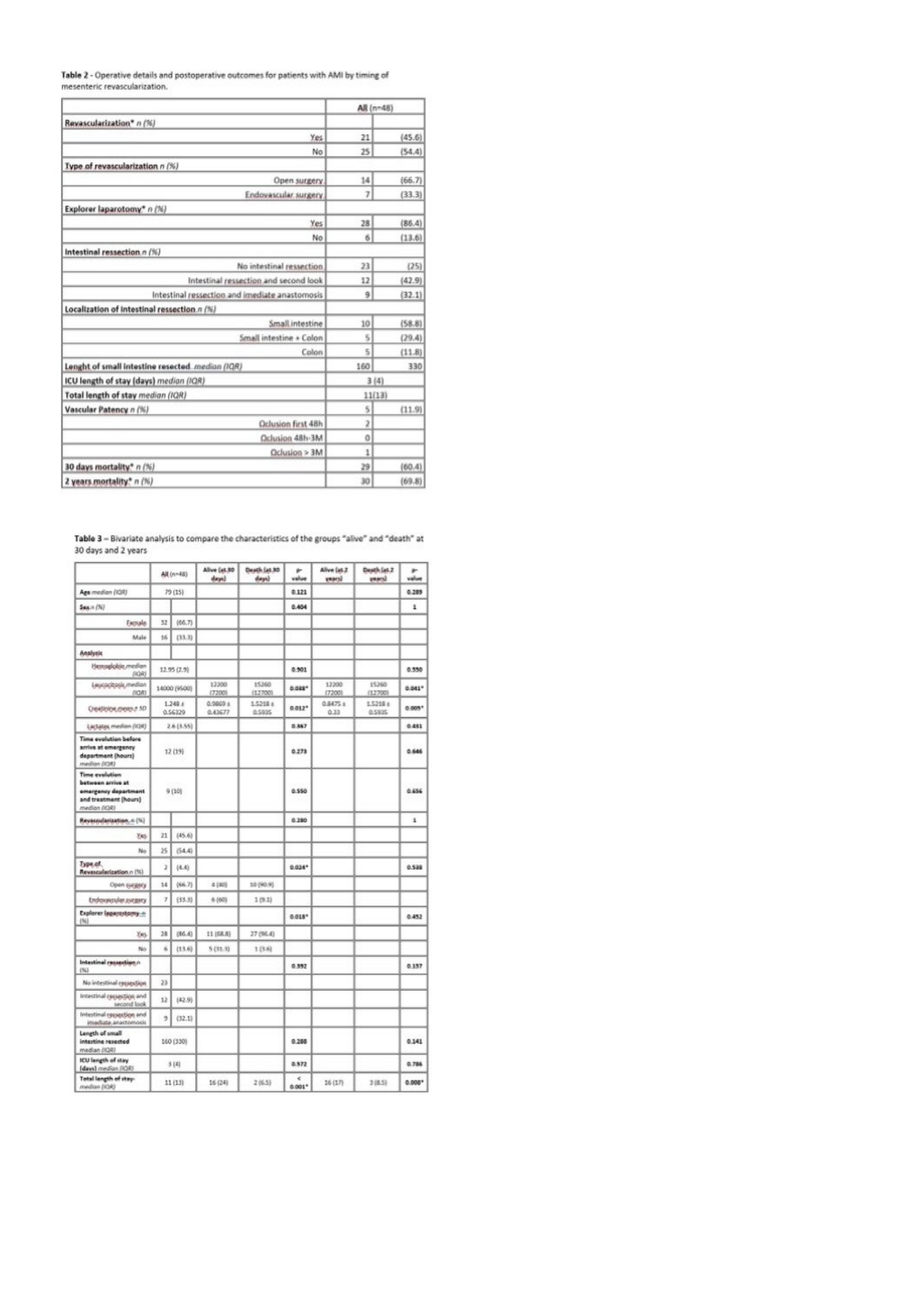**Table 2** - Operative details and postoperative outcomes for patients with AMI by timing of mesenteric revascularization.

| | All (n=48) | |
|---|---|---|
| **Revascularization*** *n (%)* | | |
| Yes | 21 | (45.6) |
| No | 25 | (54.4) |
| **Type of revascularization** *n (%)* | | |
| Open surgery | 14 | (66.7) |
| Endovascular surgery | 7 | (33.3) |
| **Explorer laparotomy*** *n (%)* | | |
| Yes | 28 | (86.4) |
| No | 6 | (13.6) |
| **Intestinal ressection** *n (%)* | | |
| No intestinal ressection | 23 | (25) |
| Intestinal ressection and second look | 12 | (42.9) |
| Intestinal ressection and imediate anastomosis | 9 | (32.1) |
| **Localization of intestinal ressection** *n (%)* | | |
| Small intestine | 10 | (58.8) |
| Small intestine + Colon | 5 | (29.4) |
| Colon | 5 | (11.8) |
| **Lenght of small intestine resected** *median (IQR)* | 160 | 330 |
| **ICU length of stay (days)** *median (IQR)* | 3 (4) | |
| **Total length of stay** *median (IQR)* | 11(13) | |
| **Vascular Patency** *n (%)* | 5 | (11.9) |
| Oclusion first 48h | 2 | |
| Oclusion 48h-3M | 0 | |
| Oclusion > 3M | 1 | |
| **30 days mortality*** *n (%)* | 29 | (60.4) |
| **2 years mortality*** *n (%)* | 30 | (69.8) |

**Table 3** – Bivariate analysis to compare the characteristics of the groups "alive" and "death" at 30 days and 2 years

| | All (n=48) | | Alive (at 30 days) | Death (at 30 days) | p-value | Alive (at 2 years) | Death (at 2 years) | p-value |
|---|---|---|---|---|---|---|---|---|
| **Age** *median (IQR)* | 79 (15) | | | | 0.121 | | | 0.289 |
| **Sex** *n (%)* | | | | | 0.404 | | | 1 |
| Female | 32 | (66.7) | | | | | | |
| Male | 16 | (33.3) | | | | | | |
| **Analysis** | | | | | | | | |
| Hemoglobin *median (IQR)* | 12.95 (2.9) | | | | 0.901 | | | 0.550 |
| Leucocytosis *median (IQR)* | 14000 (9500) | | 12200 (7200) | 15260 (12700) | 0.038* | 12200 (7200) | 15260 (12700) | 0.041* |
| Creatinine *mean ± SD* | 1.248 ± 0.56329 | | 0.9869 ± 0.43677 | 1.5218 ± 0.5935 | 0.012* | 0.8475 ± 0.33 | 1.5218 ± 0.5935 | 0.005* |
| Lactates *median (IQR)* | 2.6 (3.55) | | | | 0.367 | | | 0.431 |
| **Time evolution before arrive at emergency department (hours)** *median (IQR)* | 12 (19) | | | | 0.273 | | | 0.646 |
| **Time evolution between arrive at emergency department and treatment (hours)** *median (IQR)* | 9 (10) | | | | 0.550 | | | 0.656 |
| **Revascularization** *n (%)* | | | | | 0.280 | | | 1 |
| Yes | 21 | (45.6) | | | | | | |
| No | 25 | (54.4) | | | | | | |
| **Type of Revascularization** *n (%)* | 2 | (4.4) | | | 0.024* | | | 0.538 |
| Open surgery | 14 | (66.7) | 4 (40) | 10 (90.9) | | | | |
| Endovascular surgery | 7 | (33.3) | 6 (60) | 1 (9.1) | | | | |
| **Explorer laparotomy** *n (%)* | | | | | 0.018* | | | 0.452 |
| Yes | 28 | (86.4) | 11 (68.8) | 27 (96.4) | | | | |
| No | 6 | (13.6) | 5 (31.3) | 1 (3.6) | | | | |
| **Intestinal ressection** *n (%)* | | | | | 0.392 | | | 0.157 |
| No intestinal ressection | 23 | | | | | | | |
| Intestinal ressection and second look | 12 | (42.9) | | | | | | |
| Intestinal ressection and imediate anastomosis | 9 | (32.1) | | | | | | |
| **Length of small intestine resected** *median (IQR)* | 160 (330) | | | | 0.288 | | | 0.141 |
| **ICU length of stay (days)** *median (IQR)* | 3 (4) | | | | 0.972 | | | 0.786 |
| **Total length of stay** *median (IQR)* | 11 (13) | | 16 (24) | 2 (6.5) | < 0.001* | 16 (17) | 3 (8.5) | 0.000* |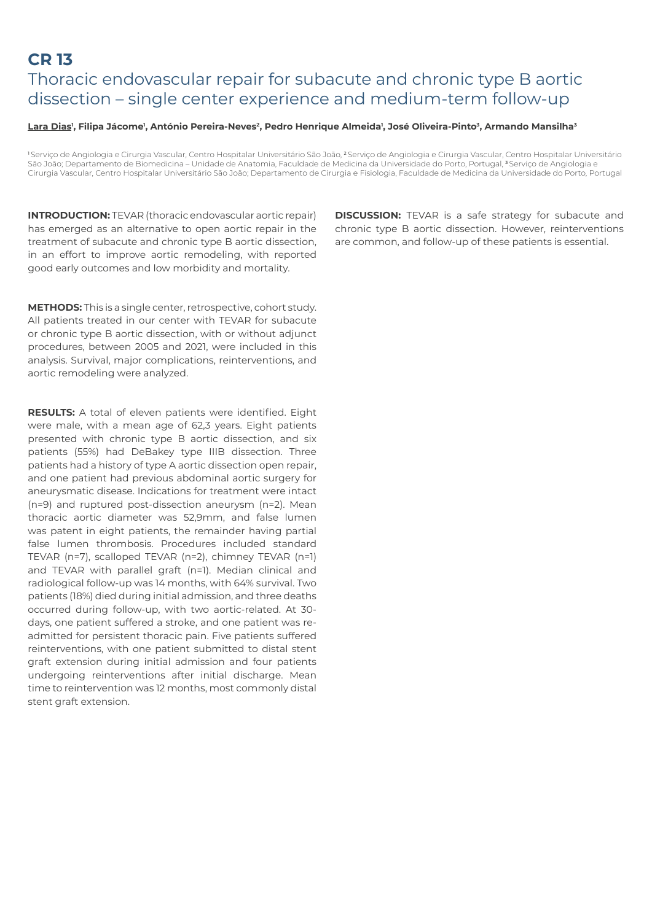# CR 13

## Thoracic endovascular repair for subacute and chronic type B aortic dissection – single center experience and medium-term follow-up

**Lara Dias[1], Filipa Jácome[1], António Pereira-Neves[2], Pedro Henrique Almeida[1], José Oliveira-Pinto[3], Armando Mansilha[3]**

[1] Serviço de Angiologia e Cirurgia Vascular, Centro Hospitalar Universitário São João, [2] Serviço de Angiologia e Cirurgia Vascular, Centro Hospitalar Universitário São João; Departamento de Biomedicina – Unidade de Anatomia, Faculdade de Medicina da Universidade do Porto, Portugal, [3] Serviço de Angiologia e Cirurgia Vascular, Centro Hospitalar Universitário São João; Departamento de Cirurgia e Fisiologia, Faculdade de Medicina da Universidade do Porto, Portugal

**INTRODUCTION:** TEVAR (thoracic endovascular aortic repair) has emerged as an alternative to open aortic repair in the treatment of subacute and chronic type B aortic dissection, in an effort to improve aortic remodeling, with reported good early outcomes and low morbidity and mortality.

**METHODS:** This is a single center, retrospective, cohort study. All patients treated in our center with TEVAR for subacute or chronic type B aortic dissection, with or without adjunct procedures, between 2005 and 2021, were included in this analysis. Survival, major complications, reinterventions, and aortic remodeling were analyzed.

**RESULTS:** A total of eleven patients were identified. Eight were male, with a mean age of 62,3 years. Eight patients presented with chronic type B aortic dissection, and six patients (55%) had DeBakey type IIIB dissection. Three patients had a history of type A aortic dissection open repair, and one patient had previous abdominal aortic surgery for aneurysmatic disease. Indications for treatment were intact (n=9) and ruptured post-dissection aneurysm (n=2). Mean thoracic aortic diameter was 52,9mm, and false lumen was patent in eight patients, the remainder having partial false lumen thrombosis. Procedures included standard TEVAR (n=7), scalloped TEVAR (n=2), chimney TEVAR (n=1) and TEVAR with parallel graft (n=1). Median clinical and radiological follow-up was 14 months, with 64% survival. Two patients (18%) died during initial admission, and three deaths occurred during follow-up, with two aortic-related. At 30-days, one patient suffered a stroke, and one patient was re-admitted for persistent thoracic pain. Five patients suffered reinterventions, with one patient submitted to distal stent graft extension during initial admission and four patients undergoing reinterventions after initial discharge. Mean time to reintervention was 12 months, most commonly distal stent graft extension.

**DISCUSSION:** TEVAR is a safe strategy for subacute and chronic type B aortic dissection. However, reinterventions are common, and follow-up of these patients is essential.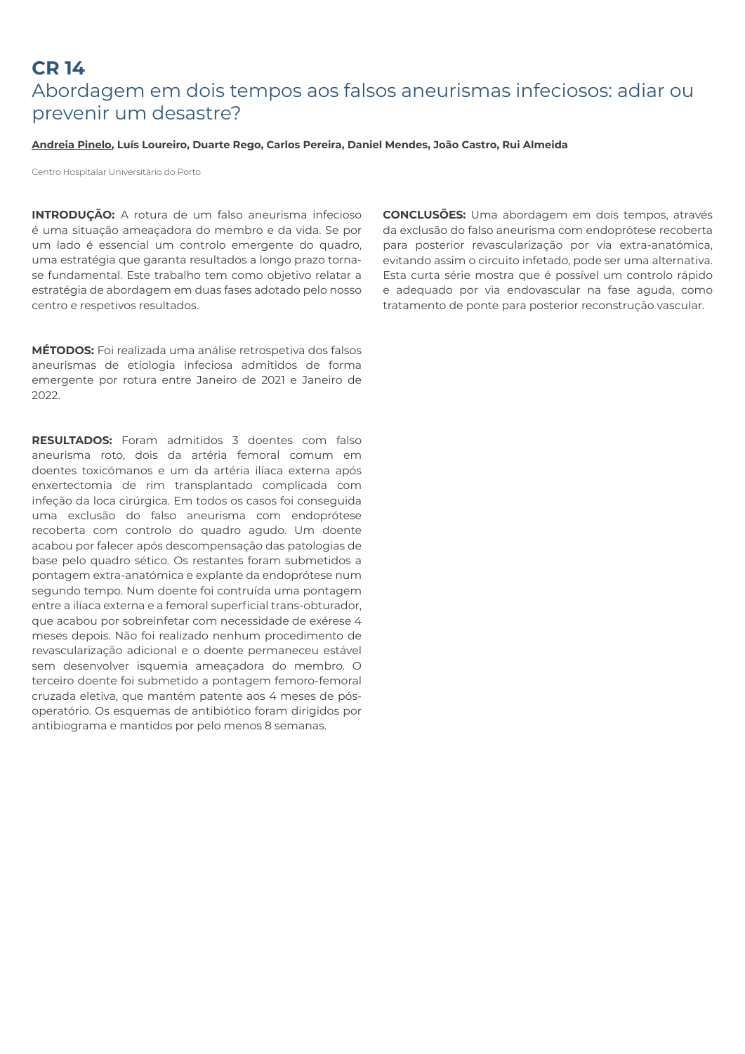# CR 14

## Abordagem em dois tempos aos falsos aneurismas infeciosos: adiar ou prevenir um desastre?

**Andreia Pinelo, Luís Loureiro, Duarte Rego, Carlos Pereira, Daniel Mendes, João Castro, Rui Almeida**

Centro Hospitalar Universitário do Porto

**INTRODUÇÃO:** A rotura de um falso aneurisma infecioso é uma situação ameaçadora do membro e da vida. Se por um lado é essencial um controlo emergente do quadro, uma estratégia que garanta resultados a longo prazo torna-se fundamental. Este trabalho tem como objetivo relatar a estratégia de abordagem em duas fases adotado pelo nosso centro e respetivos resultados.

**MÉTODOS:** Foi realizada uma análise retrospetiva dos falsos aneurismas de etiologia infeciosa admitidos de forma emergente por rotura entre Janeiro de 2021 e Janeiro de 2022.

**RESULTADOS:** Foram admitidos 3 doentes com falso aneurisma roto, dois da artéria femoral comum em doentes toxicómanos e um da artéria ilíaca externa após enxertectomia de rim transplantado complicada com infeção da loca cirúrgica. Em todos os casos foi conseguida uma exclusão do falso aneurisma com endoprótese recoberta com controlo do quadro agudo. Um doente acabou por falecer após descompensação das patologias de base pelo quadro sético. Os restantes foram submetidos a pontagem extra-anatómica e explante da endoprótese num segundo tempo. Num doente foi contruída uma pontagem entre a ilíaca externa e a femoral superficial trans-obturador, que acabou por sobreinfetar com necessidade de exérese 4 meses depois. Não foi realizado nenhum procedimento de revascularização adicional e o doente permaneceu estável sem desenvolver isquemia ameaçadora do membro. O terceiro doente foi submetido a pontagem femoro-femoral cruzada eletiva, que mantém patente aos 4 meses de pós-operatório. Os esquemas de antibiótico foram dirigidos por antibiograma e mantidos por pelo menos 8 semanas.

**CONCLUSÕES:** Uma abordagem em dois tempos, através da exclusão do falso aneurisma com endoprótese recoberta para posterior revascularização por via extra-anatómica, evitando assim o circuito infetado, pode ser uma alternativa. Esta curta série mostra que é possível um controlo rápido e adequado por via endovascular na fase aguda, como tratamento de ponte para posterior reconstrução vascular.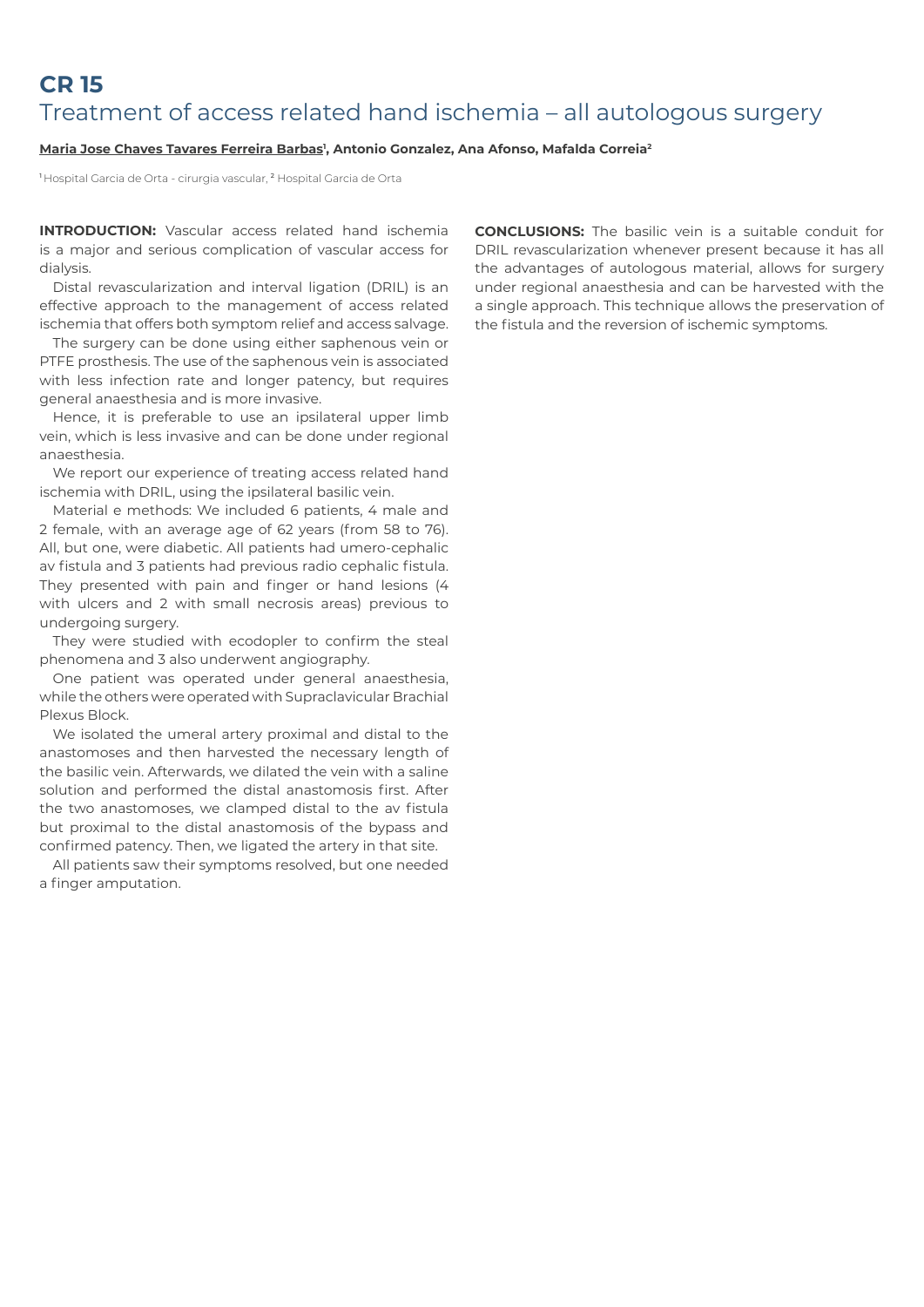# CR 15

## Treatment of access related hand ischemia – all autologous surgery

**Maria Jose Chaves Tavares Ferreira Barbas[1], Antonio Gonzalez, Ana Afonso, Mafalda Correia[2]**

[1] Hospital Garcia de Orta - cirurgia vascular, [2] Hospital Garcia de Orta

**INTRODUCTION:** Vascular access related hand ischemia is a major and serious complication of vascular access for dialysis.

Distal revascularization and interval ligation (DRIL) is an effective approach to the management of access related ischemia that offers both symptom relief and access salvage.

The surgery can be done using either saphenous vein or PTFE prosthesis. The use of the saphenous vein is associated with less infection rate and longer patency, but requires general anaesthesia and is more invasive.

Hence, it is preferable to use an ipsilateral upper limb vein, which is less invasive and can be done under regional anaesthesia.

We report our experience of treating access related hand ischemia with DRIL, using the ipsilateral basilic vein.

Material e methods: We included 6 patients, 4 male and 2 female, with an average age of 62 years (from 58 to 76). All, but one, were diabetic. All patients had umero-cephalic av fistula and 3 patients had previous radio cephalic fistula. They presented with pain and finger or hand lesions (4 with ulcers and 2 with small necrosis areas) previous to undergoing surgery.

They were studied with ecodopler to confirm the steal phenomena and 3 also underwent angiography.

One patient was operated under general anaesthesia, while the others were operated with Supraclavicular Brachial Plexus Block.

We isolated the umeral artery proximal and distal to the anastomoses and then harvested the necessary length of the basilic vein. Afterwards, we dilated the vein with a saline solution and performed the distal anastomosis first. After the two anastomoses, we clamped distal to the av fistula but proximal to the distal anastomosis of the bypass and confirmed patency. Then, we ligated the artery in that site.

All patients saw their symptoms resolved, but one needed a finger amputation.

**CONCLUSIONS:** The basilic vein is a suitable conduit for DRIL revascularization whenever present because it has all the advantages of autologous material, allows for surgery under regional anaesthesia and can be harvested with the a single approach. This technique allows the preservation of the fistula and the reversion of ischemic symptoms.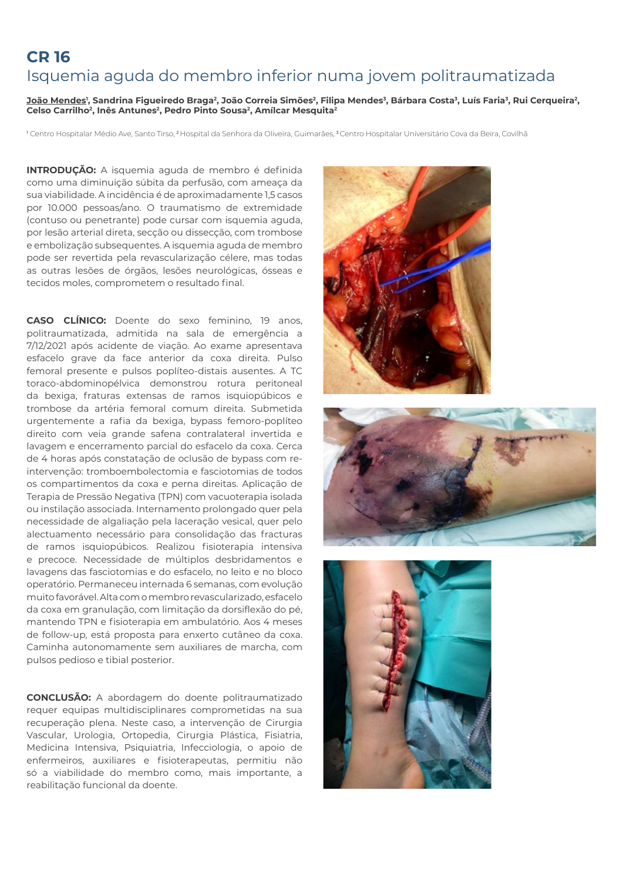# CR 16

## Isquemia aguda do membro inferior numa jovem politraumatizada

João Mendes[1], Sandrina Figueiredo Braga[2], João Correia Simões[2], Filipa Mendes[3], Bárbara Costa[3], Luís Faria[3], Rui Cerqueira[2], Celso Carrilho[2], Inês Antunes[2], Pedro Pinto Sousa[2], Amílcar Mesquita[2]

[1] Centro Hospitalar Médio Ave, Santo Tirso, [2] Hospital da Senhora da Oliveira, Guimarães, [3] Centro Hospitalar Universitário Cova da Beira, Covilhã

**INTRODUÇÃO:** A isquemia aguda de membro é definida como uma diminuição súbita da perfusão, com ameaça da sua viabilidade. A incidência é de aproximadamente 1,5 casos por 10.000 pessoas/ano. O traumatismo de extremidade (contuso ou penetrante) pode cursar com isquemia aguda, por lesão arterial direta, secção ou dissecção, com trombose e embolização subsequentes. A isquemia aguda de membro pode ser revertida pela revascularização célere, mas todas as outras lesões de órgãos, lesões neurológicas, ósseas e tecidos moles, comprometem o resultado final.

**CASO CLÍNICO:** Doente do sexo feminino, 19 anos, politraumatizada, admitida na sala de emergência a 7/12/2021 após acidente de viação. Ao exame apresentava esfacelo grave da face anterior da coxa direita. Pulso femoral presente e pulsos poplíteo-distais ausentes. A TC toraco-abdominopélvica demonstrou rotura peritoneal da bexiga, fraturas extensas de ramos isquiopúbicos e trombose da artéria femoral comum direita. Submetida urgentemente a rafia da bexiga, bypass femoro-poplíteo direito com veia grande safena contralateral invertida e lavagem e encerramento parcial do esfacelo da coxa. Cerca de 4 horas após constatação de oclusão de bypass com re-intervenção: tromboembolectomia e fasciotomias de todos os compartimentos da coxa e perna direitas. Aplicação de Terapia de Pressão Negativa (TPN) com vacuoterapia isolada ou instilação associada. Internamento prolongado quer pela necessidade de algaliação pela laceração vesical, quer pelo alectuamento necessário para consolidação das fracturas de ramos isquiopúbicos. Realizou fisioterapia intensiva e precoce. Necessidade de múltiplos desbridamentos e lavagens das fasciotomias e do esfacelo, no leito e no bloco operatório. Permaneceu internada 6 semanas, com evolução muito favorável. Alta com o membro revascularizado, esfacelo da coxa em granulação, com limitação da dorsiflexão do pé, mantendo TPN e fisioterapia em ambulatório. Aos 4 meses de follow-up, está proposta para enxerto cutâneo da coxa. Caminha autonomamente sem auxiliares de marcha, com pulsos pedioso e tibial posterior.

**CONCLUSÃO:** A abordagem do doente politraumatizado requer equipas multidisciplinares comprometidas na sua recuperação plena. Neste caso, a intervenção de Cirurgia Vascular, Urologia, Ortopedia, Cirurgia Plástica, Fisiatria, Medicina Intensiva, Psiquiatria, Infecciologia, o apoio de enfermeiros, auxiliares e fisioterapeutas, permitiu não só a viabilidade do membro como, mais importante, a reabilitação funcional da doente.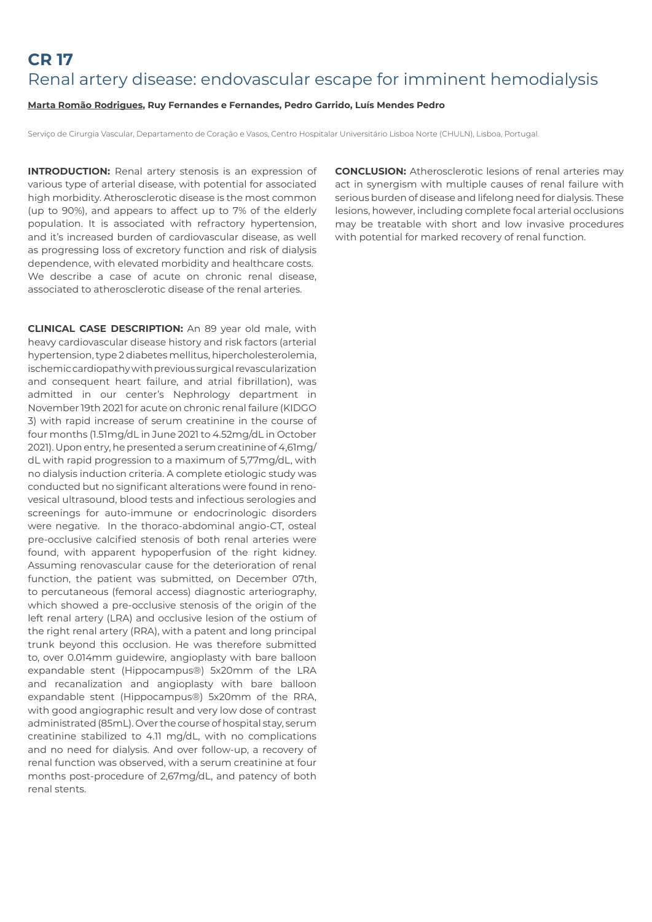# CR 17

## Renal artery disease: endovascular escape for imminent hemodialysis

**Marta Romão Rodrigues, Ruy Fernandes e Fernandes, Pedro Garrido, Luís Mendes Pedro**

Serviço de Cirurgia Vascular, Departamento de Coração e Vasos, Centro Hospitalar Universitário Lisboa Norte (CHULN), Lisboa, Portugal.

**INTRODUCTION:** Renal artery stenosis is an expression of various type of arterial disease, with potential for associated high morbidity. Atherosclerotic disease is the most common (up to 90%), and appears to affect up to 7% of the elderly population. It is associated with refractory hypertension, and it's increased burden of cardiovascular disease, as well as progressing loss of excretory function and risk of dialysis dependence, with elevated morbidity and healthcare costs. We describe a case of acute on chronic renal disease, associated to atherosclerotic disease of the renal arteries.

**CLINICAL CASE DESCRIPTION:** An 89 year old male, with heavy cardiovascular disease history and risk factors (arterial hypertension, type 2 diabetes mellitus, hipercholesterolemia, ischemic cardiopathy with previous surgical revascularization and consequent heart failure, and atrial fibrillation), was admitted in our center's Nephrology department in November 19th 2021 for acute on chronic renal failure (KIDGO 3) with rapid increase of serum creatinine in the course of four months (1.51mg/dL in June 2021 to 4.52mg/dL in October 2021). Upon entry, he presented a serum creatinine of 4,61mg/dL with rapid progression to a maximum of 5,77mg/dL, with no dialysis induction criteria. A complete etiologic study was conducted but no significant alterations were found in reno-vesical ultrasound, blood tests and infectious serologies and screenings for auto-immune or endocrinologic disorders were negative. In the thoraco-abdominal angio-CT, osteal pre-occlusive calcified stenosis of both renal arteries were found, with apparent hypoperfusion of the right kidney. Assuming renovascular cause for the deterioration of renal function, the patient was submitted, on December 07th, to percutaneous (femoral access) diagnostic arteriography, which showed a pre-occlusive stenosis of the origin of the left renal artery (LRA) and occlusive lesion of the ostium of the right renal artery (RRA), with a patent and long principal trunk beyond this occlusion. He was therefore submitted to, over 0.014mm guidewire, angioplasty with bare balloon expandable stent (Hippocampus®) 5x20mm of the LRA and recanalization and angioplasty with bare balloon expandable stent (Hippocampus®) 5x20mm of the RRA, with good angiographic result and very low dose of contrast administrated (85mL). Over the course of hospital stay, serum creatinine stabilized to 4.11 mg/dL, with no complications and no need for dialysis. And over follow-up, a recovery of renal function was observed, with a serum creatinine at four months post-procedure of 2,67mg/dL, and patency of both renal stents.

**CONCLUSION:** Atherosclerotic lesions of renal arteries may act in synergism with multiple causes of renal failure with serious burden of disease and lifelong need for dialysis. These lesions, however, including complete focal arterial occlusions may be treatable with short and low invasive procedures with potential for marked recovery of renal function.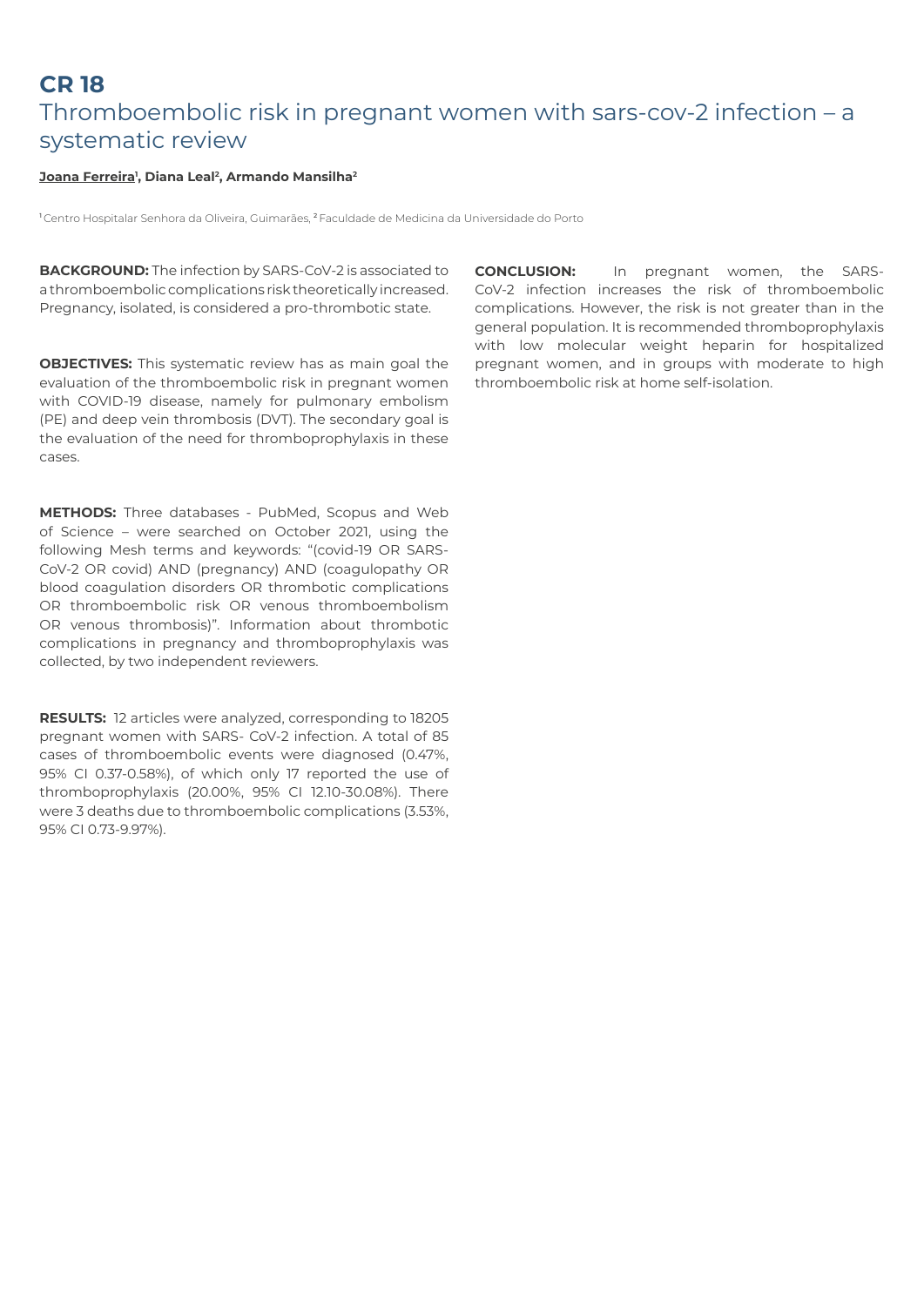# CR 18

## Thromboembolic risk in pregnant women with sars-cov-2 infection – a systematic review

**Joana Ferreira[1], Diana Leal[2], Armando Mansilha[2]**

[1] Centro Hospitalar Senhora da Oliveira, Guimarães, [2] Faculdade de Medicina da Universidade do Porto

**BACKGROUND:** The infection by SARS-CoV-2 is associated to a thromboembolic complications risk theoretically increased. Pregnancy, isolated, is considered a pro-thrombotic state.

**OBJECTIVES:** This systematic review has as main goal the evaluation of the thromboembolic risk in pregnant women with COVID-19 disease, namely for pulmonary embolism (PE) and deep vein thrombosis (DVT). The secondary goal is the evaluation of the need for thromboprophylaxis in these cases.

**METHODS:** Three databases - PubMed, Scopus and Web of Science – were searched on October 2021, using the following Mesh terms and keywords: "(covid-19 OR SARS-CoV-2 OR covid) AND (pregnancy) AND (coagulopathy OR blood coagulation disorders OR thrombotic complications OR thromboembolic risk OR venous thromboembolism OR venous thrombosis)". Information about thrombotic complications in pregnancy and thromboprophylaxis was collected, by two independent reviewers.

**RESULTS:** 12 articles were analyzed, corresponding to 18205 pregnant women with SARS- CoV-2 infection. A total of 85 cases of thromboembolic events were diagnosed (0.47%, 95% CI 0.37-0.58%), of which only 17 reported the use of thromboprophylaxis (20.00%, 95% CI 12.10-30.08%). There were 3 deaths due to thromboembolic complications (3.53%, 95% CI 0.73-9.97%).

**CONCLUSION:** In pregnant women, the SARS-CoV-2 infection increases the risk of thromboembolic complications. However, the risk is not greater than in the general population. It is recommended thromboprophylaxis with low molecular weight heparin for hospitalized pregnant women, and in groups with moderate to high thromboembolic risk at home self-isolation.